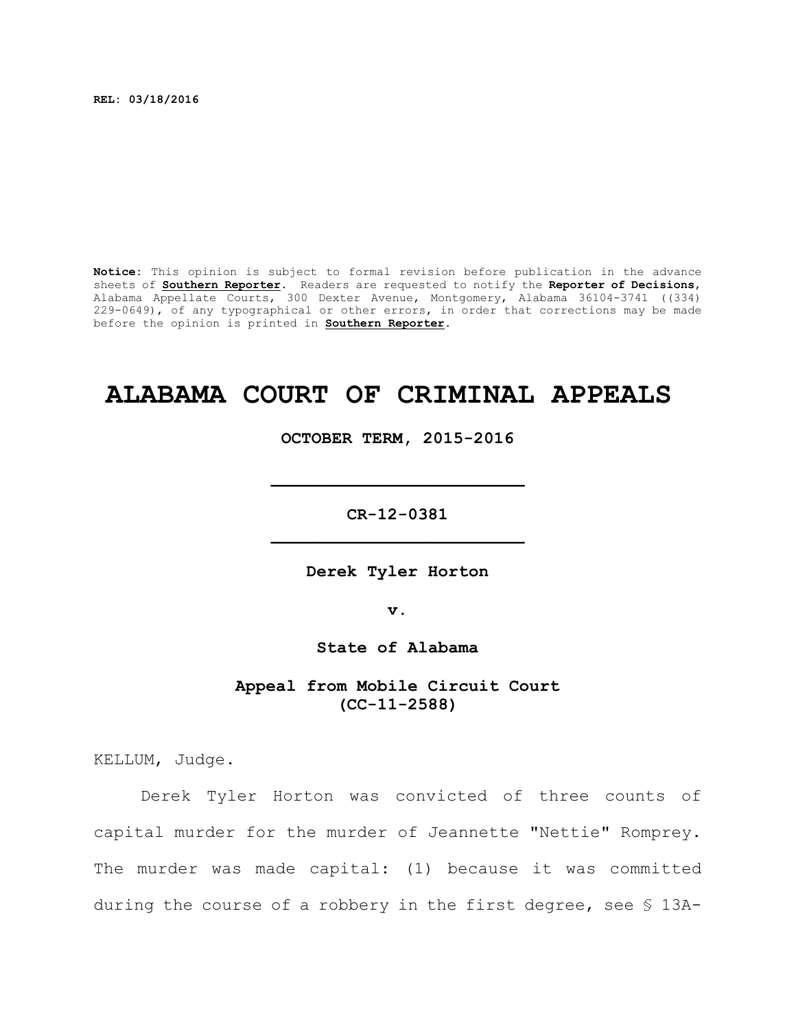**REL: 03/18/2016**

**Notice**: This opinion is subject to formal revision before publication in the advance sheets of **Southern Reporter**. Readers are requested to notify the **Reporter of Decisions**, Alabama Appellate Courts, 300 Dexter Avenue, Montgomery, Alabama 36104-3741 ((334) 229-0649), of any typographical or other errors, in order that corrections may be made before the opinion is printed in **Southern Reporter**.

# ALABAMA COURT OF CRIMINAL APPEALS

**OCTOBER TERM, 2015-2016**

---

**CR-12-0381**

---

**Derek Tyler Horton**

**v.**

**State of Alabama**

**Appeal from Mobile Circuit Court (CC-11-2588)**

KELLUM, Judge.

Derek Tyler Horton was convicted of three counts of capital murder for the murder of Jeannette "Nettie" Romprey. The murder was made capital: (1) because it was committed during the course of a robbery in the first degree, see § 13A-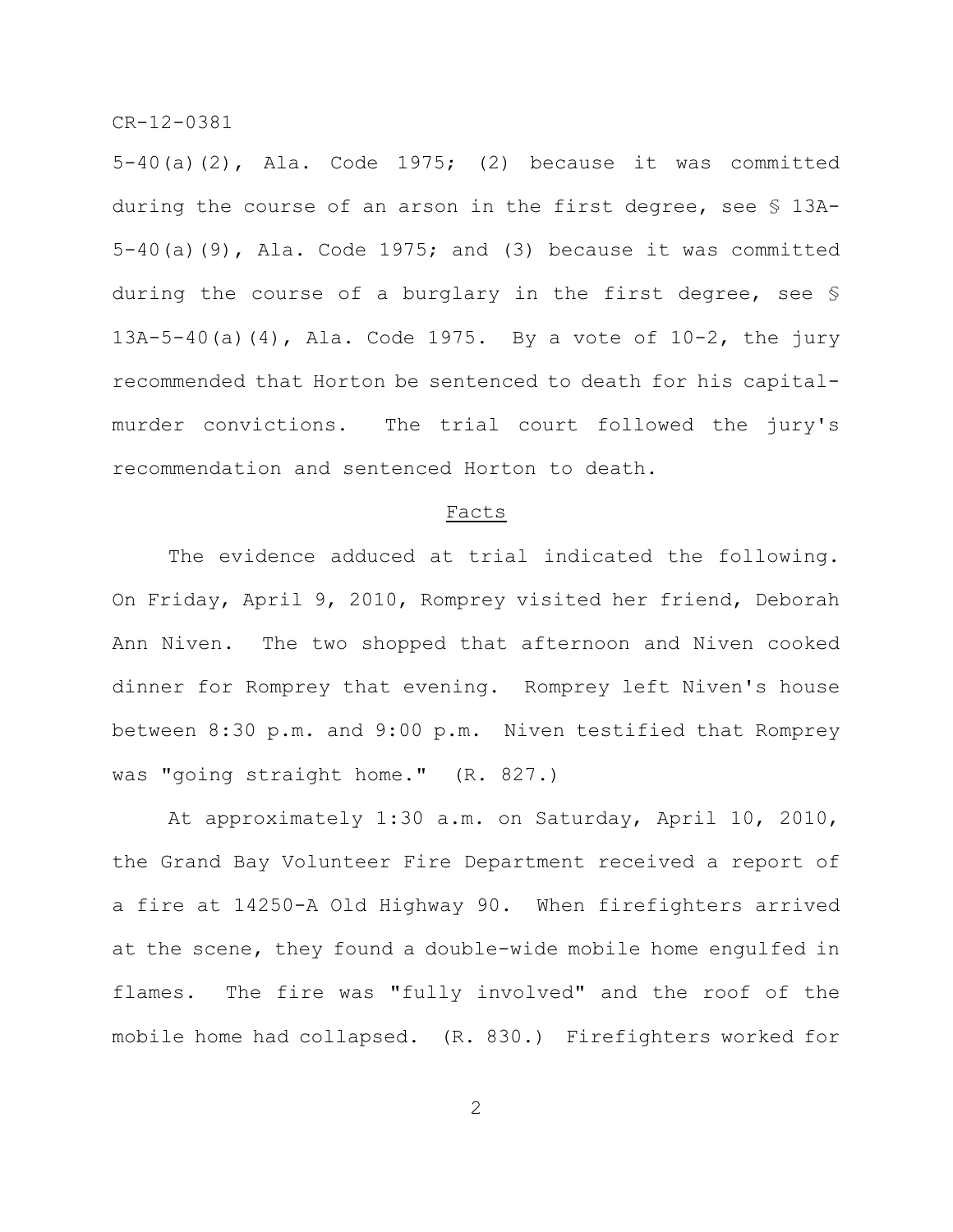5-40(a)(2), Ala. Code 1975; (2) because it was committed during the course of an arson in the first degree, see § 13A-5-40(a)(9), Ala. Code 1975; and (3) because it was committed during the course of a burglary in the first degree, see § 13A-5-40(a)(4), Ala. Code 1975. By a vote of 10-2, the jury recommended that Horton be sentenced to death for his capital-murder convictions. The trial court followed the jury's recommendation and sentenced Horton to death.

## Facts

The evidence adduced at trial indicated the following. On Friday, April 9, 2010, Romprey visited her friend, Deborah Ann Niven. The two shopped that afternoon and Niven cooked dinner for Romprey that evening. Romprey left Niven's house between 8:30 p.m. and 9:00 p.m. Niven testified that Romprey was "going straight home." (R. 827.)

At approximately 1:30 a.m. on Saturday, April 10, 2010, the Grand Bay Volunteer Fire Department received a report of a fire at 14250-A Old Highway 90. When firefighters arrived at the scene, they found a double-wide mobile home engulfed in flames. The fire was "fully involved" and the roof of the mobile home had collapsed. (R. 830.) Firefighters worked for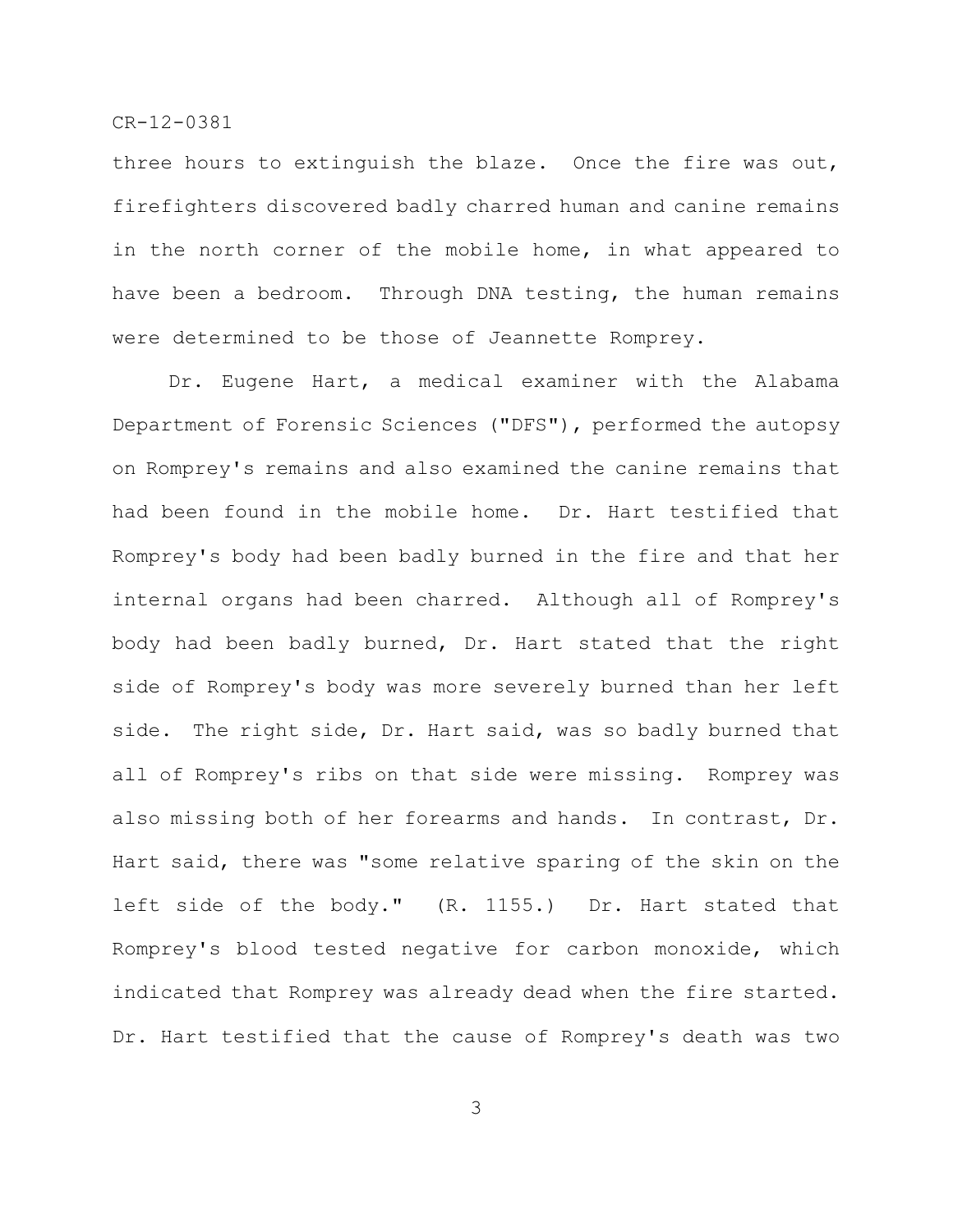three hours to extinguish the blaze. Once the fire was out, firefighters discovered badly charred human and canine remains in the north corner of the mobile home, in what appeared to have been a bedroom. Through DNA testing, the human remains were determined to be those of Jeannette Romprey.

Dr. Eugene Hart, a medical examiner with the Alabama Department of Forensic Sciences ("DFS"), performed the autopsy on Romprey's remains and also examined the canine remains that had been found in the mobile home. Dr. Hart testified that Romprey's body had been badly burned in the fire and that her internal organs had been charred. Although all of Romprey's body had been badly burned, Dr. Hart stated that the right side of Romprey's body was more severely burned than her left side. The right side, Dr. Hart said, was so badly burned that all of Romprey's ribs on that side were missing. Romprey was also missing both of her forearms and hands. In contrast, Dr. Hart said, there was "some relative sparing of the skin on the left side of the body." (R. 1155.) Dr. Hart stated that Romprey's blood tested negative for carbon monoxide, which indicated that Romprey was already dead when the fire started. Dr. Hart testified that the cause of Romprey's death was two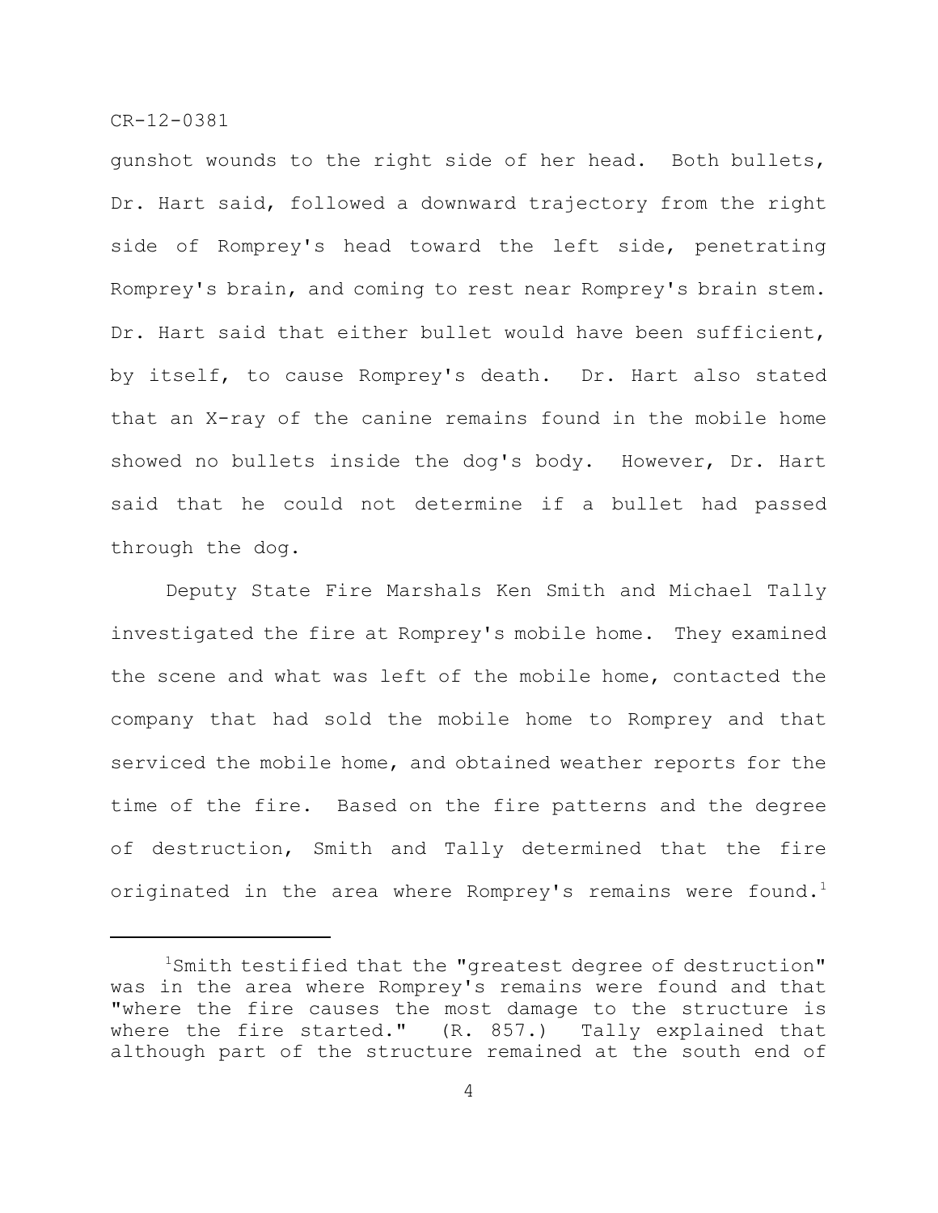gunshot wounds to the right side of her head. Both bullets, Dr. Hart said, followed a downward trajectory from the right side of Romprey's head toward the left side, penetrating Romprey's brain, and coming to rest near Romprey's brain stem. Dr. Hart said that either bullet would have been sufficient, by itself, to cause Romprey's death. Dr. Hart also stated that an X-ray of the canine remains found in the mobile home showed no bullets inside the dog's body. However, Dr. Hart said that he could not determine if a bullet had passed through the dog.

Deputy State Fire Marshals Ken Smith and Michael Tally investigated the fire at Romprey's mobile home. They examined the scene and what was left of the mobile home, contacted the company that had sold the mobile home to Romprey and that serviced the mobile home, and obtained weather reports for the time of the fire. Based on the fire patterns and the degree of destruction, Smith and Tally determined that the fire originated in the area where Romprey's remains were found.[1]

---

[1]Smith testified that the "greatest degree of destruction" was in the area where Romprey's remains were found and that "where the fire causes the most damage to the structure is where the fire started." (R. 857.) Tally explained that although part of the structure remained at the south end of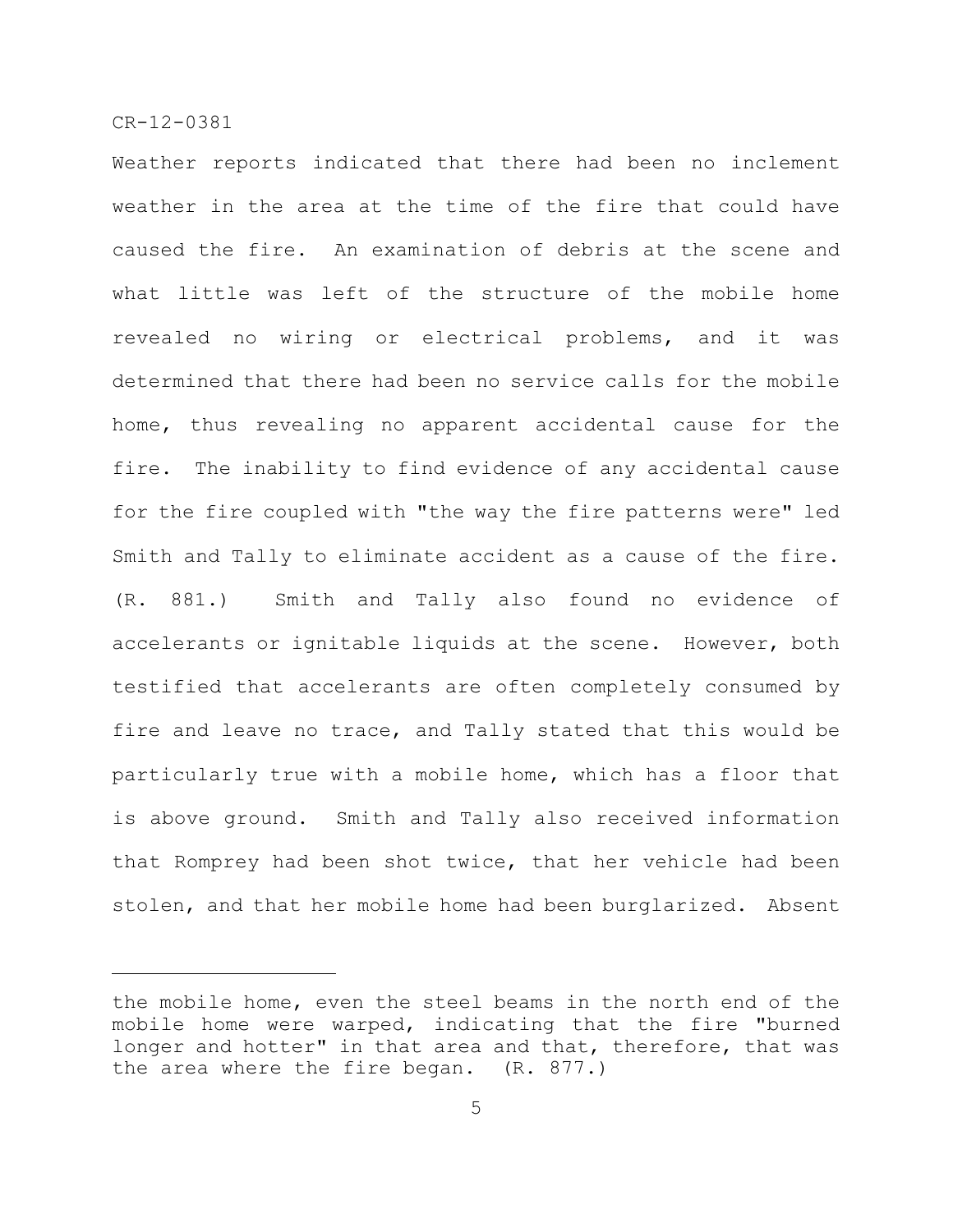Weather reports indicated that there had been no inclement weather in the area at the time of the fire that could have caused the fire. An examination of debris at the scene and what little was left of the structure of the mobile home revealed no wiring or electrical problems, and it was determined that there had been no service calls for the mobile home, thus revealing no apparent accidental cause for the fire. The inability to find evidence of any accidental cause for the fire coupled with "the way the fire patterns were" led Smith and Tally to eliminate accident as a cause of the fire. (R. 881.) Smith and Tally also found no evidence of accelerants or ignitable liquids at the scene. However, both testified that accelerants are often completely consumed by fire and leave no trace, and Tally stated that this would be particularly true with a mobile home, which has a floor that is above ground. Smith and Tally also received information that Romprey had been shot twice, that her vehicle had been stolen, and that her mobile home had been burglarized. Absent

---

the mobile home, even the steel beams in the north end of the mobile home were warped, indicating that the fire "burned longer and hotter" in that area and that, therefore, that was the area where the fire began. (R. 877.)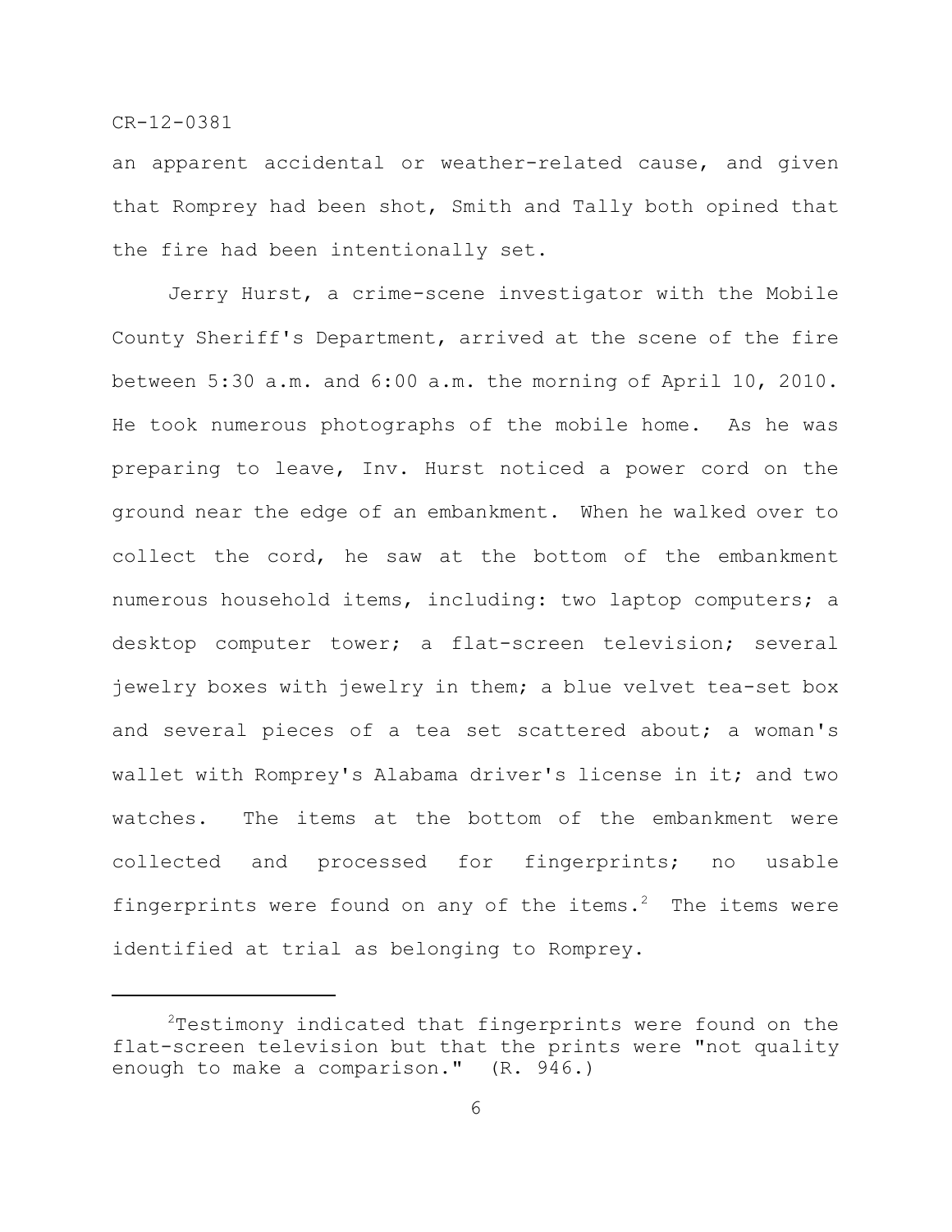an apparent accidental or weather-related cause, and given that Romprey had been shot, Smith and Tally both opined that the fire had been intentionally set.

Jerry Hurst, a crime-scene investigator with the Mobile County Sheriff's Department, arrived at the scene of the fire between 5:30 a.m. and 6:00 a.m. the morning of April 10, 2010. He took numerous photographs of the mobile home. As he was preparing to leave, Inv. Hurst noticed a power cord on the ground near the edge of an embankment. When he walked over to collect the cord, he saw at the bottom of the embankment numerous household items, including: two laptop computers; a desktop computer tower; a flat-screen television; several jewelry boxes with jewelry in them; a blue velvet tea-set box and several pieces of a tea set scattered about; a woman's wallet with Romprey's Alabama driver's license in it; and two watches. The items at the bottom of the embankment were collected and processed for fingerprints; no usable fingerprints were found on any of the items.[2] The items were identified at trial as belonging to Romprey.

---

[2]Testimony indicated that fingerprints were found on the flat-screen television but that the prints were "not quality enough to make a comparison." (R. 946.)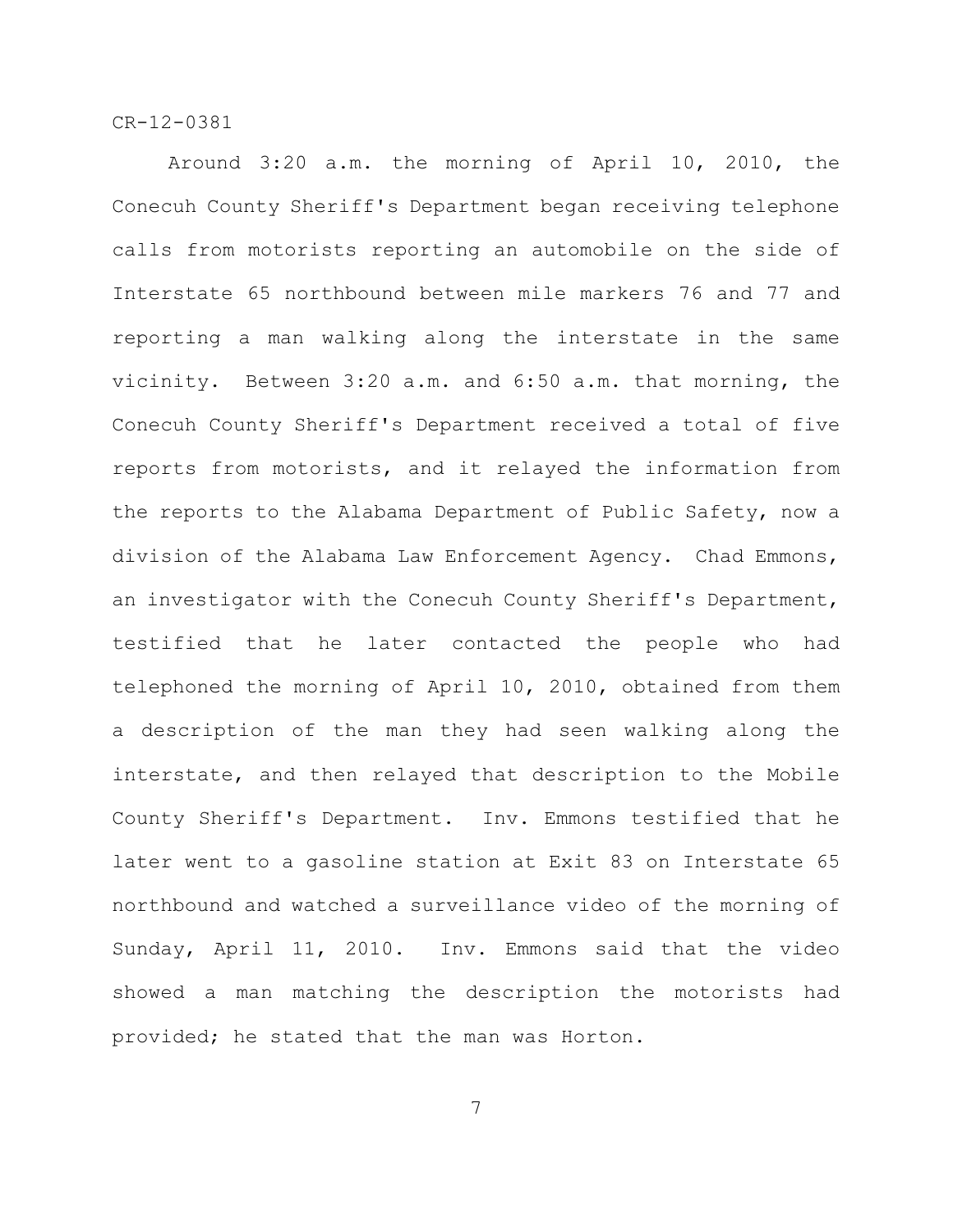Around 3:20 a.m. the morning of April 10, 2010, the Conecuh County Sheriff's Department began receiving telephone calls from motorists reporting an automobile on the side of Interstate 65 northbound between mile markers 76 and 77 and reporting a man walking along the interstate in the same vicinity. Between 3:20 a.m. and 6:50 a.m. that morning, the Conecuh County Sheriff's Department received a total of five reports from motorists, and it relayed the information from the reports to the Alabama Department of Public Safety, now a division of the Alabama Law Enforcement Agency. Chad Emmons, an investigator with the Conecuh County Sheriff's Department, testified that he later contacted the people who had telephoned the morning of April 10, 2010, obtained from them a description of the man they had seen walking along the interstate, and then relayed that description to the Mobile County Sheriff's Department. Inv. Emmons testified that he later went to a gasoline station at Exit 83 on Interstate 65 northbound and watched a surveillance video of the morning of Sunday, April 11, 2010. Inv. Emmons said that the video showed a man matching the description the motorists had provided; he stated that the man was Horton.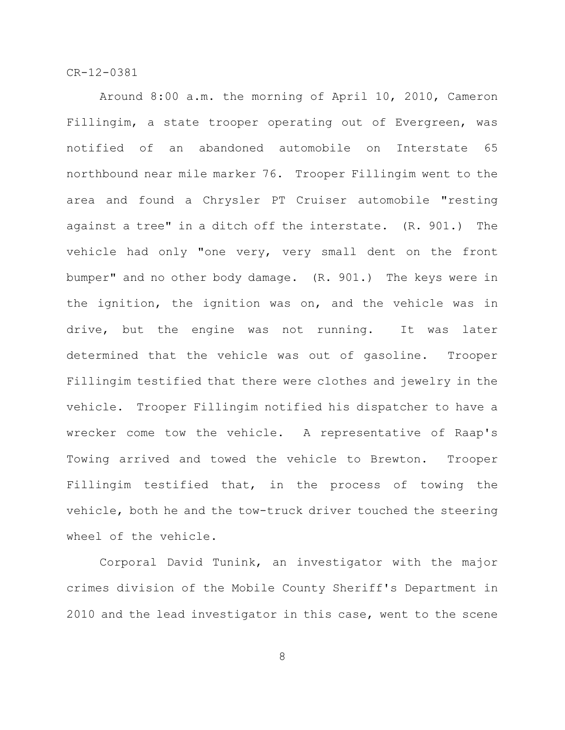Around 8:00 a.m. the morning of April 10, 2010, Cameron Fillingim, a state trooper operating out of Evergreen, was notified of an abandoned automobile on Interstate 65 northbound near mile marker 76. Trooper Fillingim went to the area and found a Chrysler PT Cruiser automobile "resting against a tree" in a ditch off the interstate. (R. 901.) The vehicle had only "one very, very small dent on the front bumper" and no other body damage. (R. 901.) The keys were in the ignition, the ignition was on, and the vehicle was in drive, but the engine was not running. It was later determined that the vehicle was out of gasoline. Trooper Fillingim testified that there were clothes and jewelry in the vehicle. Trooper Fillingim notified his dispatcher to have a wrecker come tow the vehicle. A representative of Raap's Towing arrived and towed the vehicle to Brewton. Trooper Fillingim testified that, in the process of towing the vehicle, both he and the tow-truck driver touched the steering wheel of the vehicle.

Corporal David Tunink, an investigator with the major crimes division of the Mobile County Sheriff's Department in 2010 and the lead investigator in this case, went to the scene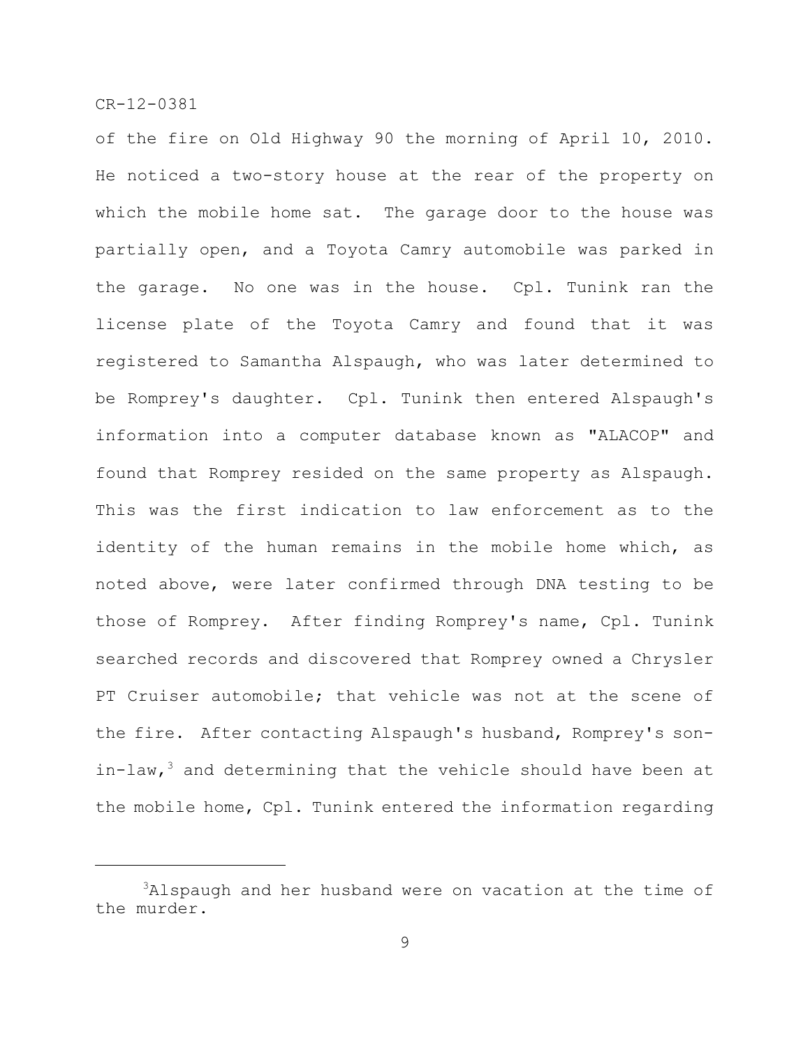of the fire on Old Highway 90 the morning of April 10, 2010. He noticed a two-story house at the rear of the property on which the mobile home sat. The garage door to the house was partially open, and a Toyota Camry automobile was parked in the garage. No one was in the house. Cpl. Tunink ran the license plate of the Toyota Camry and found that it was registered to Samantha Alspaugh, who was later determined to be Romprey's daughter. Cpl. Tunink then entered Alspaugh's information into a computer database known as "ALACOP" and found that Romprey resided on the same property as Alspaugh. This was the first indication to law enforcement as to the identity of the human remains in the mobile home which, as noted above, were later confirmed through DNA testing to be those of Romprey. After finding Romprey's name, Cpl. Tunink searched records and discovered that Romprey owned a Chrysler PT Cruiser automobile; that vehicle was not at the scene of the fire. After contacting Alspaugh's husband, Romprey's son-in-law,[3] and determining that the vehicle should have been at the mobile home, Cpl. Tunink entered the information regarding

---

[3] Alspaugh and her husband were on vacation at the time of the murder.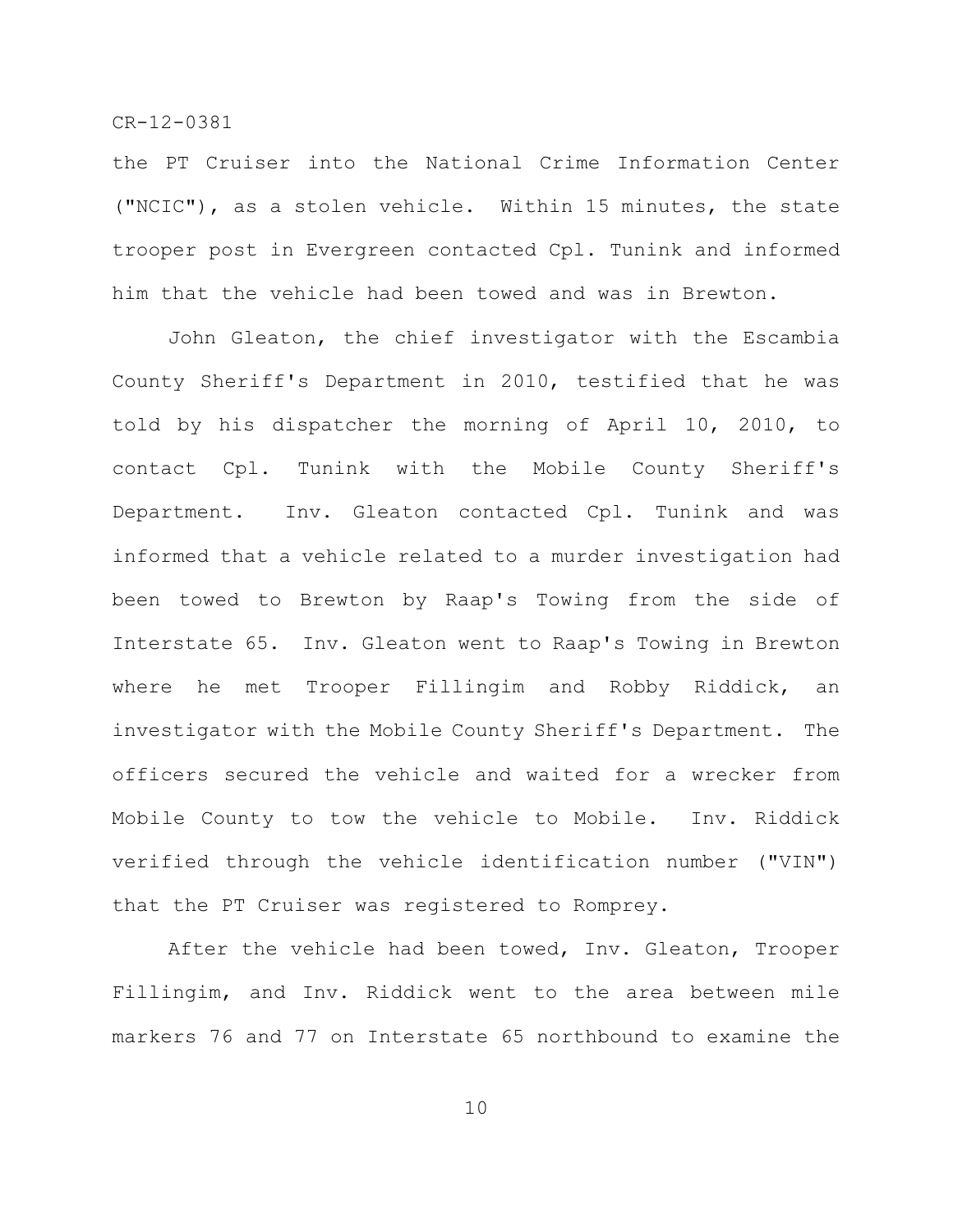the PT Cruiser into the National Crime Information Center ("NCIC"), as a stolen vehicle. Within 15 minutes, the state trooper post in Evergreen contacted Cpl. Tunink and informed him that the vehicle had been towed and was in Brewton.

John Gleaton, the chief investigator with the Escambia County Sheriff's Department in 2010, testified that he was told by his dispatcher the morning of April 10, 2010, to contact Cpl. Tunink with the Mobile County Sheriff's Department. Inv. Gleaton contacted Cpl. Tunink and was informed that a vehicle related to a murder investigation had been towed to Brewton by Raap's Towing from the side of Interstate 65. Inv. Gleaton went to Raap's Towing in Brewton where he met Trooper Fillingim and Robby Riddick, an investigator with the Mobile County Sheriff's Department. The officers secured the vehicle and waited for a wrecker from Mobile County to tow the vehicle to Mobile. Inv. Riddick verified through the vehicle identification number ("VIN") that the PT Cruiser was registered to Romprey.

After the vehicle had been towed, Inv. Gleaton, Trooper Fillingim, and Inv. Riddick went to the area between mile markers 76 and 77 on Interstate 65 northbound to examine the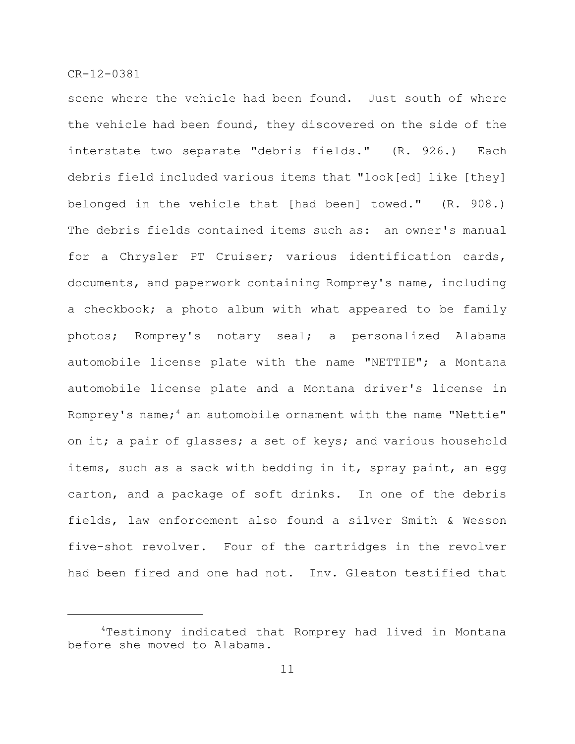scene where the vehicle had been found. Just south of where the vehicle had been found, they discovered on the side of the interstate two separate "debris fields." (R. 926.) Each debris field included various items that "look[ed] like [they] belonged in the vehicle that [had been] towed." (R. 908.) The debris fields contained items such as: an owner's manual for a Chrysler PT Cruiser; various identification cards, documents, and paperwork containing Romprey's name, including a checkbook; a photo album with what appeared to be family photos; Romprey's notary seal; a personalized Alabama automobile license plate with the name "NETTIE"; a Montana automobile license plate and a Montana driver's license in Romprey's name;[4] an automobile ornament with the name "Nettie" on it; a pair of glasses; a set of keys; and various household items, such as a sack with bedding in it, spray paint, an egg carton, and a package of soft drinks. In one of the debris fields, law enforcement also found a silver Smith & Wesson five-shot revolver. Four of the cartridges in the revolver had been fired and one had not. Inv. Gleaton testified that

[4] Testimony indicated that Romprey had lived in Montana before she moved to Alabama.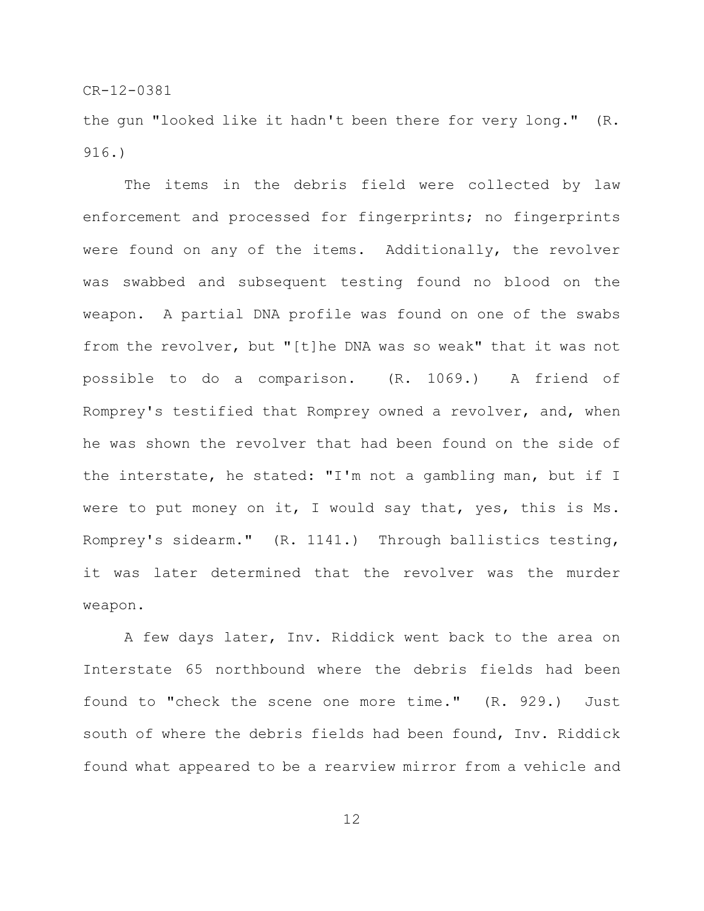the gun "looked like it hadn't been there for very long." (R. 916.)

The items in the debris field were collected by law enforcement and processed for fingerprints; no fingerprints were found on any of the items. Additionally, the revolver was swabbed and subsequent testing found no blood on the weapon. A partial DNA profile was found on one of the swabs from the revolver, but "[t]he DNA was so weak" that it was not possible to do a comparison. (R. 1069.) A friend of Romprey's testified that Romprey owned a revolver, and, when he was shown the revolver that had been found on the side of the interstate, he stated: "I'm not a gambling man, but if I were to put money on it, I would say that, yes, this is Ms. Romprey's sidearm." (R. 1141.) Through ballistics testing, it was later determined that the revolver was the murder weapon.

A few days later, Inv. Riddick went back to the area on Interstate 65 northbound where the debris fields had been found to "check the scene one more time." (R. 929.) Just south of where the debris fields had been found, Inv. Riddick found what appeared to be a rearview mirror from a vehicle and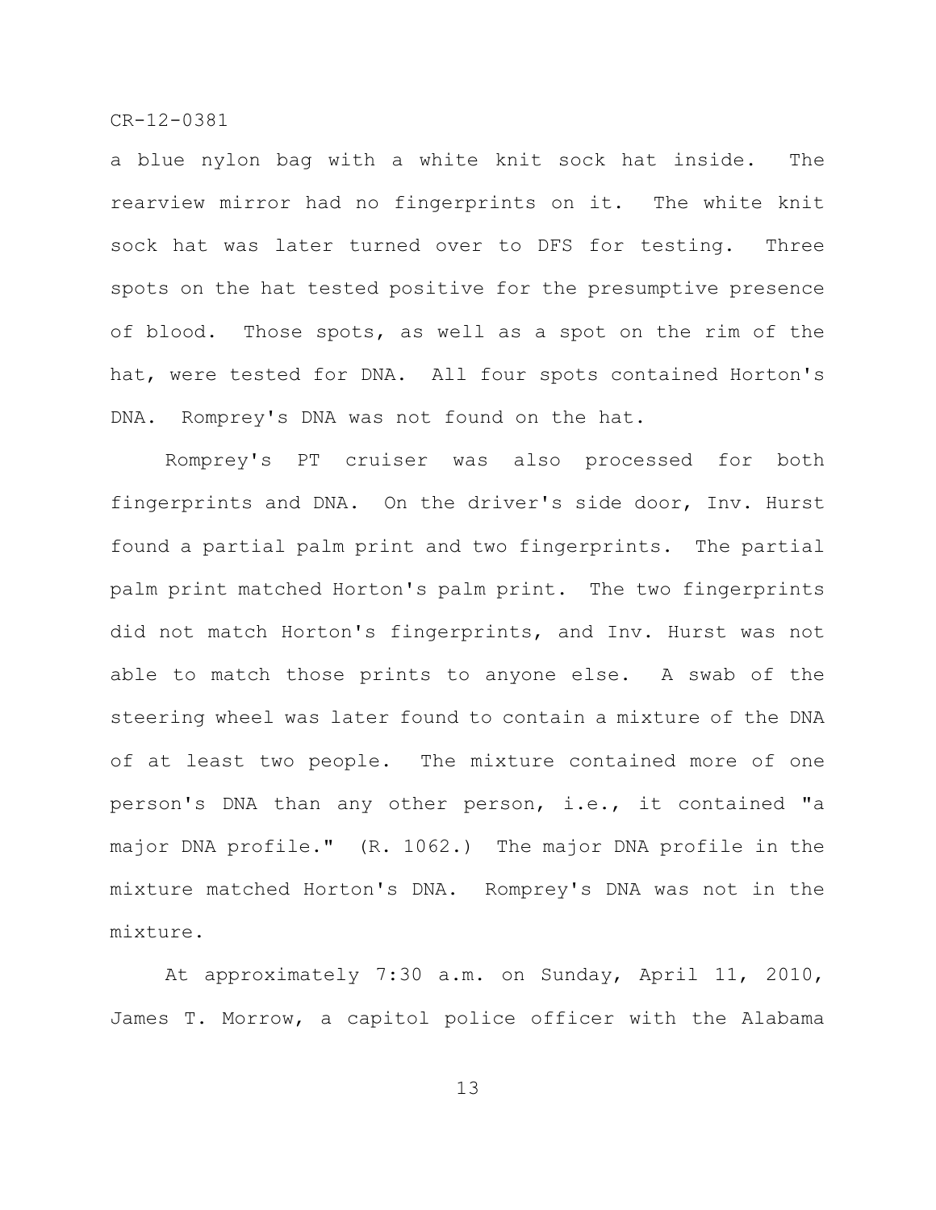a blue nylon bag with a white knit sock hat inside. The rearview mirror had no fingerprints on it. The white knit sock hat was later turned over to DFS for testing. Three spots on the hat tested positive for the presumptive presence of blood. Those spots, as well as a spot on the rim of the hat, were tested for DNA. All four spots contained Horton's DNA. Romprey's DNA was not found on the hat.

Romprey's PT cruiser was also processed for both fingerprints and DNA. On the driver's side door, Inv. Hurst found a partial palm print and two fingerprints. The partial palm print matched Horton's palm print. The two fingerprints did not match Horton's fingerprints, and Inv. Hurst was not able to match those prints to anyone else. A swab of the steering wheel was later found to contain a mixture of the DNA of at least two people. The mixture contained more of one person's DNA than any other person, i.e., it contained "a major DNA profile." (R. 1062.) The major DNA profile in the mixture matched Horton's DNA. Romprey's DNA was not in the mixture.

At approximately 7:30 a.m. on Sunday, April 11, 2010, James T. Morrow, a capitol police officer with the Alabama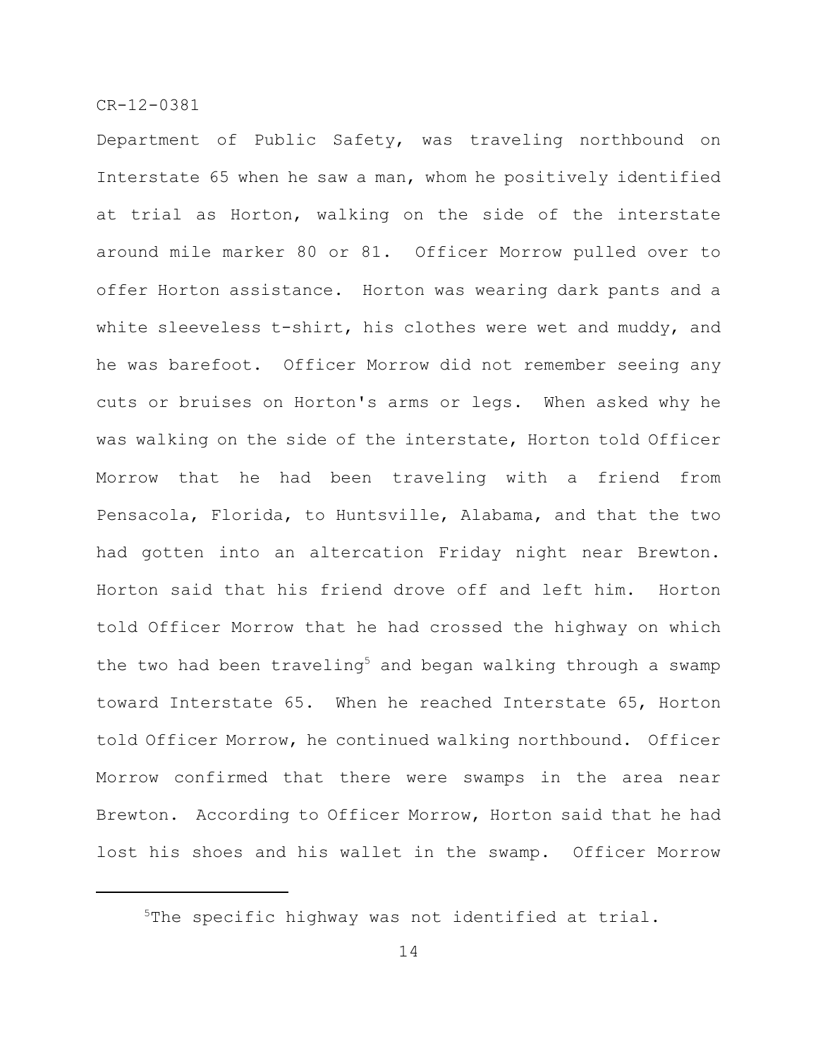Department of Public Safety, was traveling northbound on Interstate 65 when he saw a man, whom he positively identified at trial as Horton, walking on the side of the interstate around mile marker 80 or 81. Officer Morrow pulled over to offer Horton assistance. Horton was wearing dark pants and a white sleeveless t-shirt, his clothes were wet and muddy, and he was barefoot. Officer Morrow did not remember seeing any cuts or bruises on Horton's arms or legs. When asked why he was walking on the side of the interstate, Horton told Officer Morrow that he had been traveling with a friend from Pensacola, Florida, to Huntsville, Alabama, and that the two had gotten into an altercation Friday night near Brewton. Horton said that his friend drove off and left him. Horton told Officer Morrow that he had crossed the highway on which the two had been traveling[5] and began walking through a swamp toward Interstate 65. When he reached Interstate 65, Horton told Officer Morrow, he continued walking northbound. Officer Morrow confirmed that there were swamps in the area near Brewton. According to Officer Morrow, Horton said that he had lost his shoes and his wallet in the swamp. Officer Morrow

---

[5]The specific highway was not identified at trial.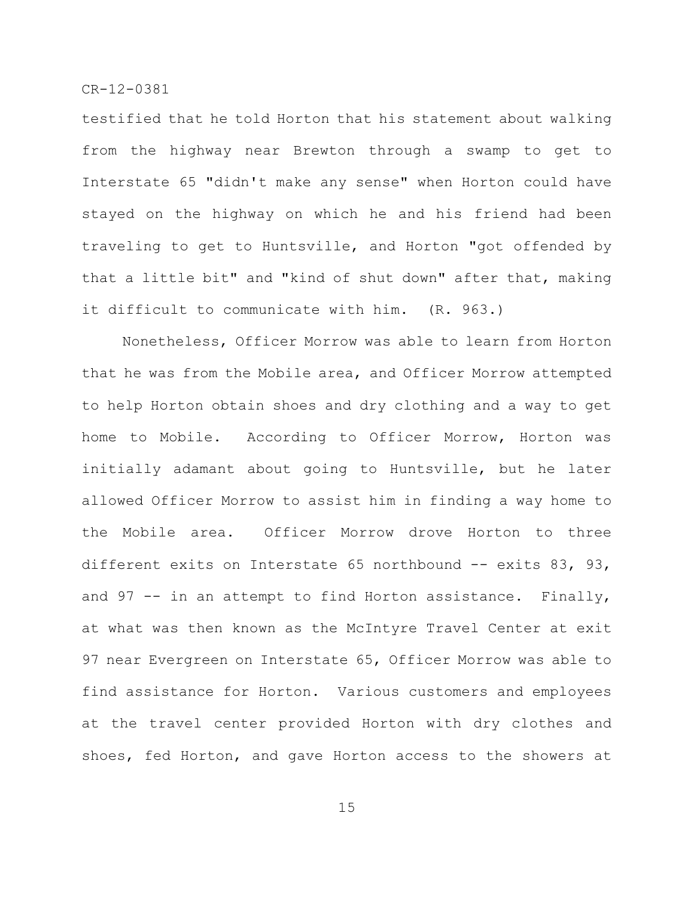testified that he told Horton that his statement about walking from the highway near Brewton through a swamp to get to Interstate 65 "didn't make any sense" when Horton could have stayed on the highway on which he and his friend had been traveling to get to Huntsville, and Horton "got offended by that a little bit" and "kind of shut down" after that, making it difficult to communicate with him. (R. 963.)

Nonetheless, Officer Morrow was able to learn from Horton that he was from the Mobile area, and Officer Morrow attempted to help Horton obtain shoes and dry clothing and a way to get home to Mobile. According to Officer Morrow, Horton was initially adamant about going to Huntsville, but he later allowed Officer Morrow to assist him in finding a way home to the Mobile area. Officer Morrow drove Horton to three different exits on Interstate 65 northbound -- exits 83, 93, and 97 -- in an attempt to find Horton assistance. Finally, at what was then known as the McIntyre Travel Center at exit 97 near Evergreen on Interstate 65, Officer Morrow was able to find assistance for Horton. Various customers and employees at the travel center provided Horton with dry clothes and shoes, fed Horton, and gave Horton access to the showers at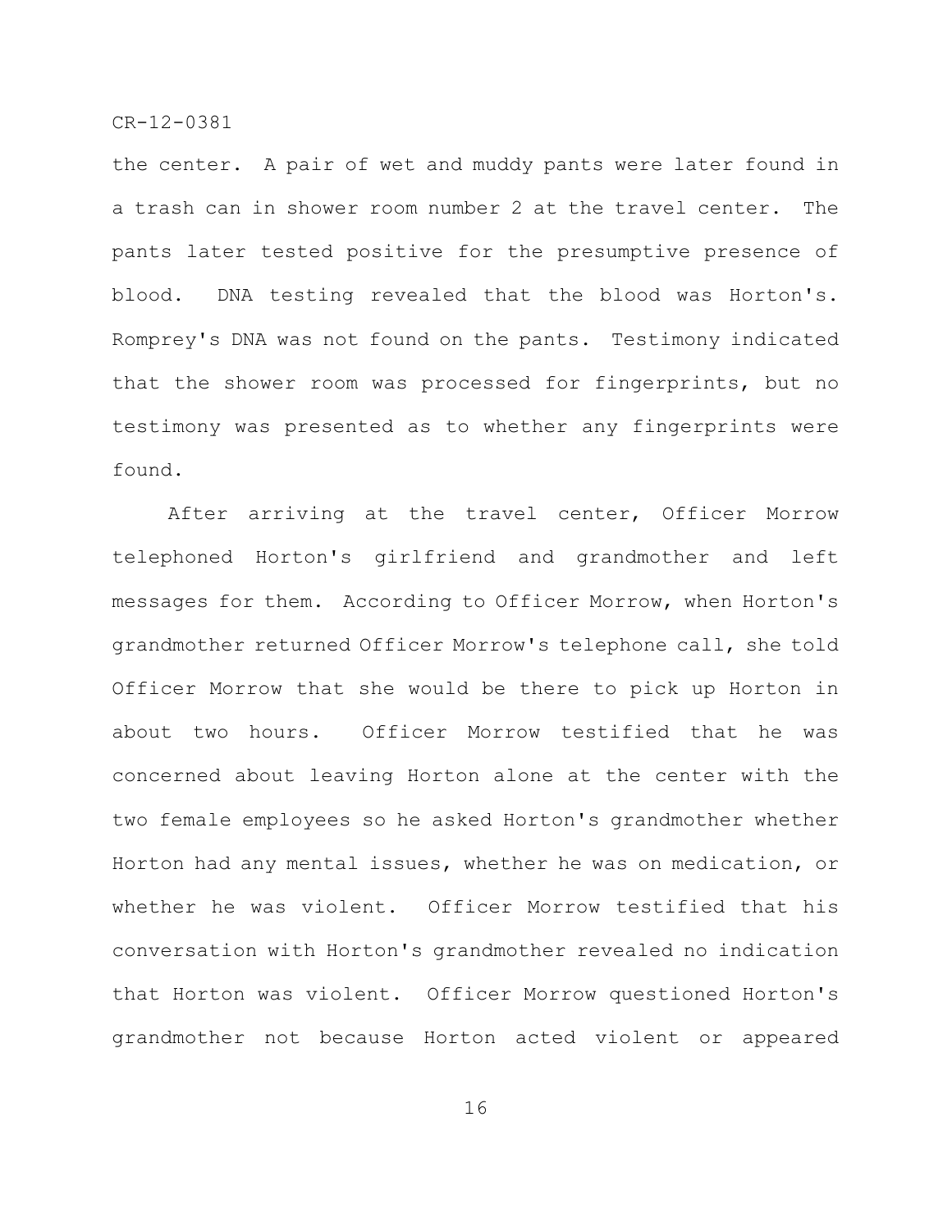the center. A pair of wet and muddy pants were later found in a trash can in shower room number 2 at the travel center. The pants later tested positive for the presumptive presence of blood. DNA testing revealed that the blood was Horton's. Romprey's DNA was not found on the pants. Testimony indicated that the shower room was processed for fingerprints, but no testimony was presented as to whether any fingerprints were found.

After arriving at the travel center, Officer Morrow telephoned Horton's girlfriend and grandmother and left messages for them. According to Officer Morrow, when Horton's grandmother returned Officer Morrow's telephone call, she told Officer Morrow that she would be there to pick up Horton in about two hours. Officer Morrow testified that he was concerned about leaving Horton alone at the center with the two female employees so he asked Horton's grandmother whether Horton had any mental issues, whether he was on medication, or whether he was violent. Officer Morrow testified that his conversation with Horton's grandmother revealed no indication that Horton was violent. Officer Morrow questioned Horton's grandmother not because Horton acted violent or appeared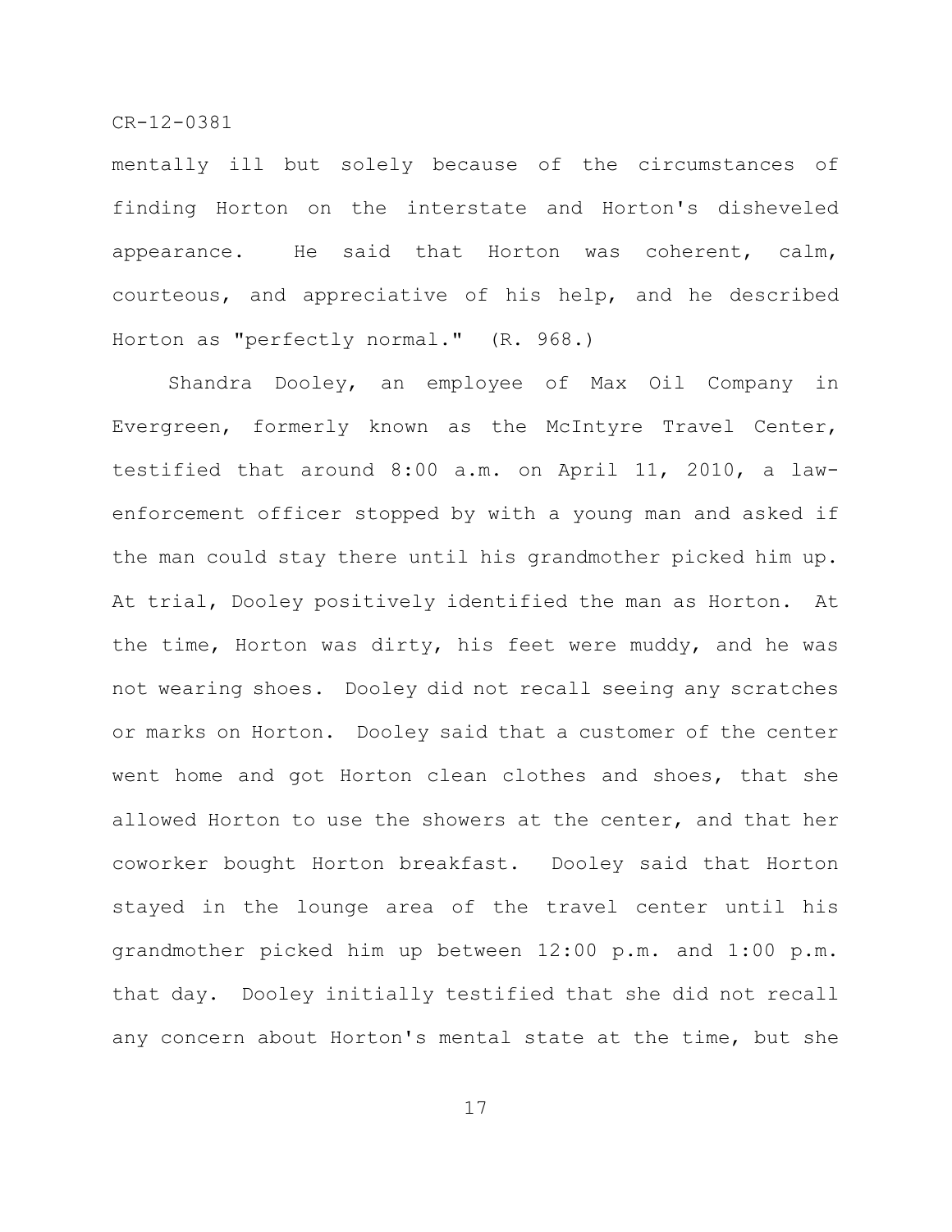mentally ill but solely because of the circumstances of finding Horton on the interstate and Horton's disheveled appearance. He said that Horton was coherent, calm, courteous, and appreciative of his help, and he described Horton as "perfectly normal." (R. 968.)

Shandra Dooley, an employee of Max Oil Company in Evergreen, formerly known as the McIntyre Travel Center, testified that around 8:00 a.m. on April 11, 2010, a law-enforcement officer stopped by with a young man and asked if the man could stay there until his grandmother picked him up. At trial, Dooley positively identified the man as Horton. At the time, Horton was dirty, his feet were muddy, and he was not wearing shoes. Dooley did not recall seeing any scratches or marks on Horton. Dooley said that a customer of the center went home and got Horton clean clothes and shoes, that she allowed Horton to use the showers at the center, and that her coworker bought Horton breakfast. Dooley said that Horton stayed in the lounge area of the travel center until his grandmother picked him up between 12:00 p.m. and 1:00 p.m. that day. Dooley initially testified that she did not recall any concern about Horton's mental state at the time, but she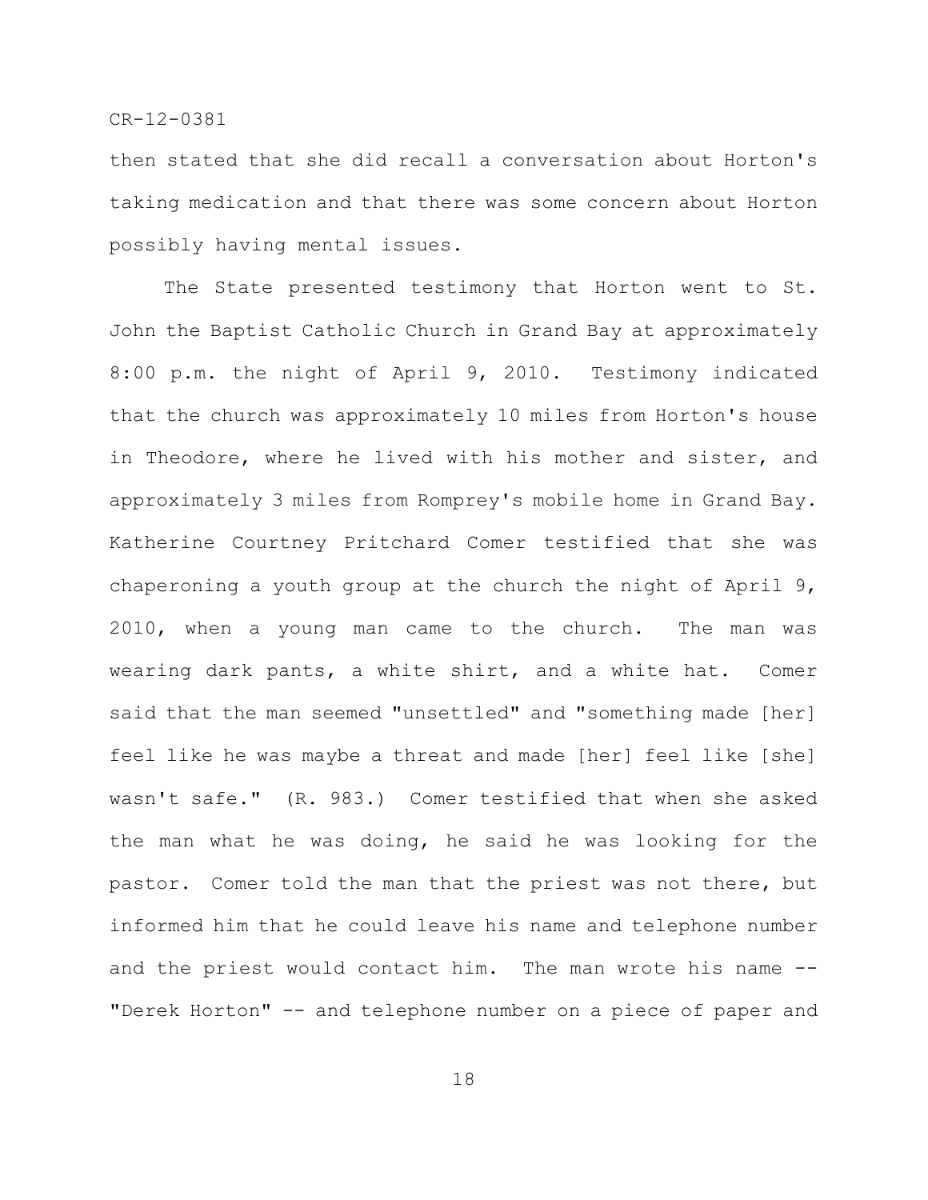then stated that she did recall a conversation about Horton's taking medication and that there was some concern about Horton possibly having mental issues.

The State presented testimony that Horton went to St. John the Baptist Catholic Church in Grand Bay at approximately 8:00 p.m. the night of April 9, 2010. Testimony indicated that the church was approximately 10 miles from Horton's house in Theodore, where he lived with his mother and sister, and approximately 3 miles from Romprey's mobile home in Grand Bay. Katherine Courtney Pritchard Comer testified that she was chaperoning a youth group at the church the night of April 9, 2010, when a young man came to the church. The man was wearing dark pants, a white shirt, and a white hat. Comer said that the man seemed "unsettled" and "something made [her] feel like he was maybe a threat and made [her] feel like [she] wasn't safe." (R. 983.) Comer testified that when she asked the man what he was doing, he said he was looking for the pastor. Comer told the man that the priest was not there, but informed him that he could leave his name and telephone number and the priest would contact him. The man wrote his name -- "Derek Horton" -- and telephone number on a piece of paper and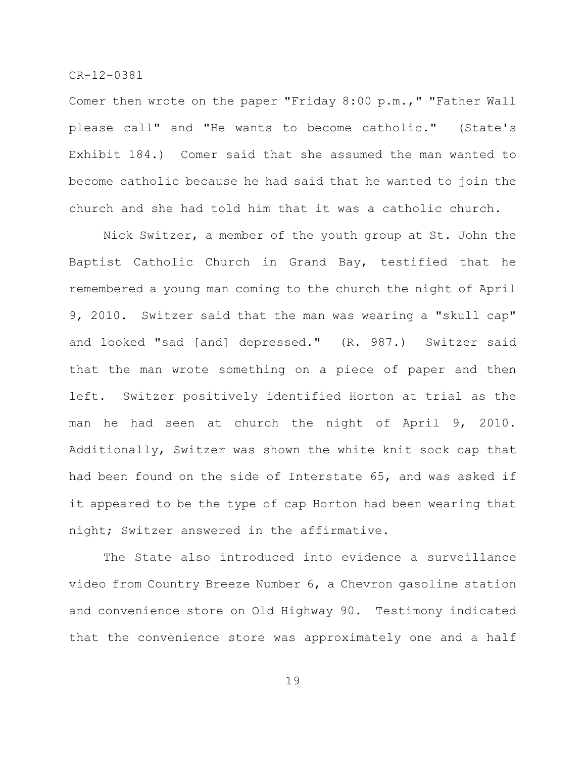Comer then wrote on the paper "Friday 8:00 p.m.," "Father Wall please call" and "He wants to become catholic." (State's Exhibit 184.) Comer said that she assumed the man wanted to become catholic because he had said that he wanted to join the church and she had told him that it was a catholic church.

Nick Switzer, a member of the youth group at St. John the Baptist Catholic Church in Grand Bay, testified that he remembered a young man coming to the church the night of April 9, 2010. Switzer said that the man was wearing a "skull cap" and looked "sad [and] depressed." (R. 987.) Switzer said that the man wrote something on a piece of paper and then left. Switzer positively identified Horton at trial as the man he had seen at church the night of April 9, 2010. Additionally, Switzer was shown the white knit sock cap that had been found on the side of Interstate 65, and was asked if it appeared to be the type of cap Horton had been wearing that night; Switzer answered in the affirmative.

The State also introduced into evidence a surveillance video from Country Breeze Number 6, a Chevron gasoline station and convenience store on Old Highway 90. Testimony indicated that the convenience store was approximately one and a half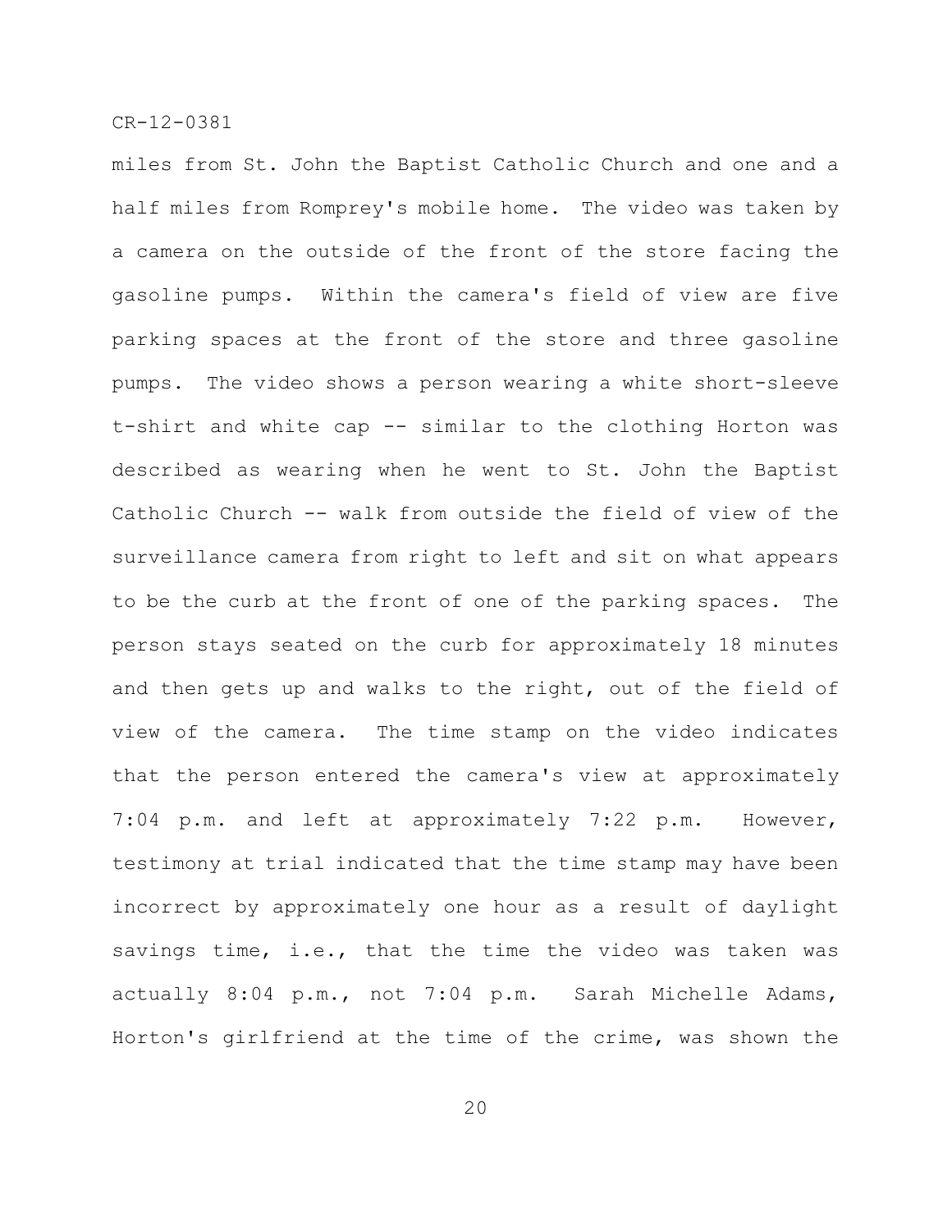miles from St. John the Baptist Catholic Church and one and a half miles from Romprey's mobile home. The video was taken by a camera on the outside of the front of the store facing the gasoline pumps. Within the camera's field of view are five parking spaces at the front of the store and three gasoline pumps. The video shows a person wearing a white short-sleeve t-shirt and white cap -- similar to the clothing Horton was described as wearing when he went to St. John the Baptist Catholic Church -- walk from outside the field of view of the surveillance camera from right to left and sit on what appears to be the curb at the front of one of the parking spaces. The person stays seated on the curb for approximately 18 minutes and then gets up and walks to the right, out of the field of view of the camera. The time stamp on the video indicates that the person entered the camera's view at approximately 7:04 p.m. and left at approximately 7:22 p.m. However, testimony at trial indicated that the time stamp may have been incorrect by approximately one hour as a result of daylight savings time, i.e., that the time the video was taken was actually 8:04 p.m., not 7:04 p.m. Sarah Michelle Adams, Horton's girlfriend at the time of the crime, was shown the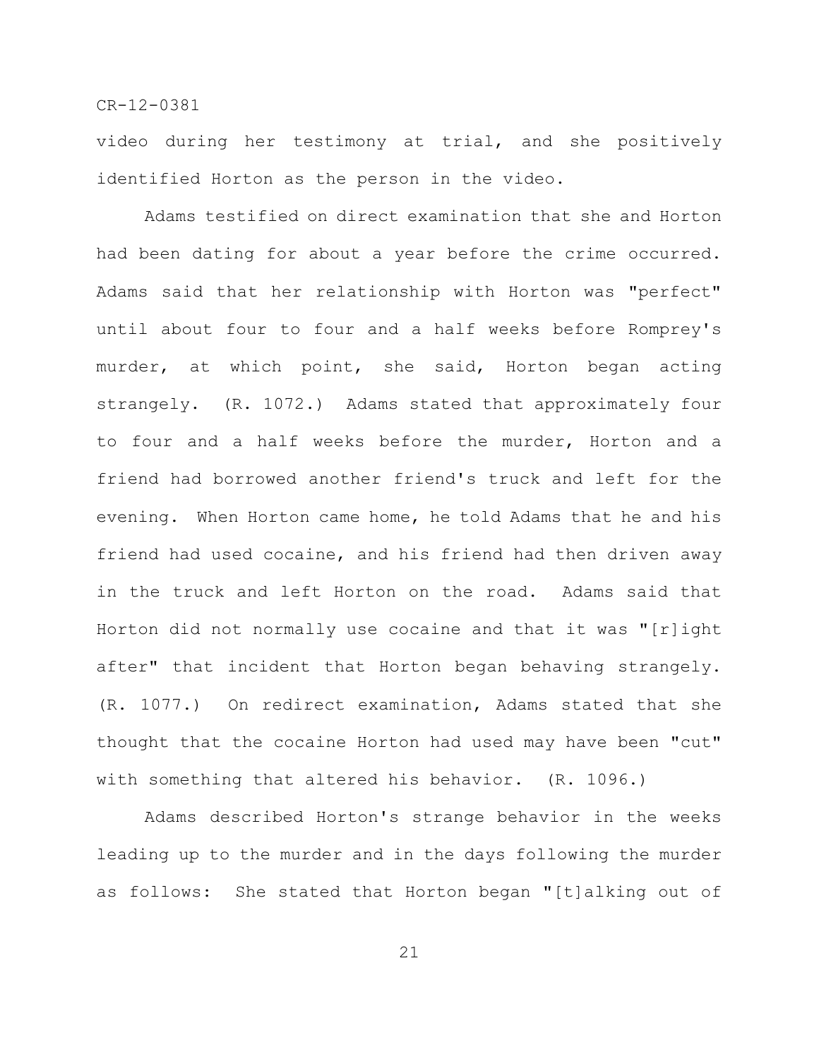video during her testimony at trial, and she positively identified Horton as the person in the video.

Adams testified on direct examination that she and Horton had been dating for about a year before the crime occurred. Adams said that her relationship with Horton was "perfect" until about four to four and a half weeks before Romprey's murder, at which point, she said, Horton began acting strangely. (R. 1072.) Adams stated that approximately four to four and a half weeks before the murder, Horton and a friend had borrowed another friend's truck and left for the evening. When Horton came home, he told Adams that he and his friend had used cocaine, and his friend had then driven away in the truck and left Horton on the road. Adams said that Horton did not normally use cocaine and that it was "[r]ight after" that incident that Horton began behaving strangely. (R. 1077.) On redirect examination, Adams stated that she thought that the cocaine Horton had used may have been "cut" with something that altered his behavior. (R. 1096.)

Adams described Horton's strange behavior in the weeks leading up to the murder and in the days following the murder as follows: She stated that Horton began "[t]alking out of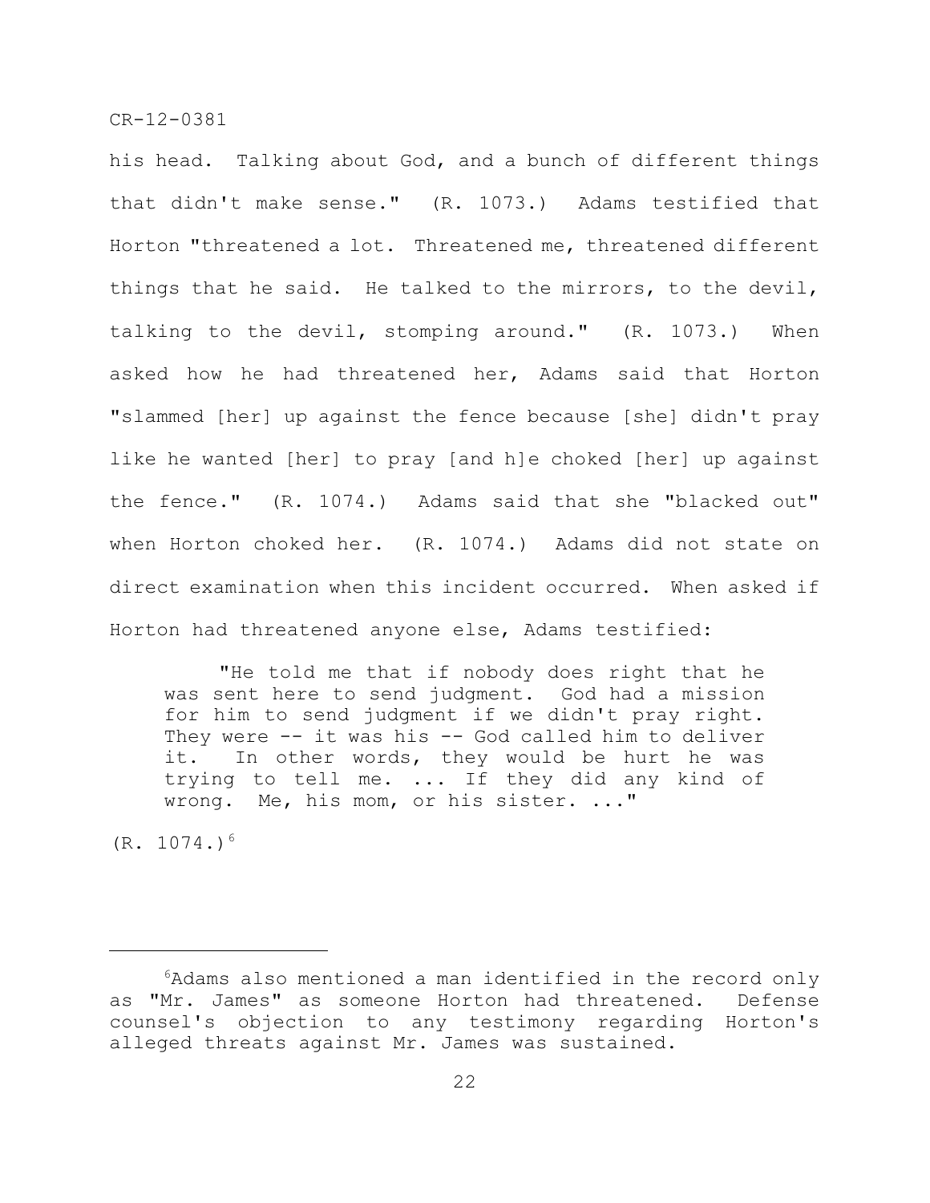his head. Talking about God, and a bunch of different things that didn't make sense." (R. 1073.) Adams testified that Horton "threatened a lot. Threatened me, threatened different things that he said. He talked to the mirrors, to the devil, talking to the devil, stomping around." (R. 1073.) When asked how he had threatened her, Adams said that Horton "slammed [her] up against the fence because [she] didn't pray like he wanted [her] to pray [and h]e choked [her] up against the fence." (R. 1074.) Adams said that she "blacked out" when Horton choked her. (R. 1074.) Adams did not state on direct examination when this incident occurred. When asked if Horton had threatened anyone else, Adams testified:

> "He told me that if nobody does right that he was sent here to send judgment. God had a mission for him to send judgment if we didn't pray right. They were -- it was his -- God called him to deliver it. In other words, they would be hurt he was trying to tell me. ... If they did any kind of wrong. Me, his mom, or his sister. ..."

(R. 1074.)[6]

---

[6]Adams also mentioned a man identified in the record only as "Mr. James" as someone Horton had threatened. Defense counsel's objection to any testimony regarding Horton's alleged threats against Mr. James was sustained.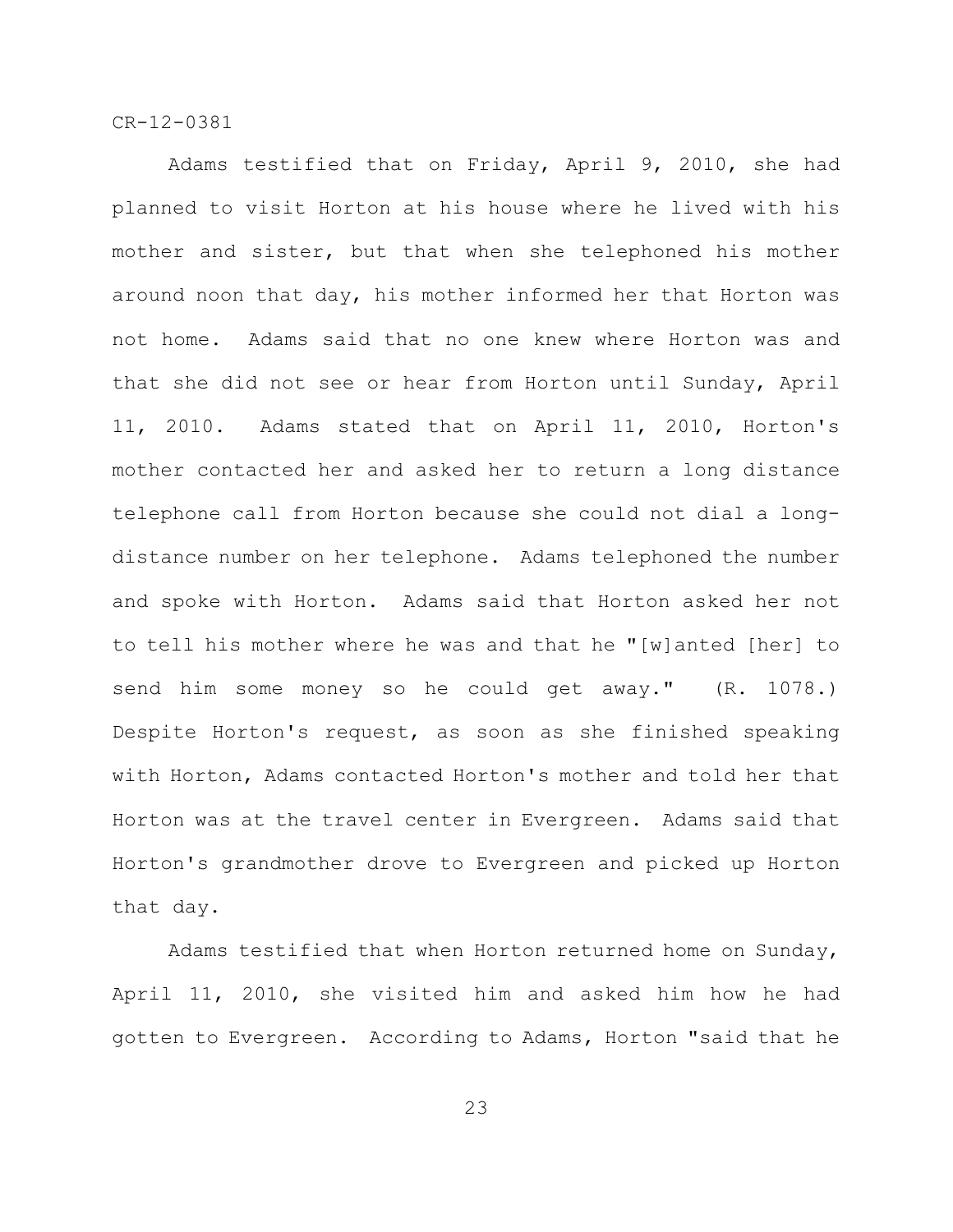Adams testified that on Friday, April 9, 2010, she had planned to visit Horton at his house where he lived with his mother and sister, but that when she telephoned his mother around noon that day, his mother informed her that Horton was not home. Adams said that no one knew where Horton was and that she did not see or hear from Horton until Sunday, April 11, 2010. Adams stated that on April 11, 2010, Horton's mother contacted her and asked her to return a long distance telephone call from Horton because she could not dial a long-distance number on her telephone. Adams telephoned the number and spoke with Horton. Adams said that Horton asked her not to tell his mother where he was and that he "[w]anted [her] to send him some money so he could get away." (R. 1078.) Despite Horton's request, as soon as she finished speaking with Horton, Adams contacted Horton's mother and told her that Horton was at the travel center in Evergreen. Adams said that Horton's grandmother drove to Evergreen and picked up Horton that day.

Adams testified that when Horton returned home on Sunday, April 11, 2010, she visited him and asked him how he had gotten to Evergreen. According to Adams, Horton "said that he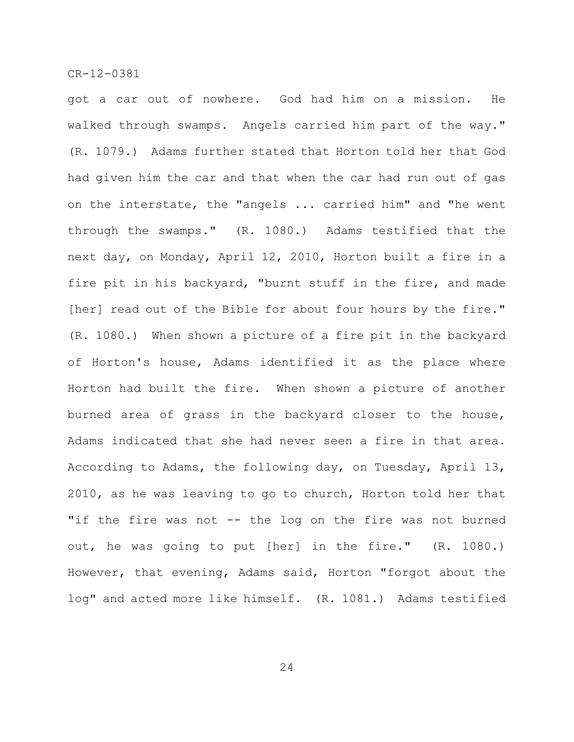got a car out of nowhere. God had him on a mission. He walked through swamps. Angels carried him part of the way." (R. 1079.) Adams further stated that Horton told her that God had given him the car and that when the car had run out of gas on the interstate, the "angels ... carried him" and "he went through the swamps." (R. 1080.) Adams testified that the next day, on Monday, April 12, 2010, Horton built a fire in a fire pit in his backyard, "burnt stuff in the fire, and made [her] read out of the Bible for about four hours by the fire." (R. 1080.) When shown a picture of a fire pit in the backyard of Horton's house, Adams identified it as the place where Horton had built the fire. When shown a picture of another burned area of grass in the backyard closer to the house, Adams indicated that she had never seen a fire in that area. According to Adams, the following day, on Tuesday, April 13, 2010, as he was leaving to go to church, Horton told her that "if the fire was not -- the log on the fire was not burned out, he was going to put [her] in the fire." (R. 1080.) However, that evening, Adams said, Horton "forgot about the log" and acted more like himself. (R. 1081.) Adams testified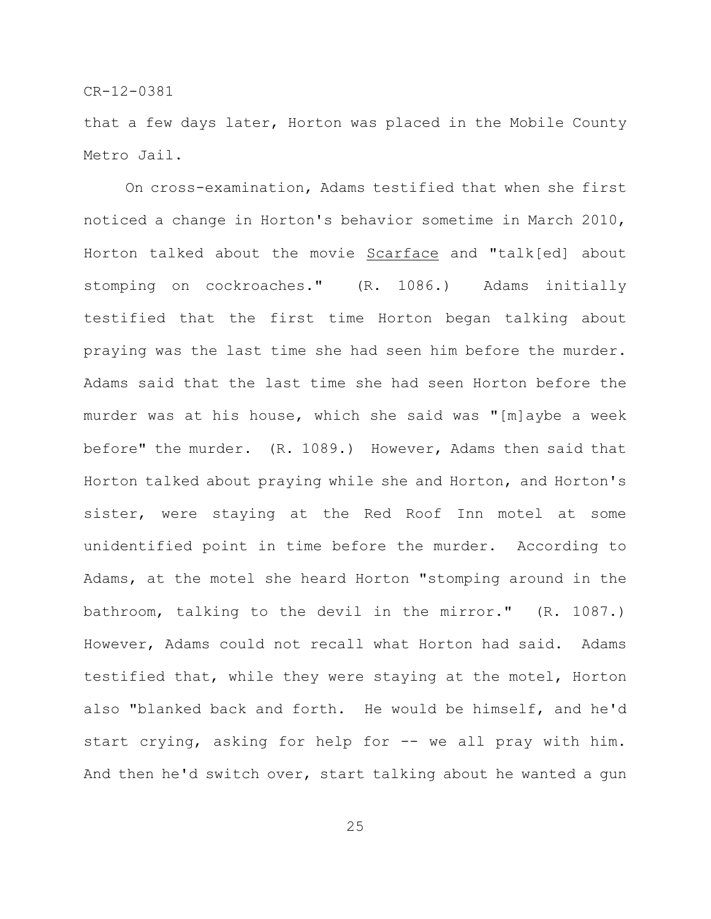that a few days later, Horton was placed in the Mobile County Metro Jail.

On cross-examination, Adams testified that when she first noticed a change in Horton's behavior sometime in March 2010, Horton talked about the movie Scarface and "talk[ed] about stomping on cockroaches." (R. 1086.) Adams initially testified that the first time Horton began talking about praying was the last time she had seen him before the murder. Adams said that the last time she had seen Horton before the murder was at his house, which she said was "[m]aybe a week before" the murder. (R. 1089.) However, Adams then said that Horton talked about praying while she and Horton, and Horton's sister, were staying at the Red Roof Inn motel at some unidentified point in time before the murder. According to Adams, at the motel she heard Horton "stomping around in the bathroom, talking to the devil in the mirror." (R. 1087.) However, Adams could not recall what Horton had said. Adams testified that, while they were staying at the motel, Horton also "blanked back and forth. He would be himself, and he'd start crying, asking for help for -- we all pray with him. And then he'd switch over, start talking about he wanted a gun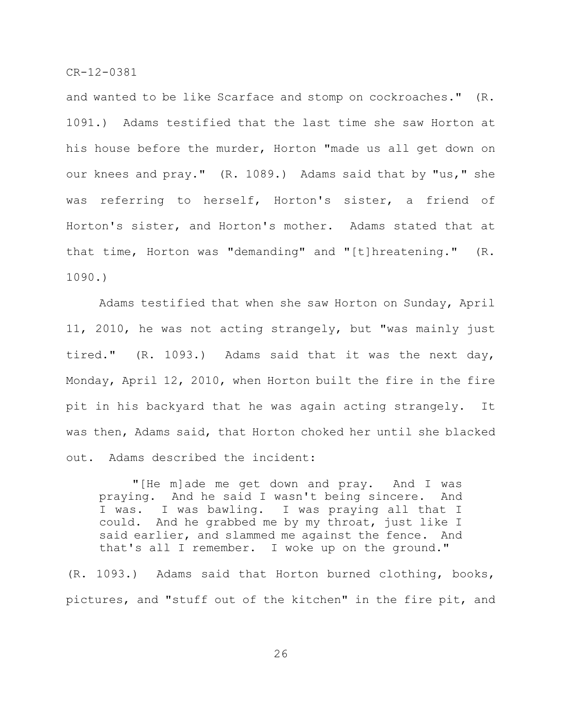and wanted to be like Scarface and stomp on cockroaches." (R. 1091.) Adams testified that the last time she saw Horton at his house before the murder, Horton "made us all get down on our knees and pray." (R. 1089.) Adams said that by "us," she was referring to herself, Horton's sister, a friend of Horton's sister, and Horton's mother. Adams stated that at that time, Horton was "demanding" and "[t]hreatening." (R. 1090.)

Adams testified that when she saw Horton on Sunday, April 11, 2010, he was not acting strangely, but "was mainly just tired." (R. 1093.) Adams said that it was the next day, Monday, April 12, 2010, when Horton built the fire in the fire pit in his backyard that he was again acting strangely. It was then, Adams said, that Horton choked her until she blacked out. Adams described the incident:

> "[He m]ade me get down and pray. And I was praying. And he said I wasn't being sincere. And I was. I was bawling. I was praying all that I could. And he grabbed me by my throat, just like I said earlier, and slammed me against the fence. And that's all I remember. I woke up on the ground."

(R. 1093.) Adams said that Horton burned clothing, books, pictures, and "stuff out of the kitchen" in the fire pit, and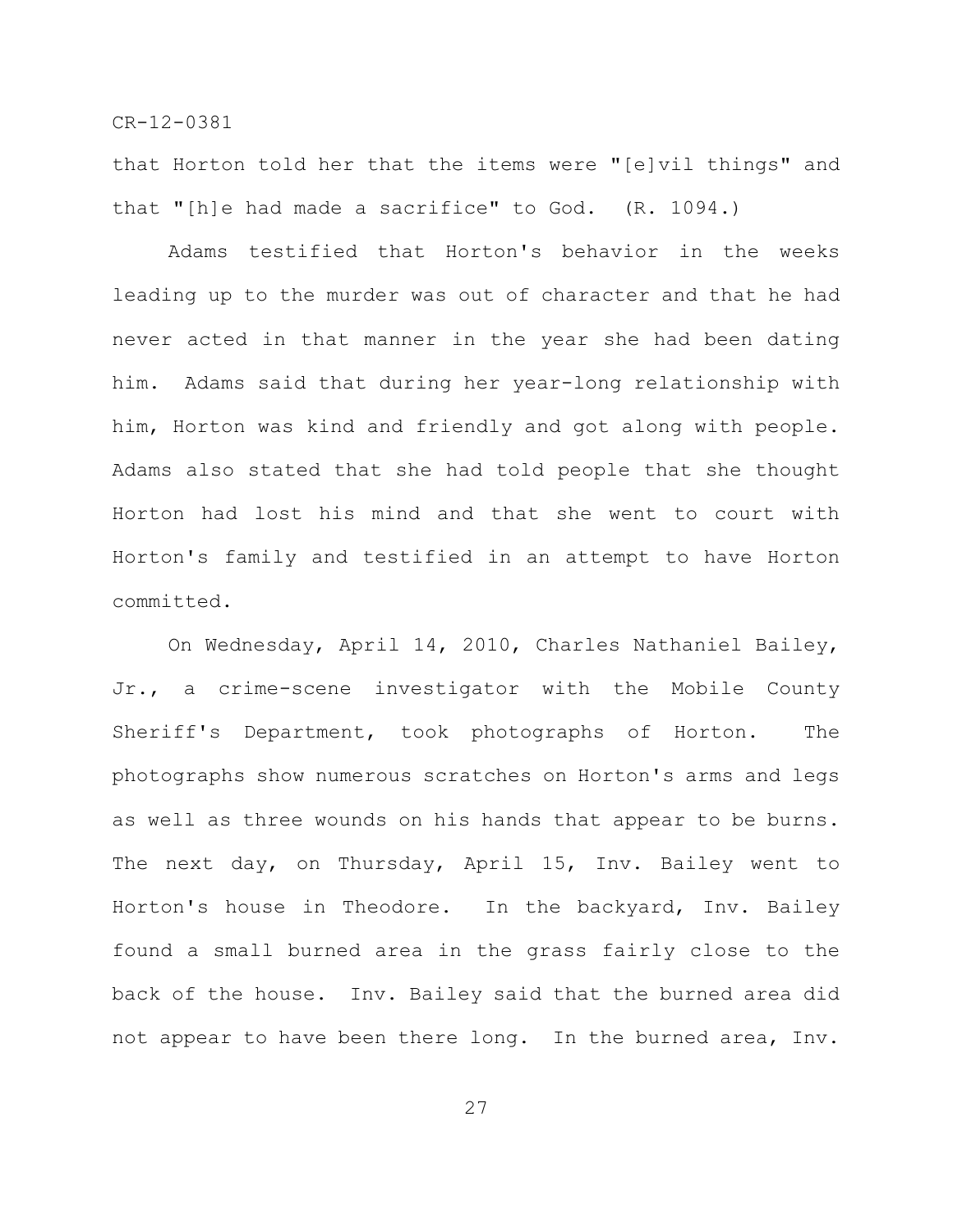that Horton told her that the items were "[e]vil things" and that "[h]e had made a sacrifice" to God. (R. 1094.)

Adams testified that Horton's behavior in the weeks leading up to the murder was out of character and that he had never acted in that manner in the year she had been dating him. Adams said that during her year-long relationship with him, Horton was kind and friendly and got along with people. Adams also stated that she had told people that she thought Horton had lost his mind and that she went to court with Horton's family and testified in an attempt to have Horton committed.

On Wednesday, April 14, 2010, Charles Nathaniel Bailey, Jr., a crime-scene investigator with the Mobile County Sheriff's Department, took photographs of Horton. The photographs show numerous scratches on Horton's arms and legs as well as three wounds on his hands that appear to be burns. The next day, on Thursday, April 15, Inv. Bailey went to Horton's house in Theodore. In the backyard, Inv. Bailey found a small burned area in the grass fairly close to the back of the house. Inv. Bailey said that the burned area did not appear to have been there long. In the burned area, Inv.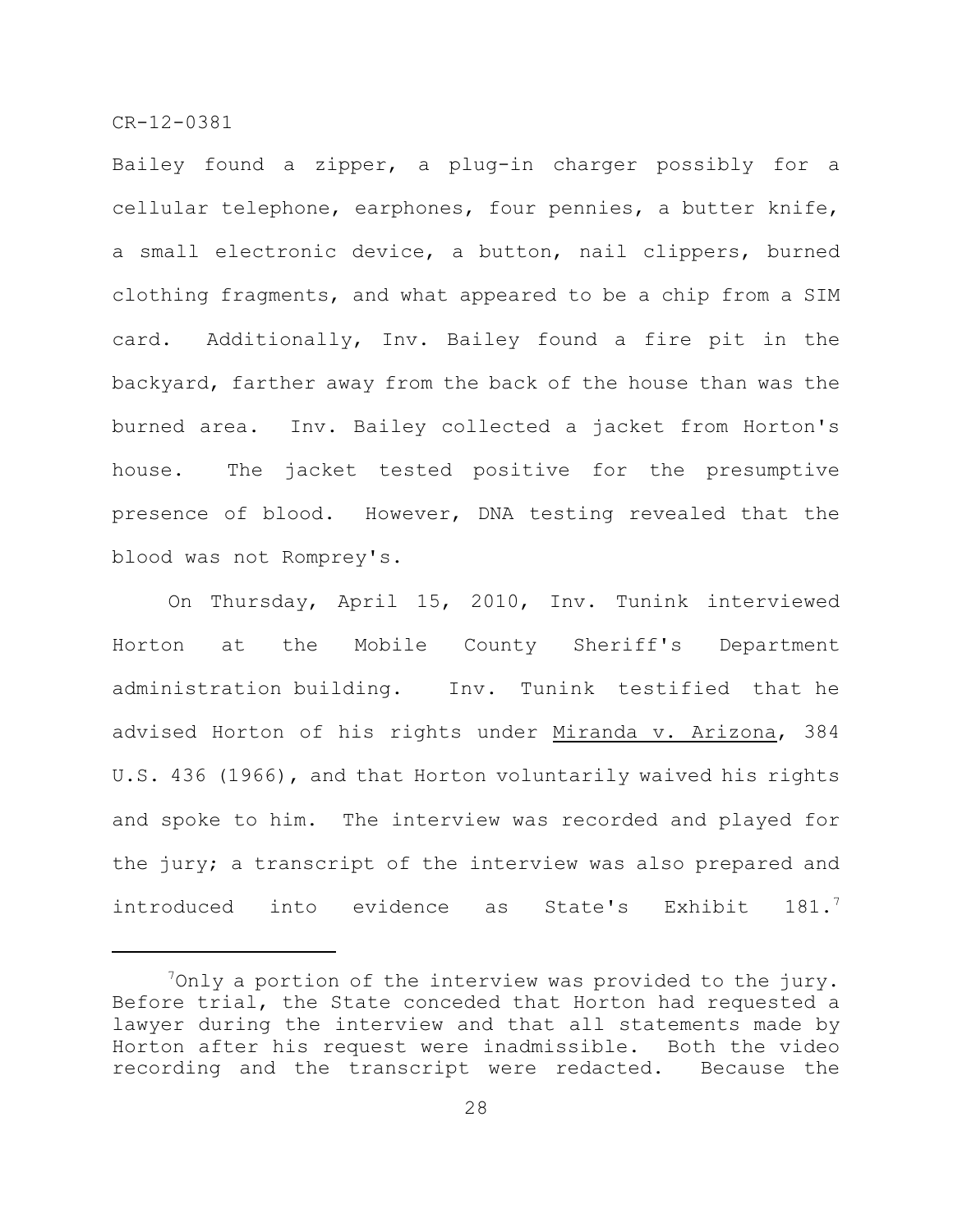Bailey found a zipper, a plug-in charger possibly for a cellular telephone, earphones, four pennies, a butter knife, a small electronic device, a button, nail clippers, burned clothing fragments, and what appeared to be a chip from a SIM card. Additionally, Inv. Bailey found a fire pit in the backyard, farther away from the back of the house than was the burned area. Inv. Bailey collected a jacket from Horton's house. The jacket tested positive for the presumptive presence of blood. However, DNA testing revealed that the blood was not Romprey's.

On Thursday, April 15, 2010, Inv. Tunink interviewed Horton at the Mobile County Sheriff's Department administration building. Inv. Tunink testified that he advised Horton of his rights under Miranda v. Arizona, 384 U.S. 436 (1966), and that Horton voluntarily waived his rights and spoke to him. The interview was recorded and played for the jury; a transcript of the interview was also prepared and introduced into evidence as State's Exhibit 181.[7]

[7]Only a portion of the interview was provided to the jury. Before trial, the State conceded that Horton had requested a lawyer during the interview and that all statements made by Horton after his request were inadmissible. Both the video recording and the transcript were redacted. Because the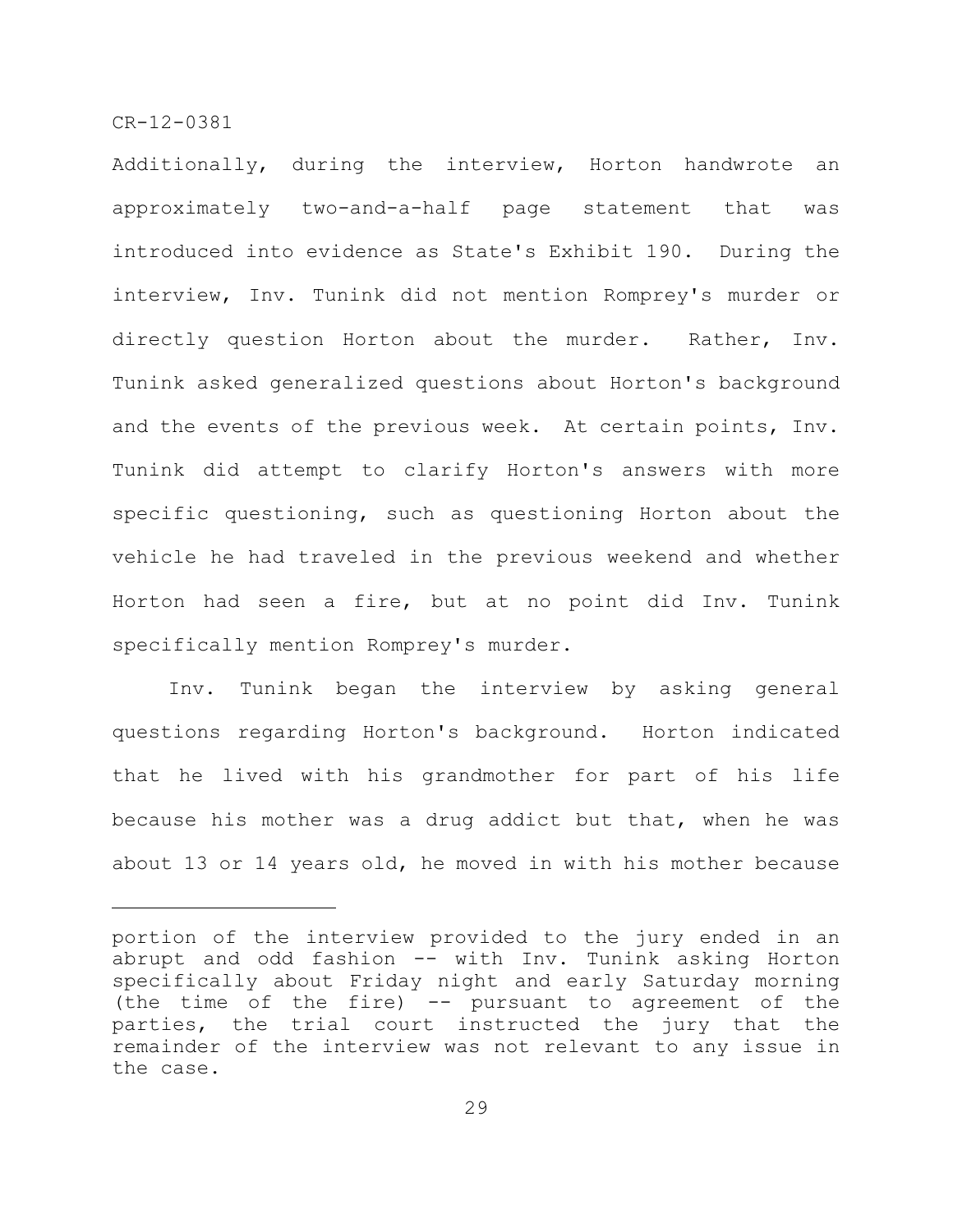Additionally, during the interview, Horton handwrote an approximately two-and-a-half page statement that was introduced into evidence as State's Exhibit 190. During the interview, Inv. Tunink did not mention Romprey's murder or directly question Horton about the murder. Rather, Inv. Tunink asked generalized questions about Horton's background and the events of the previous week. At certain points, Inv. Tunink did attempt to clarify Horton's answers with more specific questioning, such as questioning Horton about the vehicle he had traveled in the previous weekend and whether Horton had seen a fire, but at no point did Inv. Tunink specifically mention Romprey's murder.

Inv. Tunink began the interview by asking general questions regarding Horton's background. Horton indicated that he lived with his grandmother for part of his life because his mother was a drug addict but that, when he was about 13 or 14 years old, he moved in with his mother because

---

portion of the interview provided to the jury ended in an abrupt and odd fashion -- with Inv. Tunink asking Horton specifically about Friday night and early Saturday morning (the time of the fire) -- pursuant to agreement of the parties, the trial court instructed the jury that the remainder of the interview was not relevant to any issue in the case.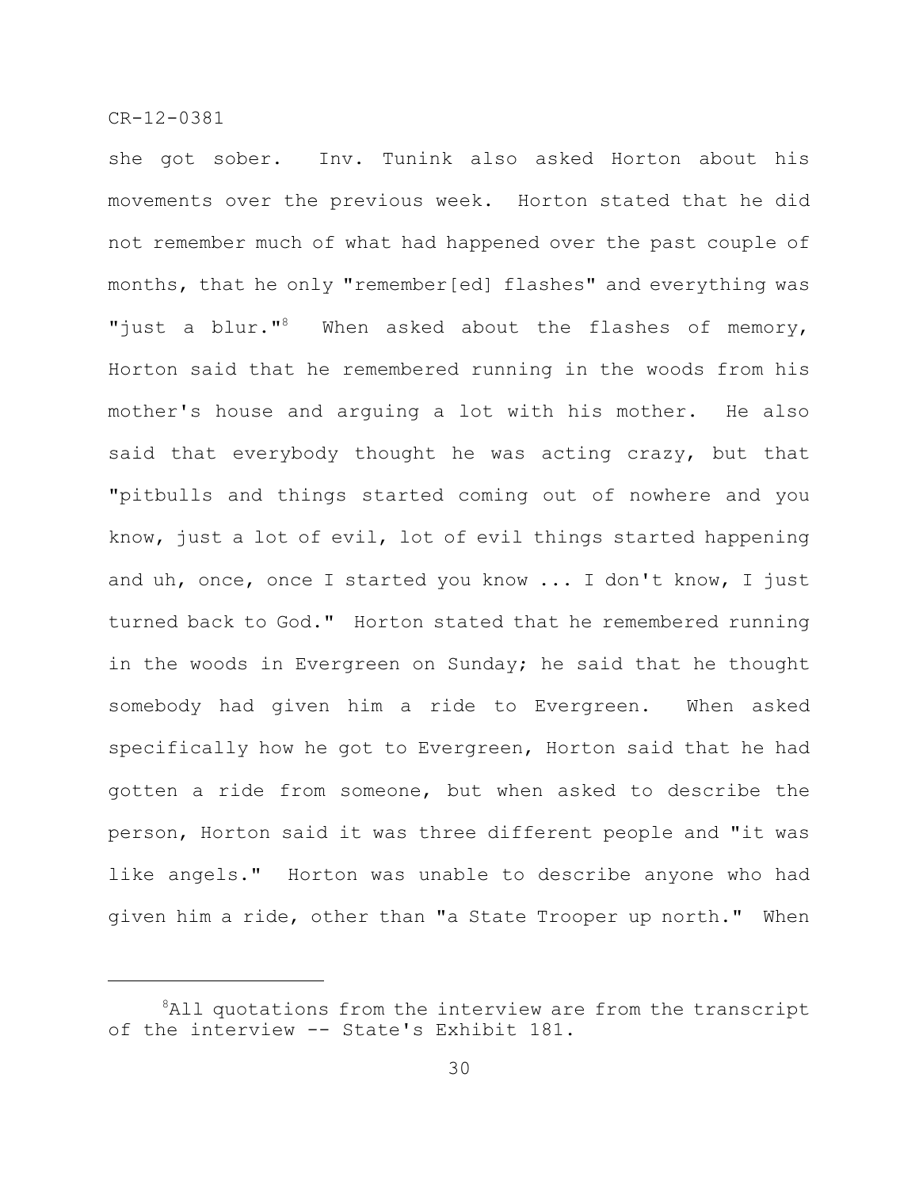she got sober. Inv. Tunink also asked Horton about his movements over the previous week. Horton stated that he did not remember much of what had happened over the past couple of months, that he only "remember[ed] flashes" and everything was "just a blur."[8] When asked about the flashes of memory, Horton said that he remembered running in the woods from his mother's house and arguing a lot with his mother. He also said that everybody thought he was acting crazy, but that "pitbulls and things started coming out of nowhere and you know, just a lot of evil, lot of evil things started happening and uh, once, once I started you know ... I don't know, I just turned back to God." Horton stated that he remembered running in the woods in Evergreen on Sunday; he said that he thought somebody had given him a ride to Evergreen. When asked specifically how he got to Evergreen, Horton said that he had gotten a ride from someone, but when asked to describe the person, Horton said it was three different people and "it was like angels." Horton was unable to describe anyone who had given him a ride, other than "a State Trooper up north." When

---

[8]All quotations from the interview are from the transcript of the interview -- State's Exhibit 181.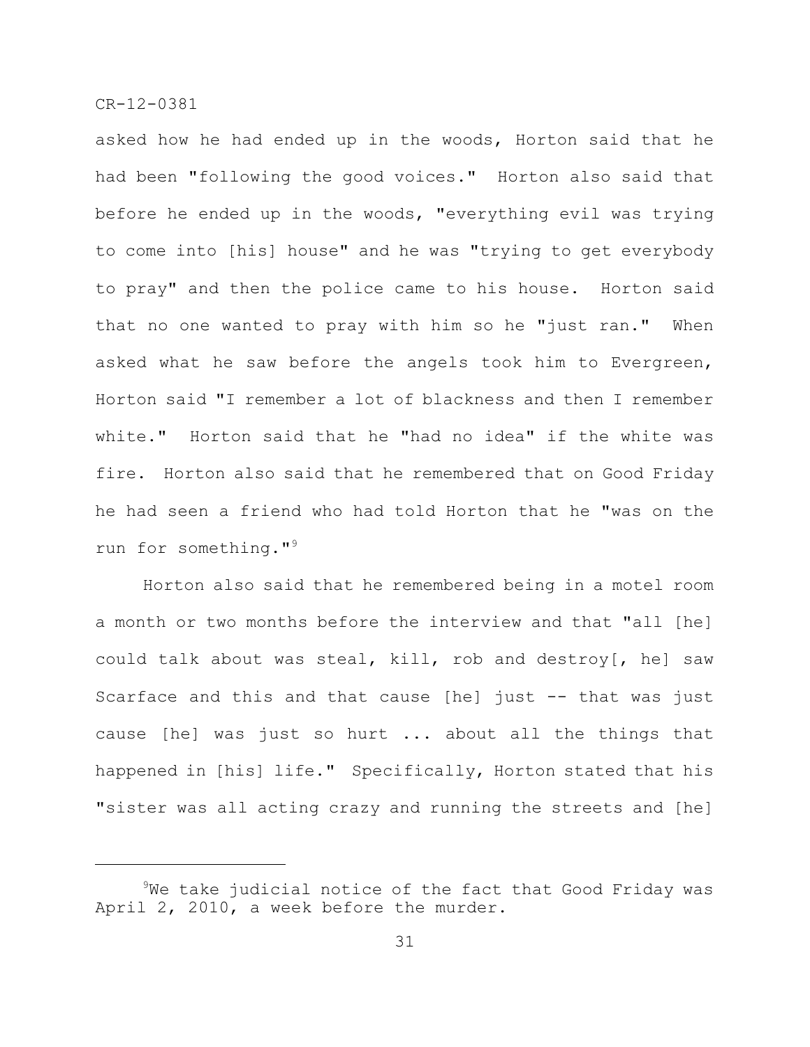asked how he had ended up in the woods, Horton said that he had been "following the good voices." Horton also said that before he ended up in the woods, "everything evil was trying to come into [his] house" and he was "trying to get everybody to pray" and then the police came to his house. Horton said that no one wanted to pray with him so he "just ran." When asked what he saw before the angels took him to Evergreen, Horton said "I remember a lot of blackness and then I remember white." Horton said that he "had no idea" if the white was fire. Horton also said that he remembered that on Good Friday he had seen a friend who had told Horton that he "was on the run for something."[9]

Horton also said that he remembered being in a motel room a month or two months before the interview and that "all [he] could talk about was steal, kill, rob and destroy[, he] saw Scarface and this and that cause [he] just -- that was just cause [he] was just so hurt ... about all the things that happened in [his] life." Specifically, Horton stated that his "sister was all acting crazy and running the streets and [he]

---

[9]We take judicial notice of the fact that Good Friday was April 2, 2010, a week before the murder.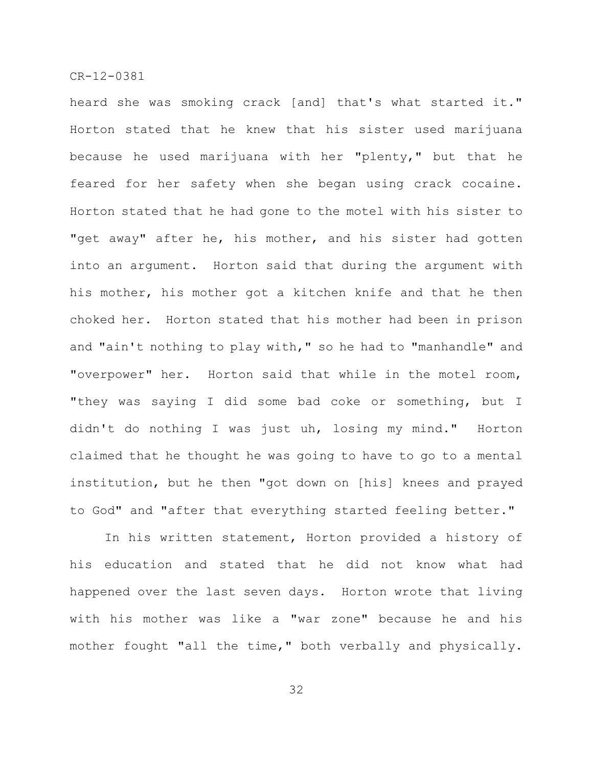heard she was smoking crack [and] that's what started it." Horton stated that he knew that his sister used marijuana because he used marijuana with her "plenty," but that he feared for her safety when she began using crack cocaine. Horton stated that he had gone to the motel with his sister to "get away" after he, his mother, and his sister had gotten into an argument. Horton said that during the argument with his mother, his mother got a kitchen knife and that he then choked her. Horton stated that his mother had been in prison and "ain't nothing to play with," so he had to "manhandle" and "overpower" her. Horton said that while in the motel room, "they was saying I did some bad coke or something, but I didn't do nothing I was just uh, losing my mind." Horton claimed that he thought he was going to have to go to a mental institution, but he then "got down on [his] knees and prayed to God" and "after that everything started feeling better."

In his written statement, Horton provided a history of his education and stated that he did not know what had happened over the last seven days. Horton wrote that living with his mother was like a "war zone" because he and his mother fought "all the time," both verbally and physically.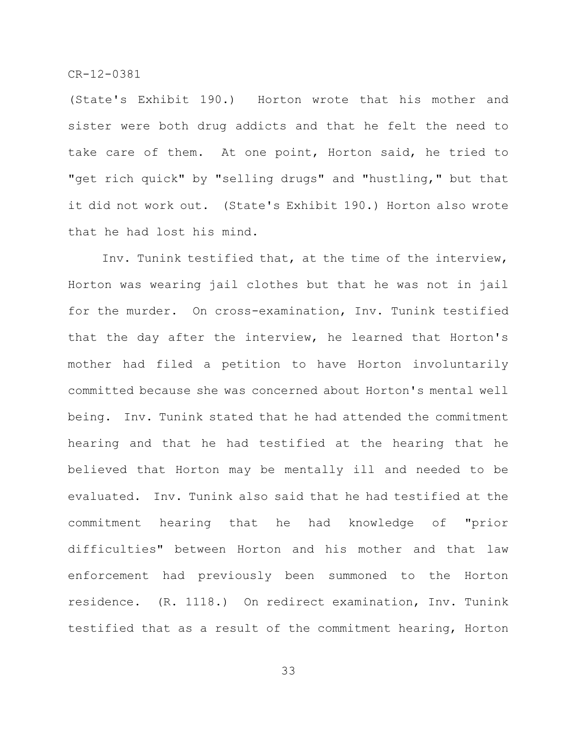(State's Exhibit 190.) Horton wrote that his mother and sister were both drug addicts and that he felt the need to take care of them. At one point, Horton said, he tried to "get rich quick" by "selling drugs" and "hustling," but that it did not work out. (State's Exhibit 190.) Horton also wrote that he had lost his mind.

Inv. Tunink testified that, at the time of the interview, Horton was wearing jail clothes but that he was not in jail for the murder. On cross-examination, Inv. Tunink testified that the day after the interview, he learned that Horton's mother had filed a petition to have Horton involuntarily committed because she was concerned about Horton's mental well being. Inv. Tunink stated that he had attended the commitment hearing and that he had testified at the hearing that he believed that Horton may be mentally ill and needed to be evaluated. Inv. Tunink also said that he had testified at the commitment hearing that he had knowledge of "prior difficulties" between Horton and his mother and that law enforcement had previously been summoned to the Horton residence. (R. 1118.) On redirect examination, Inv. Tunink testified that as a result of the commitment hearing, Horton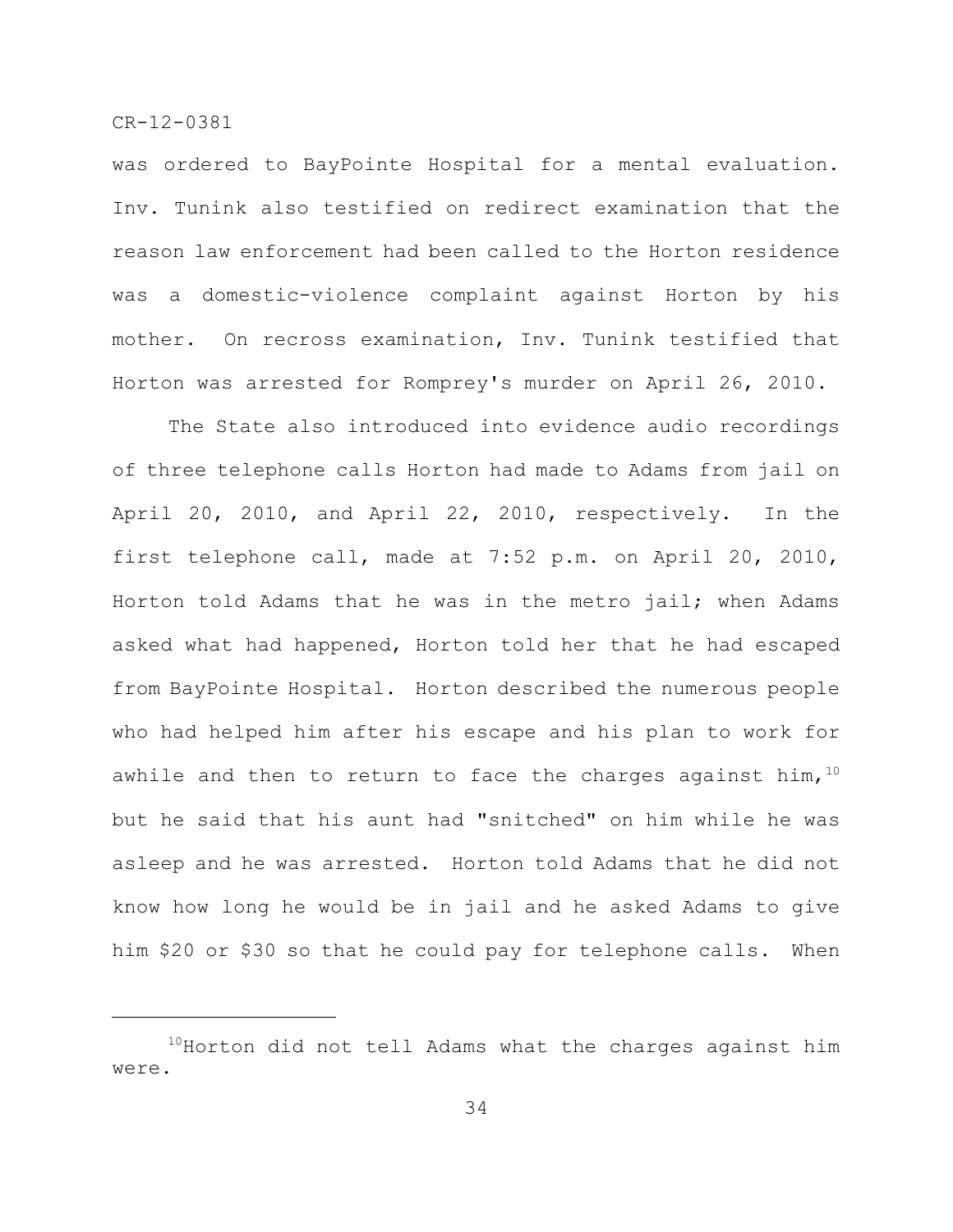was ordered to BayPointe Hospital for a mental evaluation. Inv. Tunink also testified on redirect examination that the reason law enforcement had been called to the Horton residence was a domestic-violence complaint against Horton by his mother. On recross examination, Inv. Tunink testified that Horton was arrested for Romprey's murder on April 26, 2010.

The State also introduced into evidence audio recordings of three telephone calls Horton had made to Adams from jail on April 20, 2010, and April 22, 2010, respectively. In the first telephone call, made at 7:52 p.m. on April 20, 2010, Horton told Adams that he was in the metro jail; when Adams asked what had happened, Horton told her that he had escaped from BayPointe Hospital. Horton described the numerous people who had helped him after his escape and his plan to work for awhile and then to return to face the charges against him,[10] but he said that his aunt had "snitched" on him while he was asleep and he was arrested. Horton told Adams that he did not know how long he would be in jail and he asked Adams to give him $20 or $30 so that he could pay for telephone calls. When

[10]Horton did not tell Adams what the charges against him were.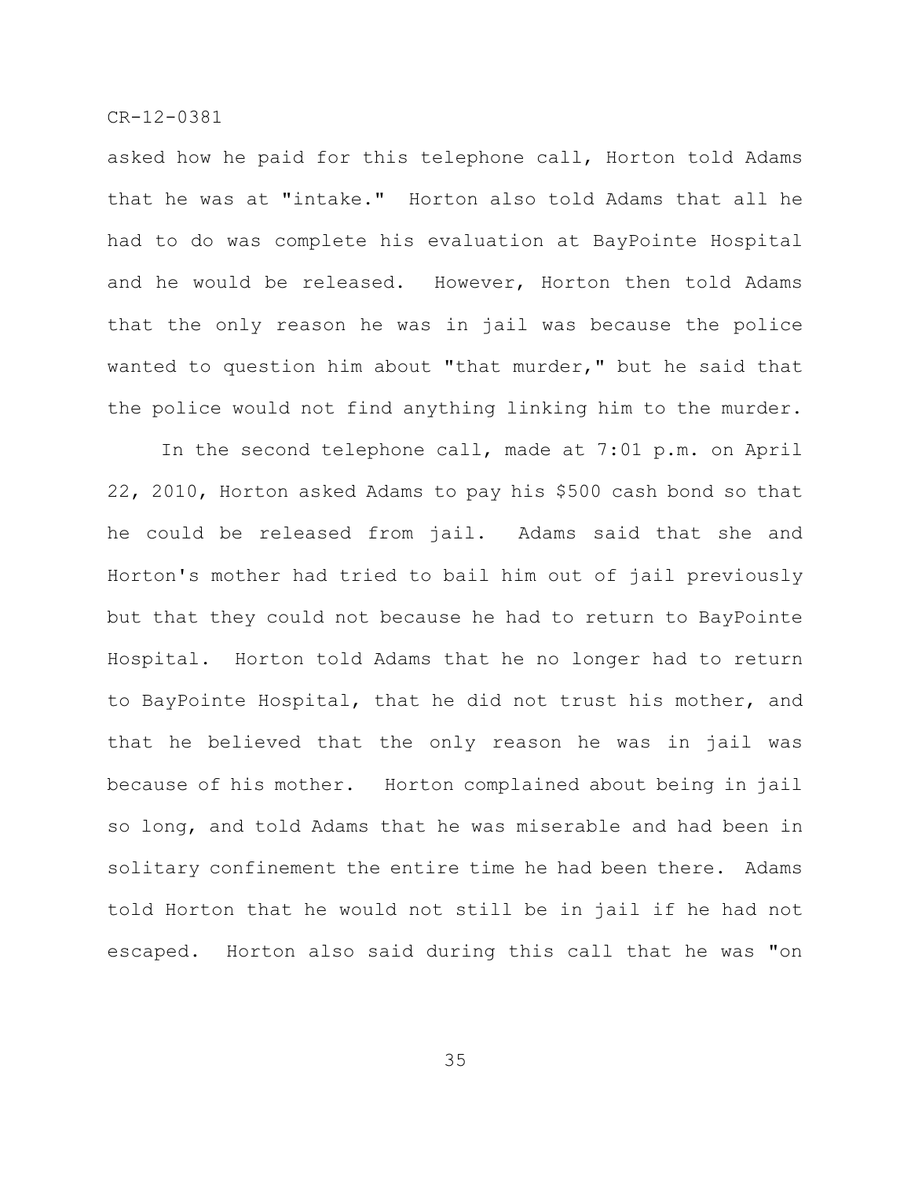asked how he paid for this telephone call, Horton told Adams that he was at "intake." Horton also told Adams that all he had to do was complete his evaluation at BayPointe Hospital and he would be released. However, Horton then told Adams that the only reason he was in jail was because the police wanted to question him about "that murder," but he said that the police would not find anything linking him to the murder.

In the second telephone call, made at 7:01 p.m. on April 22, 2010, Horton asked Adams to pay his $500 cash bond so that he could be released from jail. Adams said that she and Horton's mother had tried to bail him out of jail previously but that they could not because he had to return to BayPointe Hospital. Horton told Adams that he no longer had to return to BayPointe Hospital, that he did not trust his mother, and that he believed that the only reason he was in jail was because of his mother. Horton complained about being in jail so long, and told Adams that he was miserable and had been in solitary confinement the entire time he had been there. Adams told Horton that he would not still be in jail if he had not escaped. Horton also said during this call that he was "on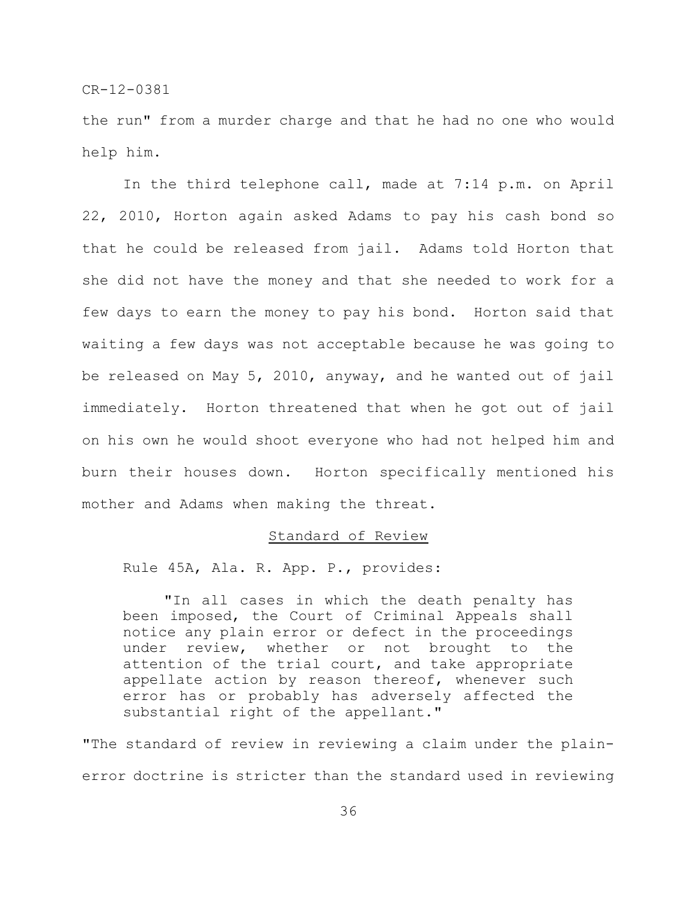the run" from a murder charge and that he had no one who would help him.

In the third telephone call, made at 7:14 p.m. on April 22, 2010, Horton again asked Adams to pay his cash bond so that he could be released from jail. Adams told Horton that she did not have the money and that she needed to work for a few days to earn the money to pay his bond. Horton said that waiting a few days was not acceptable because he was going to be released on May 5, 2010, anyway, and he wanted out of jail immediately. Horton threatened that when he got out of jail on his own he would shoot everyone who had not helped him and burn their houses down. Horton specifically mentioned his mother and Adams when making the threat.

## Standard of Review

Rule 45A, Ala. R. App. P., provides:

> "In all cases in which the death penalty has been imposed, the Court of Criminal Appeals shall notice any plain error or defect in the proceedings under review, whether or not brought to the attention of the trial court, and take appropriate appellate action by reason thereof, whenever such error has or probably has adversely affected the substantial right of the appellant."

"The standard of review in reviewing a claim under the plain-error doctrine is stricter than the standard used in reviewing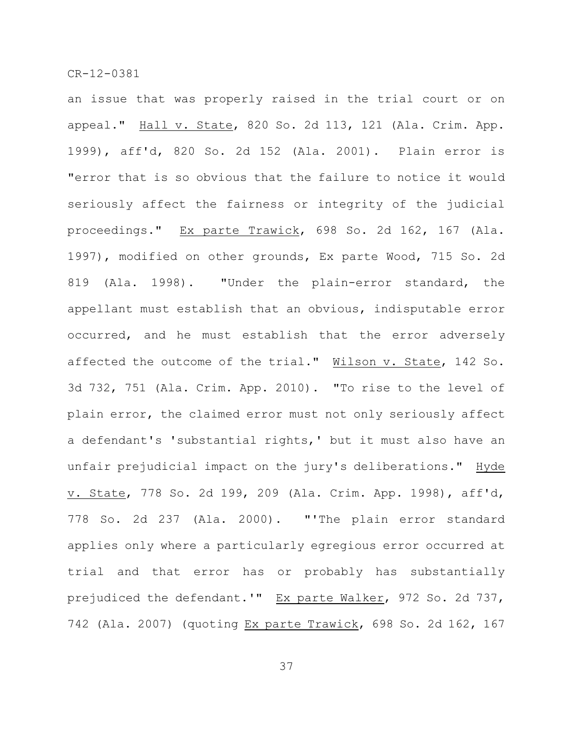an issue that was properly raised in the trial court or on appeal." Hall v. State, 820 So. 2d 113, 121 (Ala. Crim. App. 1999), aff'd, 820 So. 2d 152 (Ala. 2001). Plain error is "error that is so obvious that the failure to notice it would seriously affect the fairness or integrity of the judicial proceedings." Ex parte Trawick, 698 So. 2d 162, 167 (Ala. 1997), modified on other grounds, Ex parte Wood, 715 So. 2d 819 (Ala. 1998). "Under the plain-error standard, the appellant must establish that an obvious, indisputable error occurred, and he must establish that the error adversely affected the outcome of the trial." Wilson v. State, 142 So. 3d 732, 751 (Ala. Crim. App. 2010). "To rise to the level of plain error, the claimed error must not only seriously affect a defendant's 'substantial rights,' but it must also have an unfair prejudicial impact on the jury's deliberations." Hyde v. State, 778 So. 2d 199, 209 (Ala. Crim. App. 1998), aff'd, 778 So. 2d 237 (Ala. 2000). "'The plain error standard applies only where a particularly egregious error occurred at trial and that error has or probably has substantially prejudiced the defendant.'" Ex parte Walker, 972 So. 2d 737, 742 (Ala. 2007) (quoting Ex parte Trawick, 698 So. 2d 162, 167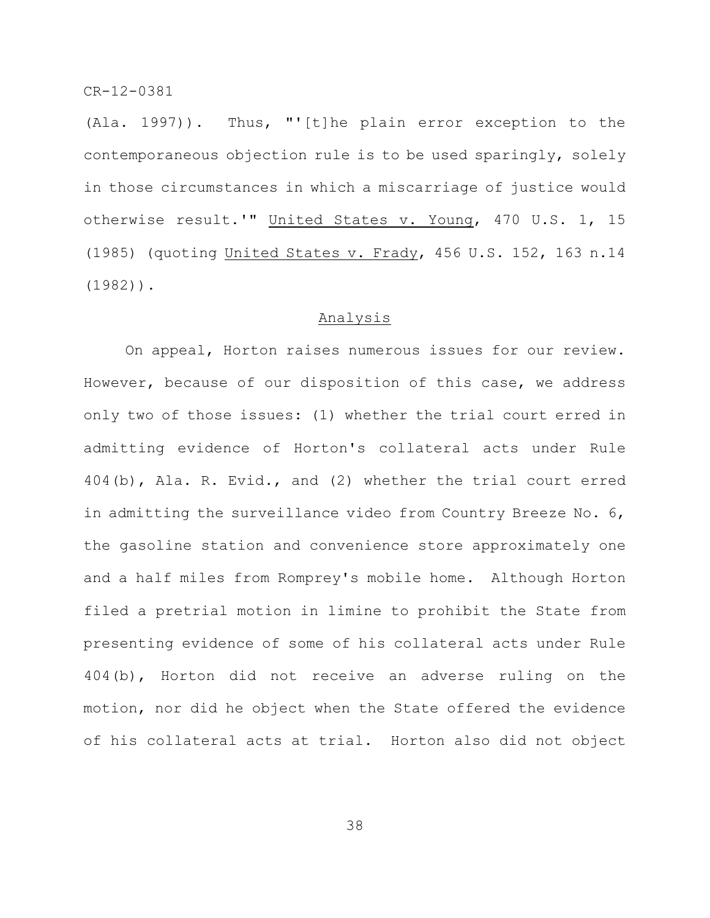(Ala. 1997)). Thus, "'[t]he plain error exception to the contemporaneous objection rule is to be used sparingly, solely in those circumstances in which a miscarriage of justice would otherwise result.'" United States v. Young, 470 U.S. 1, 15 (1985) (quoting United States v. Frady, 456 U.S. 152, 163 n.14 (1982)).

## Analysis

On appeal, Horton raises numerous issues for our review. However, because of our disposition of this case, we address only two of those issues: (1) whether the trial court erred in admitting evidence of Horton's collateral acts under Rule 404(b), Ala. R. Evid., and (2) whether the trial court erred in admitting the surveillance video from Country Breeze No. 6, the gasoline station and convenience store approximately one and a half miles from Romprey's mobile home. Although Horton filed a pretrial motion in limine to prohibit the State from presenting evidence of some of his collateral acts under Rule 404(b), Horton did not receive an adverse ruling on the motion, nor did he object when the State offered the evidence of his collateral acts at trial. Horton also did not object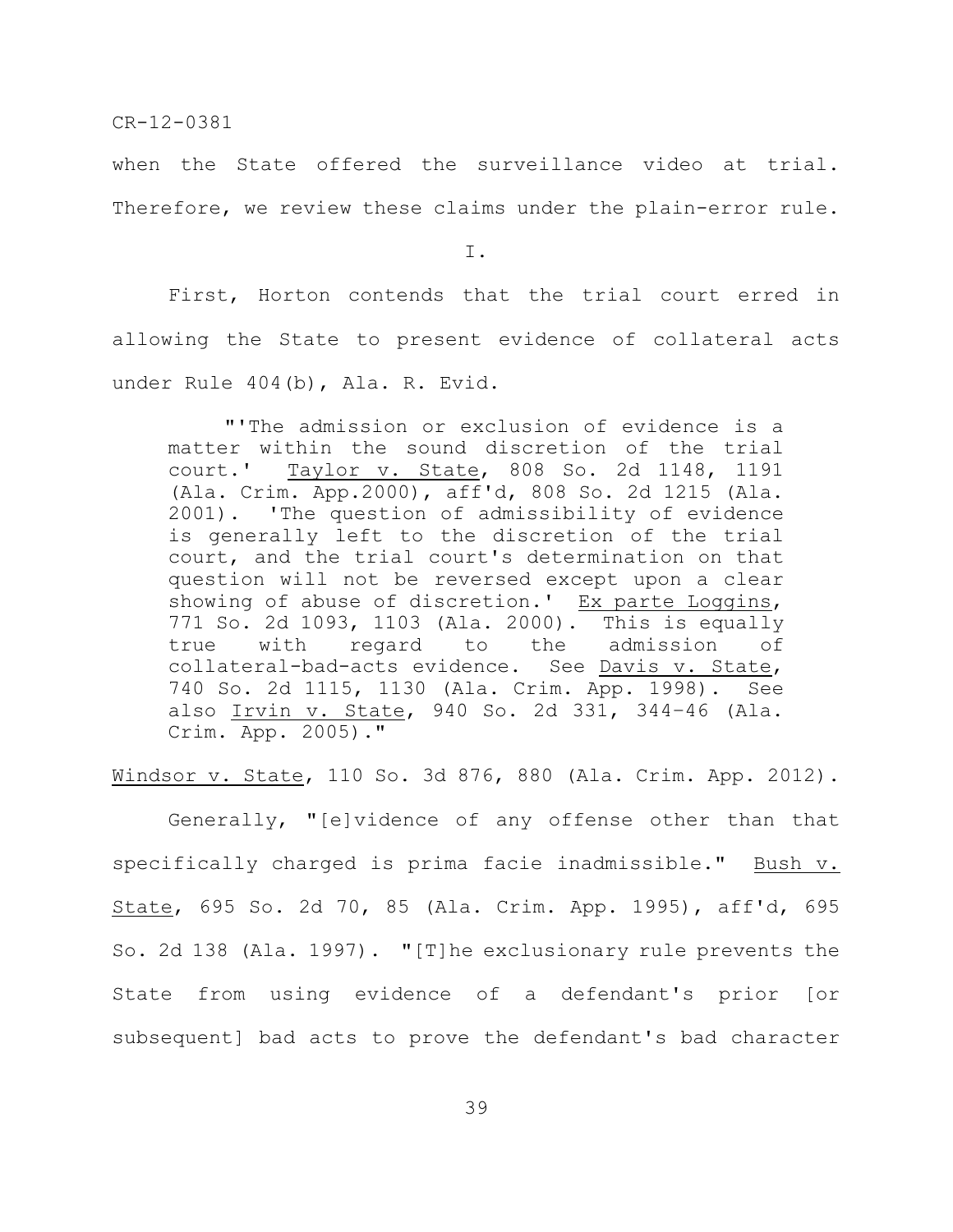when the State offered the surveillance video at trial. Therefore, we review these claims under the plain-error rule.

I.

First, Horton contends that the trial court erred in allowing the State to present evidence of collateral acts under Rule 404(b), Ala. R. Evid.

> "'The admission or exclusion of evidence is a matter within the sound discretion of the trial court.' Taylor v. State, 808 So. 2d 1148, 1191 (Ala. Crim. App.2000), aff'd, 808 So. 2d 1215 (Ala. 2001). 'The question of admissibility of evidence is generally left to the discretion of the trial court, and the trial court's determination on that question will not be reversed except upon a clear showing of abuse of discretion.' Ex parte Loggins, 771 So. 2d 1093, 1103 (Ala. 2000). This is equally true with regard to the admission of collateral-bad-acts evidence. See Davis v. State, 740 So. 2d 1115, 1130 (Ala. Crim. App. 1998). See also Irvin v. State, 940 So. 2d 331, 344–46 (Ala. Crim. App. 2005)."

Windsor v. State, 110 So. 3d 876, 880 (Ala. Crim. App. 2012).

Generally, "[e]vidence of any offense other than that specifically charged is prima facie inadmissible." Bush v. State, 695 So. 2d 70, 85 (Ala. Crim. App. 1995), aff'd, 695 So. 2d 138 (Ala. 1997). "[T]he exclusionary rule prevents the State from using evidence of a defendant's prior [or subsequent] bad acts to prove the defendant's bad character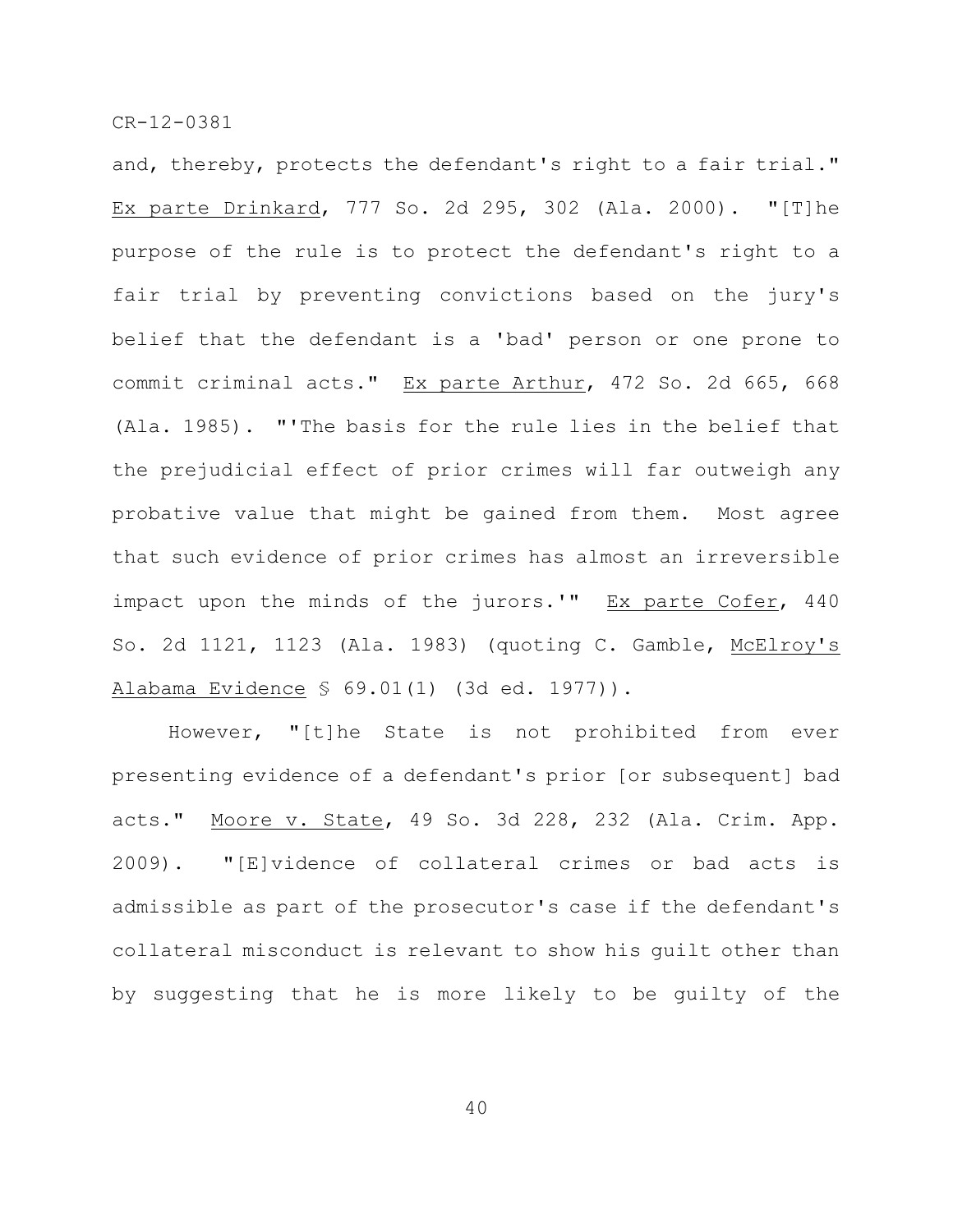and, thereby, protects the defendant's right to a fair trial." Ex parte Drinkard, 777 So. 2d 295, 302 (Ala. 2000). "[T]he purpose of the rule is to protect the defendant's right to a fair trial by preventing convictions based on the jury's belief that the defendant is a 'bad' person or one prone to commit criminal acts." Ex parte Arthur, 472 So. 2d 665, 668 (Ala. 1985). "'The basis for the rule lies in the belief that the prejudicial effect of prior crimes will far outweigh any probative value that might be gained from them. Most agree that such evidence of prior crimes has almost an irreversible impact upon the minds of the jurors.'" Ex parte Cofer, 440 So. 2d 1121, 1123 (Ala. 1983) (quoting C. Gamble, McElroy's Alabama Evidence § 69.01(1) (3d ed. 1977)).

However, "[t]he State is not prohibited from ever presenting evidence of a defendant's prior [or subsequent] bad acts." Moore v. State, 49 So. 3d 228, 232 (Ala. Crim. App. 2009). "[E]vidence of collateral crimes or bad acts is admissible as part of the prosecutor's case if the defendant's collateral misconduct is relevant to show his guilt other than by suggesting that he is more likely to be guilty of the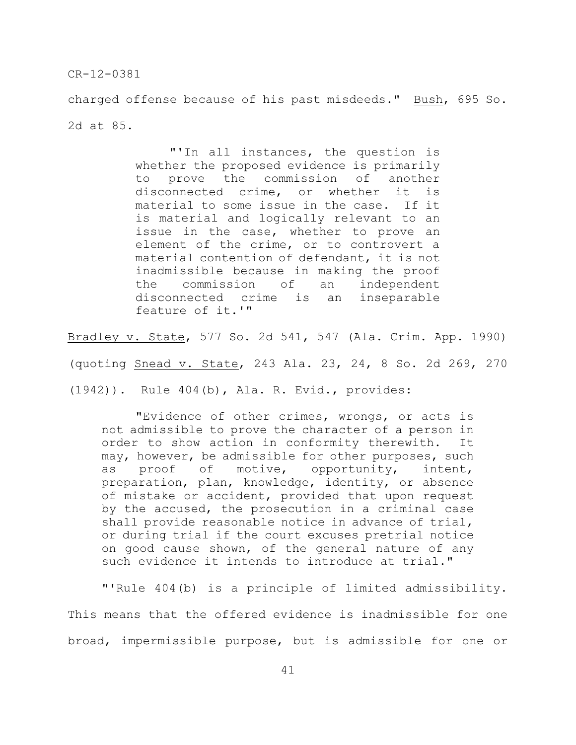charged offense because of his past misdeeds." Bush, 695 So. 2d at 85.

> "'In all instances, the question is whether the proposed evidence is primarily to prove the commission of another disconnected crime, or whether it is material to some issue in the case. If it is material and logically relevant to an issue in the case, whether to prove an element of the crime, or to controvert a material contention of defendant, it is not inadmissible because in making the proof the commission of an independent disconnected crime is an inseparable feature of it.'"

Bradley v. State, 577 So. 2d 541, 547 (Ala. Crim. App. 1990) (quoting Snead v. State, 243 Ala. 23, 24, 8 So. 2d 269, 270 (1942)). Rule 404(b), Ala. R. Evid., provides:

> "Evidence of other crimes, wrongs, or acts is not admissible to prove the character of a person in order to show action in conformity therewith. It may, however, be admissible for other purposes, such as proof of motive, opportunity, intent, preparation, plan, knowledge, identity, or absence of mistake or accident, provided that upon request by the accused, the prosecution in a criminal case shall provide reasonable notice in advance of trial, or during trial if the court excuses pretrial notice on good cause shown, of the general nature of any such evidence it intends to introduce at trial."

"'Rule 404(b) is a principle of limited admissibility. This means that the offered evidence is inadmissible for one broad, impermissible purpose, but is admissible for one or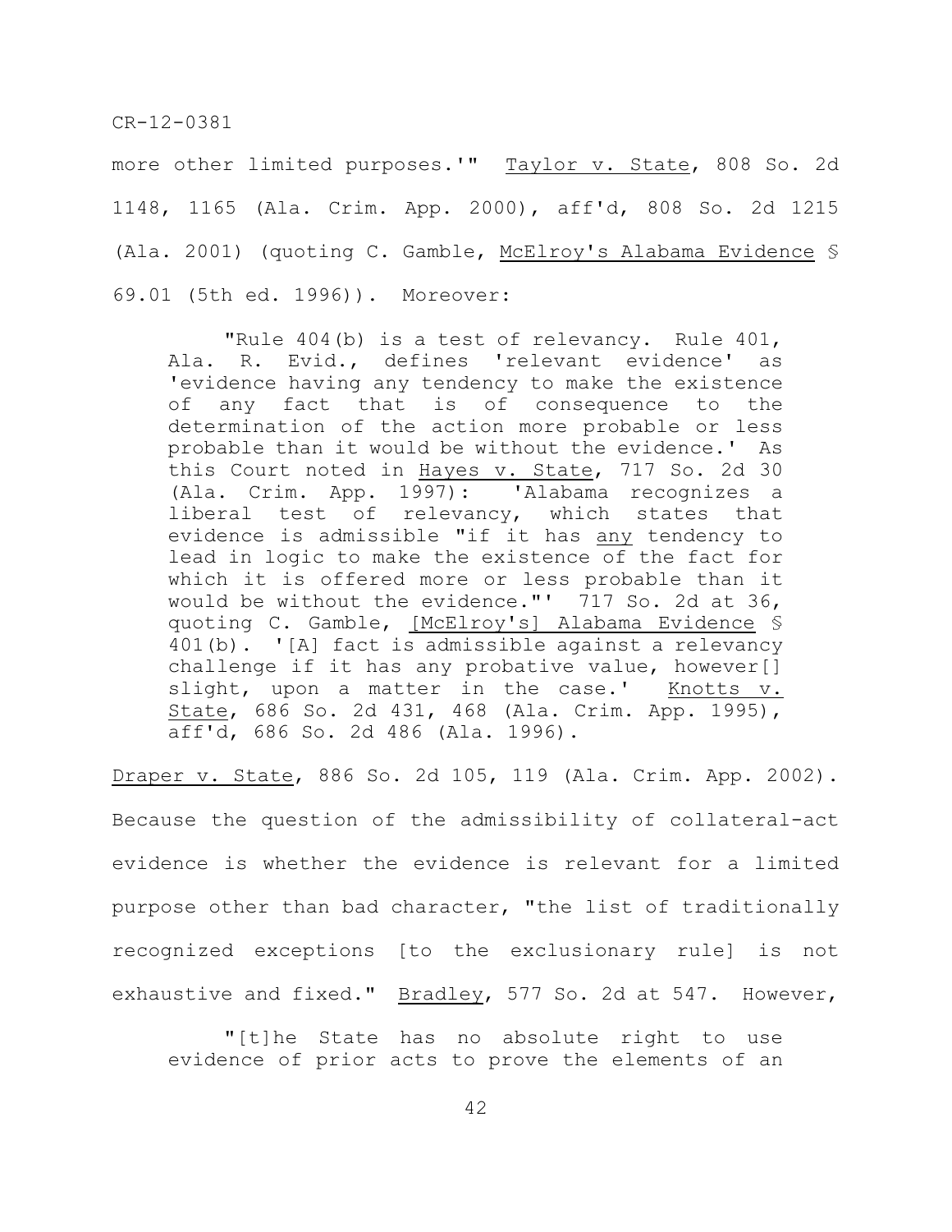more other limited purposes.'" Taylor v. State, 808 So. 2d 1148, 1165 (Ala. Crim. App. 2000), aff'd, 808 So. 2d 1215 (Ala. 2001) (quoting C. Gamble, McElroy's Alabama Evidence § 69.01 (5th ed. 1996)). Moreover:

> "Rule 404(b) is a test of relevancy. Rule 401, Ala. R. Evid., defines 'relevant evidence' as 'evidence having any tendency to make the existence of any fact that is of consequence to the determination of the action more probable or less probable than it would be without the evidence.' As this Court noted in Hayes v. State, 717 So. 2d 30 (Ala. Crim. App. 1997): 'Alabama recognizes a liberal test of relevancy, which states that evidence is admissible "if it has any tendency to lead in logic to make the existence of the fact for which it is offered more or less probable than it would be without the evidence."' 717 So. 2d at 36, quoting C. Gamble, [McElroy's] Alabama Evidence § 401(b). '[A] fact is admissible against a relevancy challenge if it has any probative value, however[] slight, upon a matter in the case.' Knotts v. State, 686 So. 2d 431, 468 (Ala. Crim. App. 1995), aff'd, 686 So. 2d 486 (Ala. 1996).

Draper v. State, 886 So. 2d 105, 119 (Ala. Crim. App. 2002). Because the question of the admissibility of collateral-act evidence is whether the evidence is relevant for a limited purpose other than bad character, "the list of traditionally recognized exceptions [to the exclusionary rule] is not exhaustive and fixed." Bradley, 577 So. 2d at 547. However,

> "[t]he State has no absolute right to use evidence of prior acts to prove the elements of an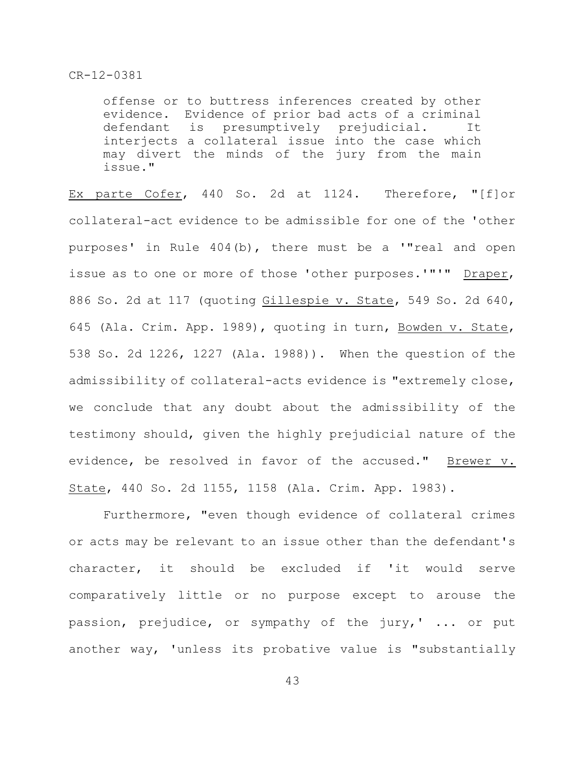> offense or to buttress inferences created by other evidence. Evidence of prior bad acts of a criminal defendant is presumptively prejudicial. It interjects a collateral issue into the case which may divert the minds of the jury from the main issue."

Ex parte Cofer, 440 So. 2d at 1124. Therefore, "[f]or collateral-act evidence to be admissible for one of the 'other purposes' in Rule 404(b), there must be a '"real and open issue as to one or more of those 'other purposes.'"'" Draper, 886 So. 2d at 117 (quoting Gillespie v. State, 549 So. 2d 640, 645 (Ala. Crim. App. 1989), quoting in turn, Bowden v. State, 538 So. 2d 1226, 1227 (Ala. 1988)). When the question of the admissibility of collateral-acts evidence is "extremely close, we conclude that any doubt about the admissibility of the testimony should, given the highly prejudicial nature of the evidence, be resolved in favor of the accused." Brewer v. State, 440 So. 2d 1155, 1158 (Ala. Crim. App. 1983).

Furthermore, "even though evidence of collateral crimes or acts may be relevant to an issue other than the defendant's character, it should be excluded if 'it would serve comparatively little or no purpose except to arouse the passion, prejudice, or sympathy of the jury,' ... or put another way, 'unless its probative value is "substantially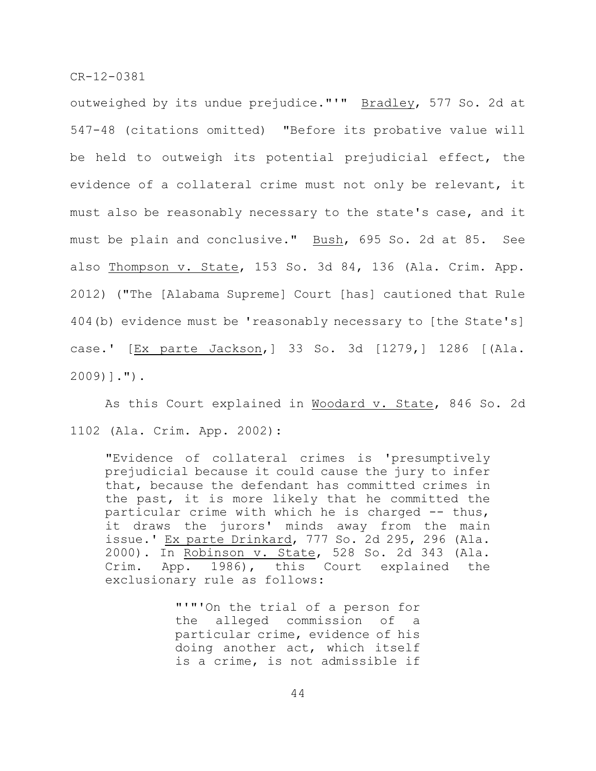outweighed by its undue prejudice."'" Bradley, 577 So. 2d at 547-48 (citations omitted) "Before its probative value will be held to outweigh its potential prejudicial effect, the evidence of a collateral crime must not only be relevant, it must also be reasonably necessary to the state's case, and it must be plain and conclusive." Bush, 695 So. 2d at 85. See also Thompson v. State, 153 So. 3d 84, 136 (Ala. Crim. App. 2012) ("The [Alabama Supreme] Court [has] cautioned that Rule 404(b) evidence must be 'reasonably necessary to [the State's] case.' [Ex parte Jackson,] 33 So. 3d [1279,] 1286 [(Ala. 2009)].").

As this Court explained in Woodard v. State, 846 So. 2d 1102 (Ala. Crim. App. 2002):

> "Evidence of collateral crimes is 'presumptively prejudicial because it could cause the jury to infer that, because the defendant has committed crimes in the past, it is more likely that he committed the particular crime with which he is charged -- thus, it draws the jurors' minds away from the main issue.' Ex parte Drinkard, 777 So. 2d 295, 296 (Ala. 2000). In Robinson v. State, 528 So. 2d 343 (Ala. Crim. App. 1986), this Court explained the exclusionary rule as follows:
>
> > "'"'On the trial of a person for the alleged commission of a particular crime, evidence of his doing another act, which itself is a crime, is not admissible if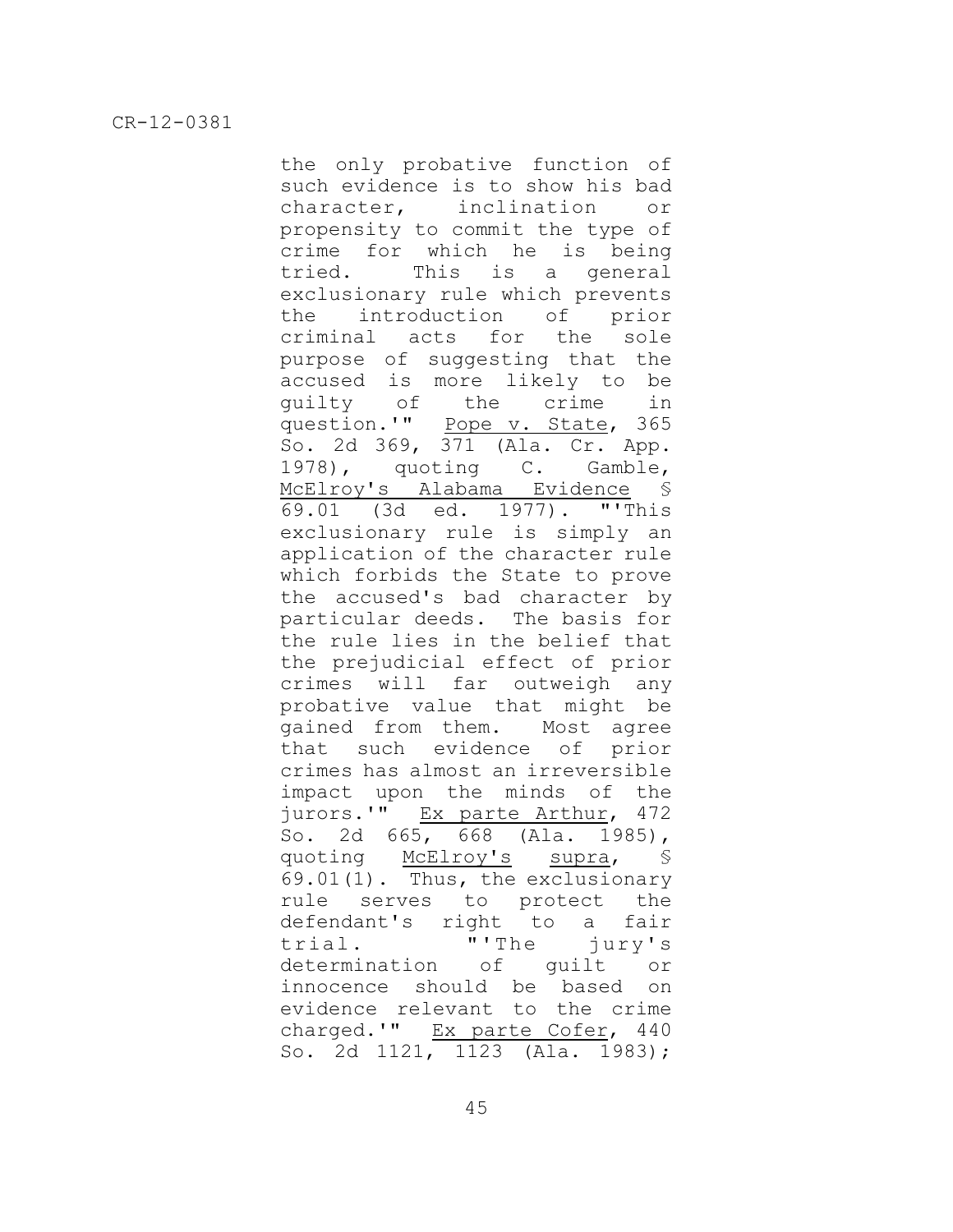the only probative function of such evidence is to show his bad character, inclination or propensity to commit the type of crime for which he is being tried. This is a general exclusionary rule which prevents the introduction of prior criminal acts for the sole purpose of suggesting that the accused is more likely to be guilty of the crime in question.'" Pope v. State, 365 So. 2d 369, 371 (Ala. Cr. App. 1978), quoting C. Gamble, McElroy's Alabama Evidence § 69.01 (3d ed. 1977). "'This exclusionary rule is simply an application of the character rule which forbids the State to prove the accused's bad character by particular deeds. The basis for the rule lies in the belief that the prejudicial effect of prior crimes will far outweigh any probative value that might be gained from them. Most agree that such evidence of prior crimes has almost an irreversible impact upon the minds of the jurors.'" Ex parte Arthur, 472 So. 2d 665, 668 (Ala. 1985), quoting McElroy's supra, § 69.01(1). Thus, the exclusionary rule serves to protect the defendant's right to a fair trial. "'The jury's determination of guilt or innocence should be based on evidence relevant to the crime charged.'" Ex parte Cofer, 440 So. 2d 1121, 1123 (Ala. 1983);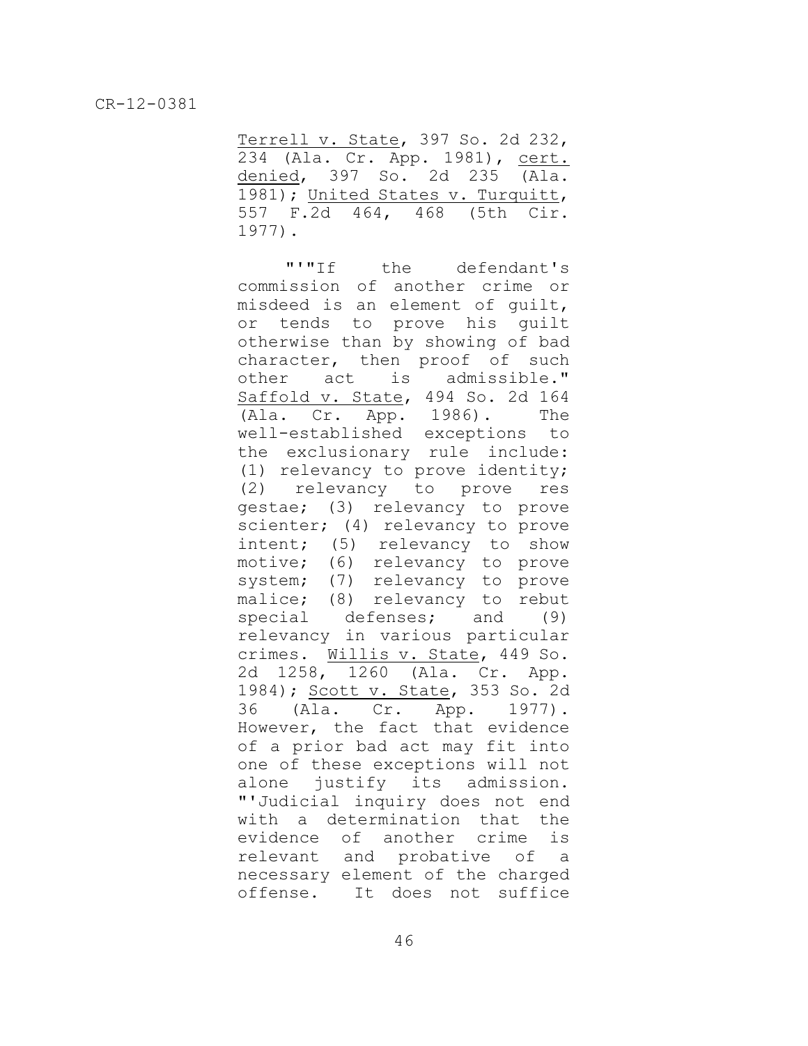Terrell v. State, 397 So. 2d 232, 234 (Ala. Cr. App. 1981), cert. denied, 397 So. 2d 235 (Ala. 1981); United States v. Turquitt, 557 F.2d 464, 468 (5th Cir. 1977).

"'"If the defendant's commission of another crime or misdeed is an element of guilt, or tends to prove his guilt otherwise than by showing of bad character, then proof of such other act is admissible." Saffold v. State, 494 So. 2d 164 (Ala. Cr. App. 1986). The well-established exceptions to the exclusionary rule include: (1) relevancy to prove identity; (2) relevancy to prove res gestae; (3) relevancy to prove scienter; (4) relevancy to prove intent; (5) relevancy to show motive; (6) relevancy to prove system; (7) relevancy to prove malice; (8) relevancy to rebut special defenses; and (9) relevancy in various particular crimes. Willis v. State, 449 So. 2d 1258, 1260 (Ala. Cr. App. 1984); Scott v. State, 353 So. 2d 36 (Ala. Cr. App. 1977). However, the fact that evidence of a prior bad act may fit into one of these exceptions will not alone justify its admission. "'Judicial inquiry does not end with a determination that the evidence of another crime is relevant and probative of a necessary element of the charged offense. It does not suffice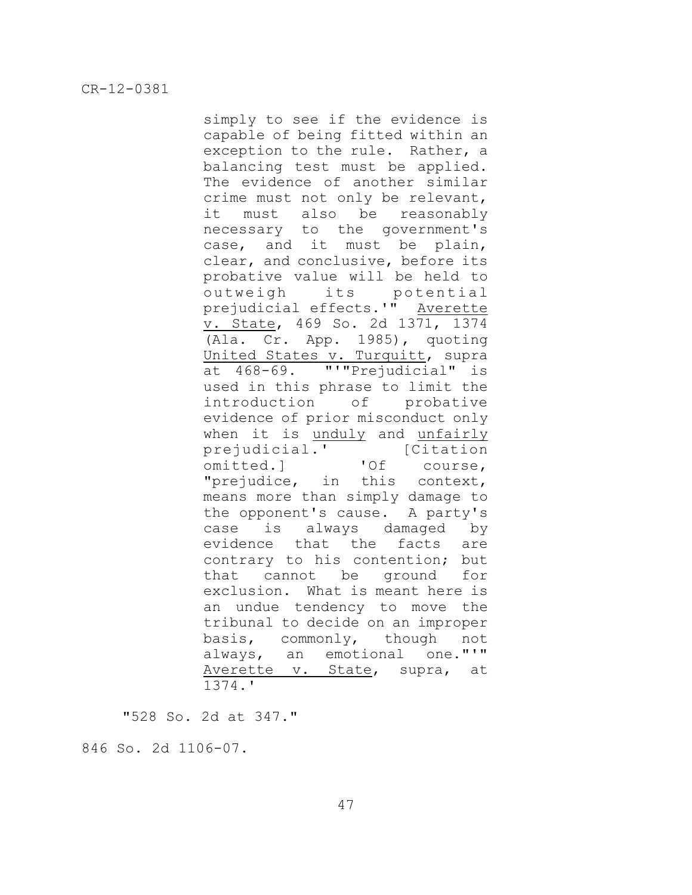> simply to see if the evidence is capable of being fitted within an exception to the rule. Rather, a balancing test must be applied. The evidence of another similar crime must not only be relevant, it must also be reasonably necessary to the government's case, and it must be plain, clear, and conclusive, before its probative value will be held to outweigh its potential prejudicial effects.'" Averette v. State, 469 So. 2d 1371, 1374 (Ala. Cr. App. 1985), quoting United States v. Turquitt, supra at 468-69. "'"Prejudicial" is used in this phrase to limit the introduction of probative evidence of prior misconduct only when it is unduly and unfairly prejudicial.' [Citation omitted.] 'Of course, "prejudice, in this context, means more than simply damage to the opponent's cause. A party's case is always damaged by evidence that the facts are contrary to his contention; but that cannot be ground for exclusion. What is meant here is an undue tendency to move the tribunal to decide on an improper basis, commonly, though not always, an emotional one."'" Averette v. State, supra, at 1374.'

"528 So. 2d at 347."

846 So. 2d 1106-07.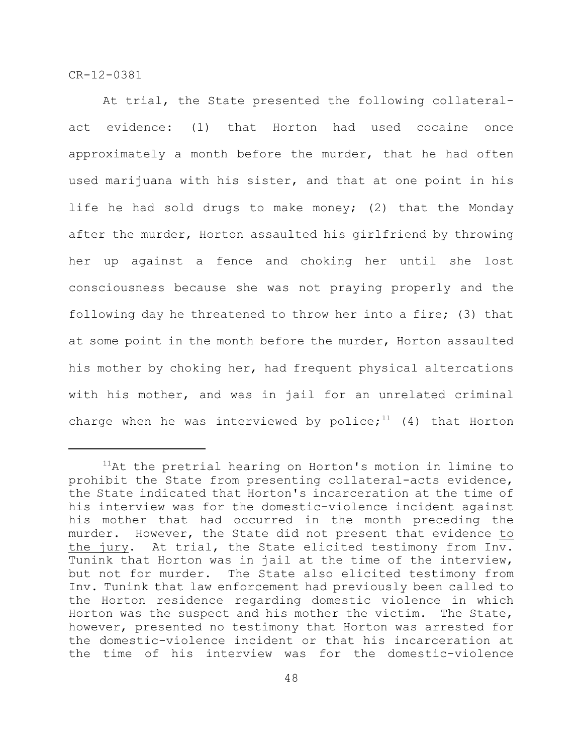At trial, the State presented the following collateral-act evidence: (1) that Horton had used cocaine once approximately a month before the murder, that he had often used marijuana with his sister, and that at one point in his life he had sold drugs to make money; (2) that the Monday after the murder, Horton assaulted his girlfriend by throwing her up against a fence and choking her until she lost consciousness because she was not praying properly and the following day he threatened to throw her into a fire; (3) that at some point in the month before the murder, Horton assaulted his mother by choking her, had frequent physical altercations with his mother, and was in jail for an unrelated criminal charge when he was interviewed by police;[11] (4) that Horton

---

[11]At the pretrial hearing on Horton's motion in limine to prohibit the State from presenting collateral-acts evidence, the State indicated that Horton's incarceration at the time of his interview was for the domestic-violence incident against his mother that had occurred in the month preceding the murder. However, the State did not present that evidence <u>to the jury</u>. At trial, the State elicited testimony from Inv. Tunink that Horton was in jail at the time of the interview, but not for murder. The State also elicited testimony from Inv. Tunink that law enforcement had previously been called to the Horton residence regarding domestic violence in which Horton was the suspect and his mother the victim. The State, however, presented no testimony that Horton was arrested for the domestic-violence incident or that his incarceration at the time of his interview was for the domestic-violence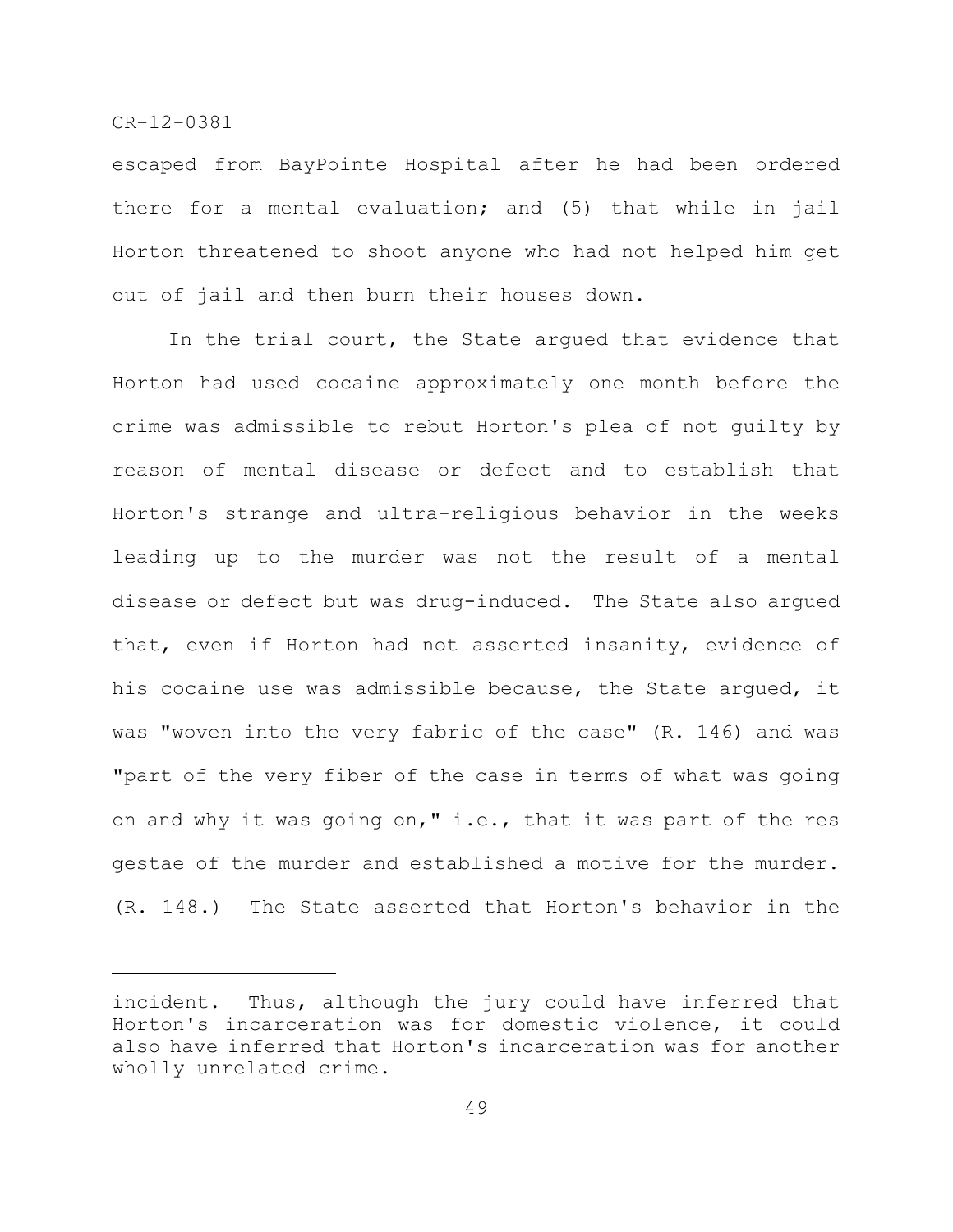escaped from BayPointe Hospital after he had been ordered there for a mental evaluation; and (5) that while in jail Horton threatened to shoot anyone who had not helped him get out of jail and then burn their houses down.

In the trial court, the State argued that evidence that Horton had used cocaine approximately one month before the crime was admissible to rebut Horton's plea of not guilty by reason of mental disease or defect and to establish that Horton's strange and ultra-religious behavior in the weeks leading up to the murder was not the result of a mental disease or defect but was drug-induced. The State also argued that, even if Horton had not asserted insanity, evidence of his cocaine use was admissible because, the State argued, it was "woven into the very fabric of the case" (R. 146) and was "part of the very fiber of the case in terms of what was going on and why it was going on," i.e., that it was part of the res gestae of the murder and established a motive for the murder. (R. 148.) The State asserted that Horton's behavior in the

---

incident. Thus, although the jury could have inferred that Horton's incarceration was for domestic violence, it could also have inferred that Horton's incarceration was for another wholly unrelated crime.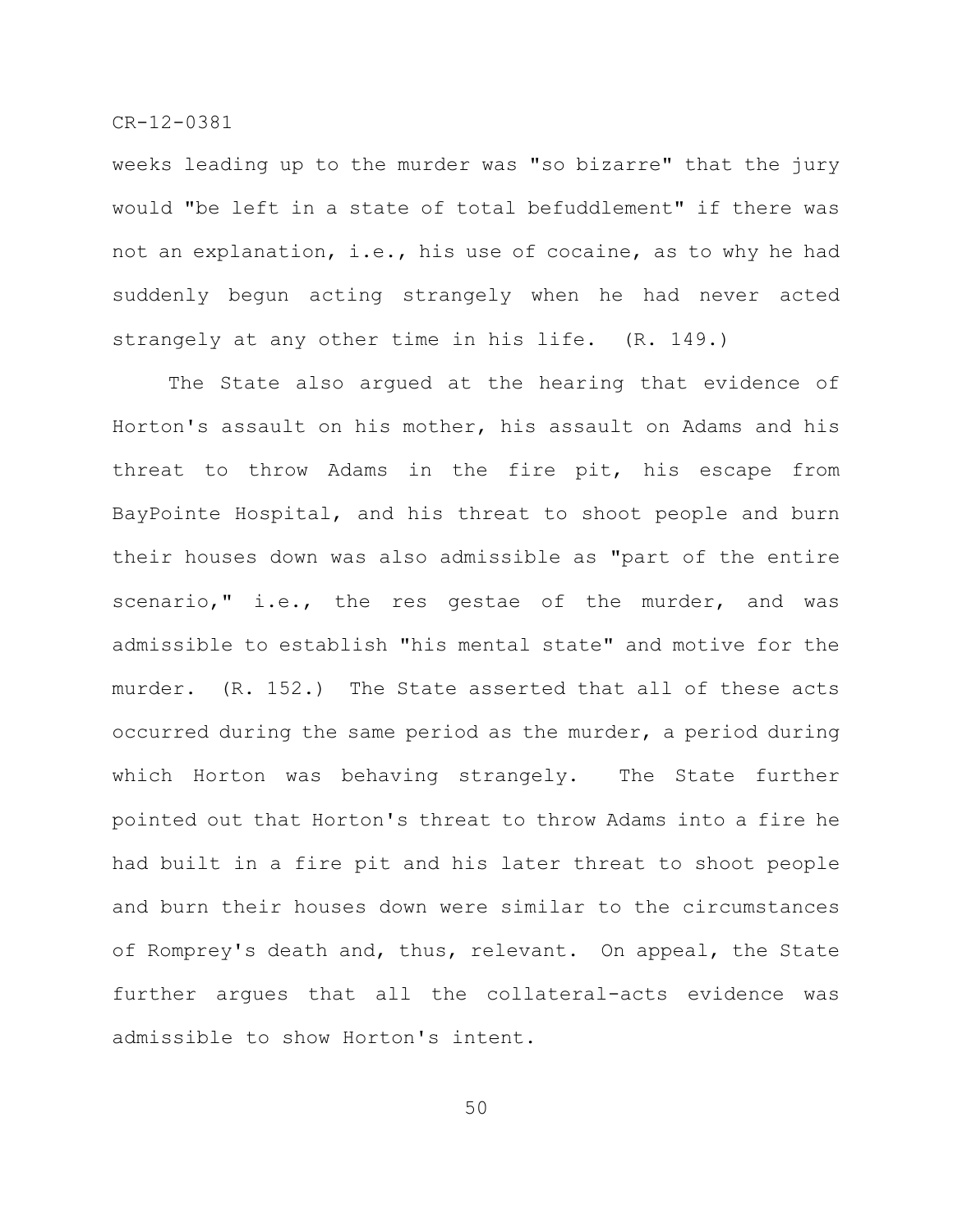weeks leading up to the murder was "so bizarre" that the jury would "be left in a state of total befuddlement" if there was not an explanation, i.e., his use of cocaine, as to why he had suddenly begun acting strangely when he had never acted strangely at any other time in his life. (R. 149.)

The State also argued at the hearing that evidence of Horton's assault on his mother, his assault on Adams and his threat to throw Adams in the fire pit, his escape from BayPointe Hospital, and his threat to shoot people and burn their houses down was also admissible as "part of the entire scenario," i.e., the res gestae of the murder, and was admissible to establish "his mental state" and motive for the murder. (R. 152.) The State asserted that all of these acts occurred during the same period as the murder, a period during which Horton was behaving strangely. The State further pointed out that Horton's threat to throw Adams into a fire he had built in a fire pit and his later threat to shoot people and burn their houses down were similar to the circumstances of Romprey's death and, thus, relevant. On appeal, the State further argues that all the collateral-acts evidence was admissible to show Horton's intent.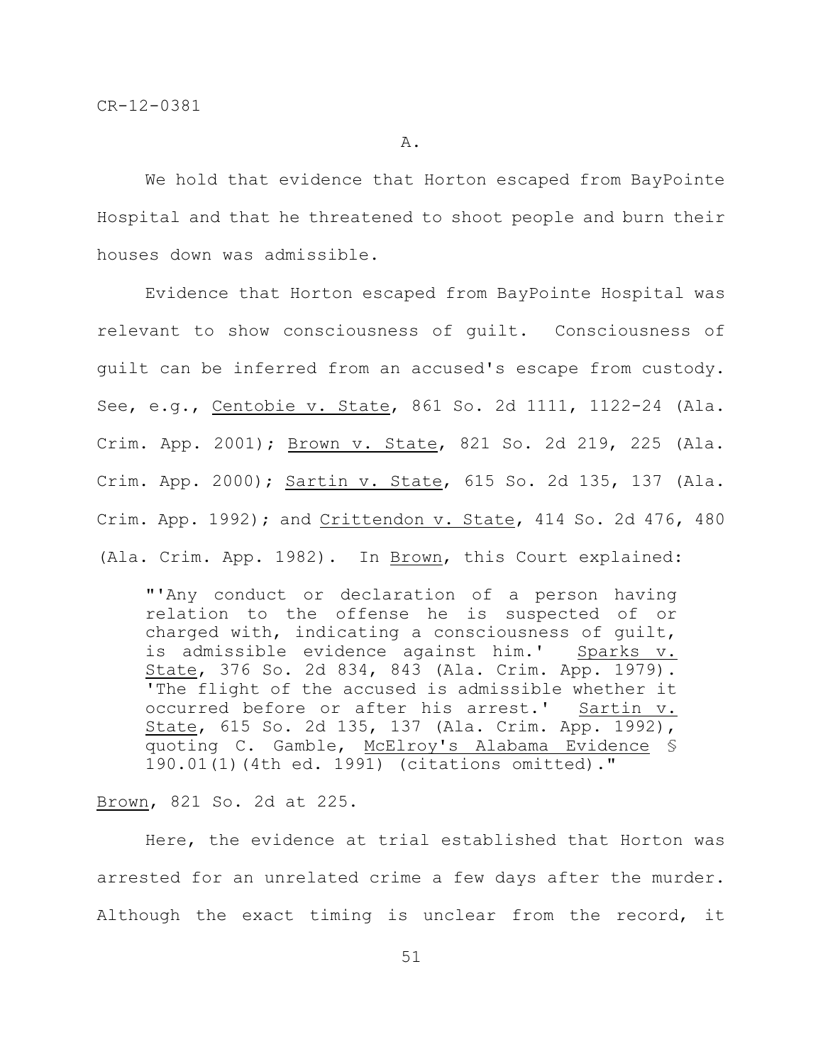A.

We hold that evidence that Horton escaped from BayPointe Hospital and that he threatened to shoot people and burn their houses down was admissible.

Evidence that Horton escaped from BayPointe Hospital was relevant to show consciousness of guilt. Consciousness of guilt can be inferred from an accused's escape from custody. See, e.g., Centobie v. State, 861 So. 2d 1111, 1122-24 (Ala. Crim. App. 2001); Brown v. State, 821 So. 2d 219, 225 (Ala. Crim. App. 2000); Sartin v. State, 615 So. 2d 135, 137 (Ala. Crim. App. 1992); and Crittendon v. State, 414 So. 2d 476, 480 (Ala. Crim. App. 1982). In Brown, this Court explained:

> "'Any conduct or declaration of a person having relation to the offense he is suspected of or charged with, indicating a consciousness of guilt, is admissible evidence against him.' Sparks v. State, 376 So. 2d 834, 843 (Ala. Crim. App. 1979). 'The flight of the accused is admissible whether it occurred before or after his arrest.' Sartin v. State, 615 So. 2d 135, 137 (Ala. Crim. App. 1992), quoting C. Gamble, McElroy's Alabama Evidence § 190.01(1)(4th ed. 1991) (citations omitted)."

Brown, 821 So. 2d at 225.

Here, the evidence at trial established that Horton was arrested for an unrelated crime a few days after the murder. Although the exact timing is unclear from the record, it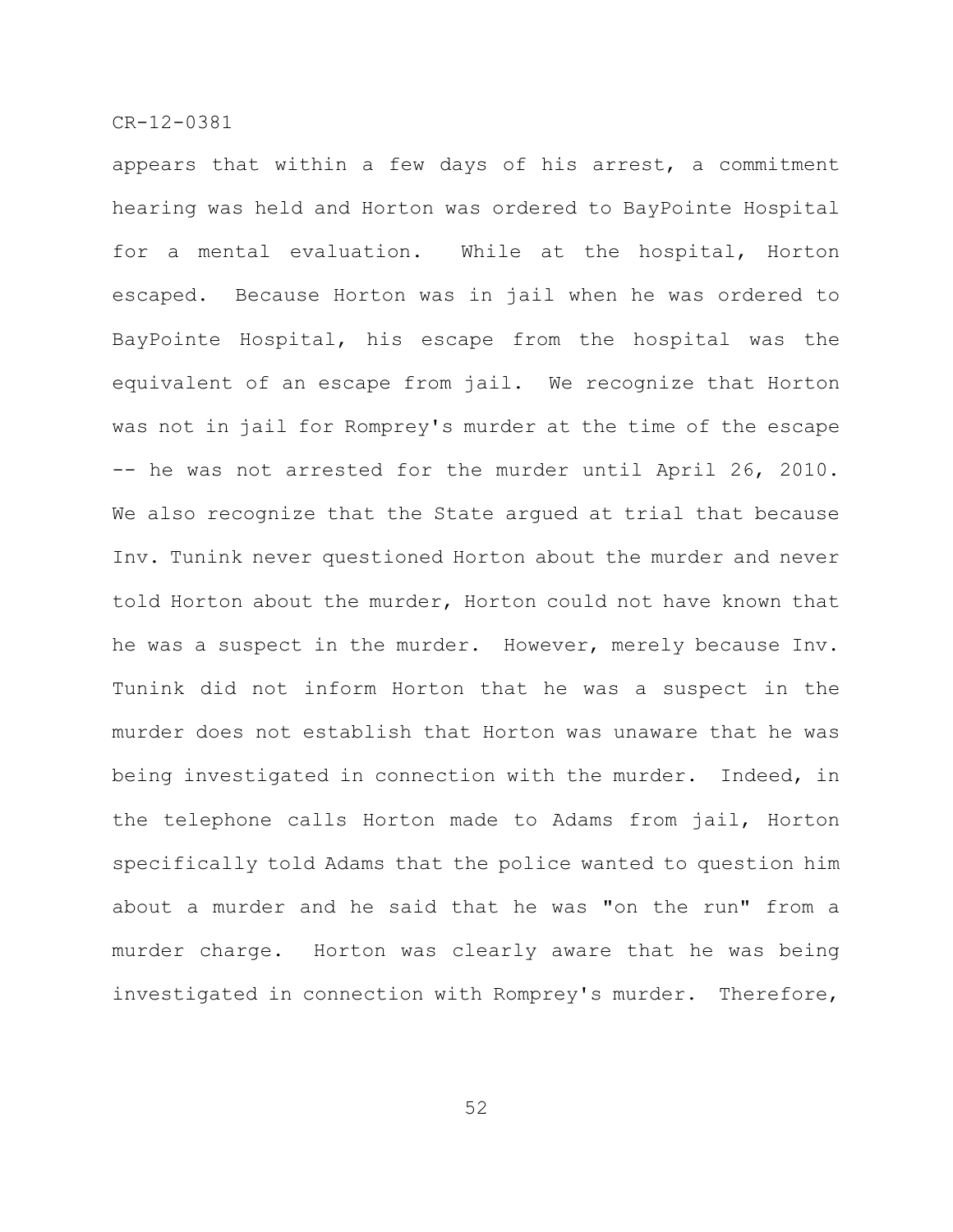appears that within a few days of his arrest, a commitment hearing was held and Horton was ordered to BayPointe Hospital for a mental evaluation. While at the hospital, Horton escaped. Because Horton was in jail when he was ordered to BayPointe Hospital, his escape from the hospital was the equivalent of an escape from jail. We recognize that Horton was not in jail for Romprey's murder at the time of the escape -- he was not arrested for the murder until April 26, 2010. We also recognize that the State argued at trial that because Inv. Tunink never questioned Horton about the murder and never told Horton about the murder, Horton could not have known that he was a suspect in the murder. However, merely because Inv. Tunink did not inform Horton that he was a suspect in the murder does not establish that Horton was unaware that he was being investigated in connection with the murder. Indeed, in the telephone calls Horton made to Adams from jail, Horton specifically told Adams that the police wanted to question him about a murder and he said that he was "on the run" from a murder charge. Horton was clearly aware that he was being investigated in connection with Romprey's murder. Therefore,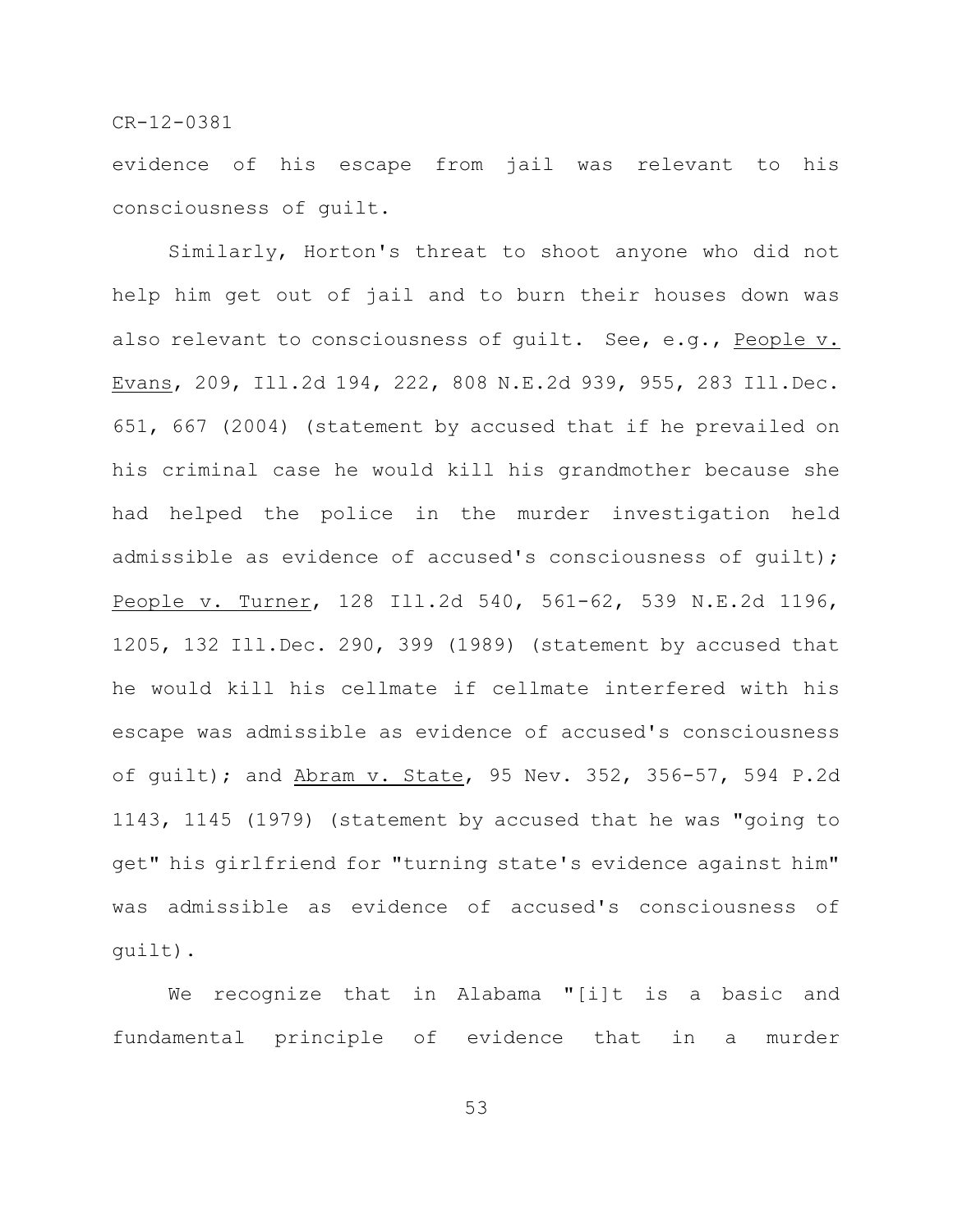evidence of his escape from jail was relevant to his consciousness of guilt.

Similarly, Horton's threat to shoot anyone who did not help him get out of jail and to burn their houses down was also relevant to consciousness of guilt. See, e.g., People v. Evans, 209, Ill.2d 194, 222, 808 N.E.2d 939, 955, 283 Ill.Dec. 651, 667 (2004) (statement by accused that if he prevailed on his criminal case he would kill his grandmother because she had helped the police in the murder investigation held admissible as evidence of accused's consciousness of guilt); People v. Turner, 128 Ill.2d 540, 561-62, 539 N.E.2d 1196, 1205, 132 Ill.Dec. 290, 399 (1989) (statement by accused that he would kill his cellmate if cellmate interfered with his escape was admissible as evidence of accused's consciousness of guilt); and Abram v. State, 95 Nev. 352, 356-57, 594 P.2d 1143, 1145 (1979) (statement by accused that he was "going to get" his girlfriend for "turning state's evidence against him" was admissible as evidence of accused's consciousness of guilt).

We recognize that in Alabama "[i]t is a basic and fundamental principle of evidence that in a murder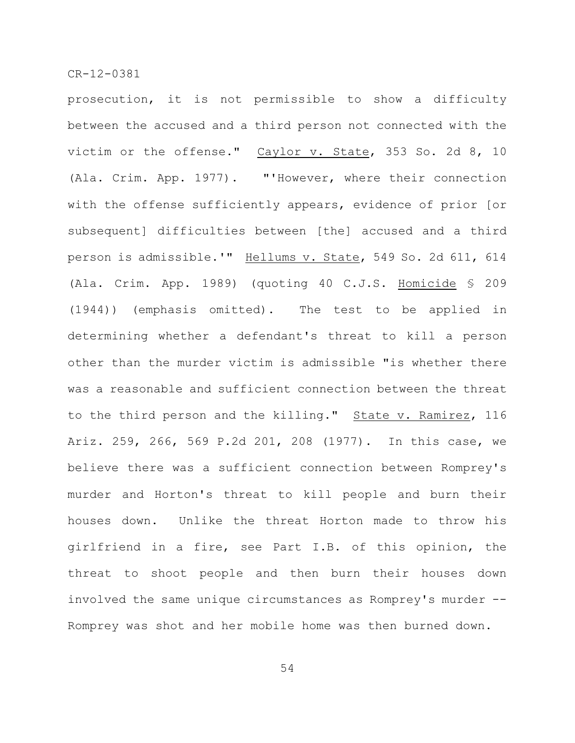prosecution, it is not permissible to show a difficulty between the accused and a third person not connected with the victim or the offense." Caylor v. State, 353 So. 2d 8, 10 (Ala. Crim. App. 1977). "'However, where their connection with the offense sufficiently appears, evidence of prior [or subsequent] difficulties between [the] accused and a third person is admissible.'" Hellums v. State, 549 So. 2d 611, 614 (Ala. Crim. App. 1989) (quoting 40 C.J.S. Homicide § 209 (1944)) (emphasis omitted). The test to be applied in determining whether a defendant's threat to kill a person other than the murder victim is admissible "is whether there was a reasonable and sufficient connection between the threat to the third person and the killing." State v. Ramirez, 116 Ariz. 259, 266, 569 P.2d 201, 208 (1977). In this case, we believe there was a sufficient connection between Romprey's murder and Horton's threat to kill people and burn their houses down. Unlike the threat Horton made to throw his girlfriend in a fire, see Part I.B. of this opinion, the threat to shoot people and then burn their houses down involved the same unique circumstances as Romprey's murder -- Romprey was shot and her mobile home was then burned down.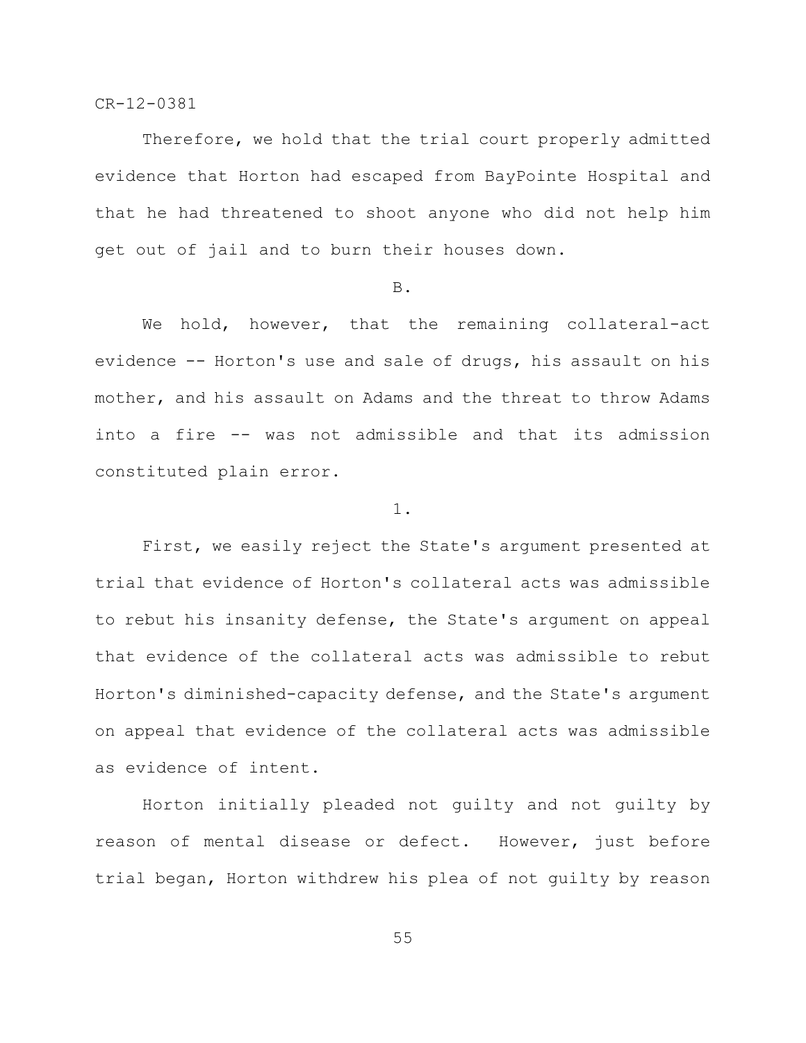Therefore, we hold that the trial court properly admitted evidence that Horton had escaped from BayPointe Hospital and that he had threatened to shoot anyone who did not help him get out of jail and to burn their houses down.

B.

We hold, however, that the remaining collateral-act evidence -- Horton's use and sale of drugs, his assault on his mother, and his assault on Adams and the threat to throw Adams into a fire -- was not admissible and that its admission constituted plain error.

1.

First, we easily reject the State's argument presented at trial that evidence of Horton's collateral acts was admissible to rebut his insanity defense, the State's argument on appeal that evidence of the collateral acts was admissible to rebut Horton's diminished-capacity defense, and the State's argument on appeal that evidence of the collateral acts was admissible as evidence of intent.

Horton initially pleaded not guilty and not guilty by reason of mental disease or defect. However, just before trial began, Horton withdrew his plea of not guilty by reason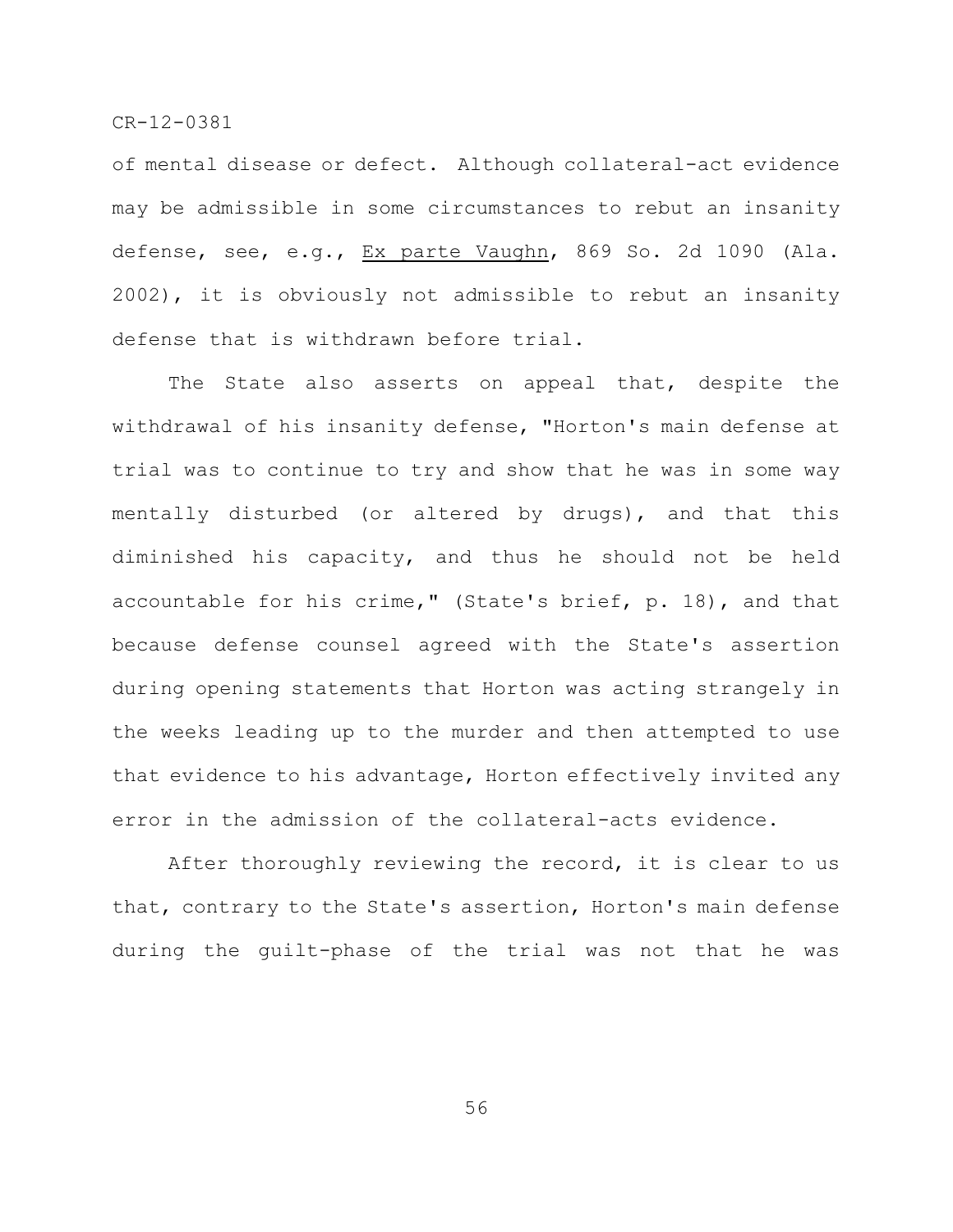of mental disease or defect. Although collateral-act evidence may be admissible in some circumstances to rebut an insanity defense, see, e.g., Ex parte Vaughn, 869 So. 2d 1090 (Ala. 2002), it is obviously not admissible to rebut an insanity defense that is withdrawn before trial.

The State also asserts on appeal that, despite the withdrawal of his insanity defense, "Horton's main defense at trial was to continue to try and show that he was in some way mentally disturbed (or altered by drugs), and that this diminished his capacity, and thus he should not be held accountable for his crime," (State's brief, p. 18), and that because defense counsel agreed with the State's assertion during opening statements that Horton was acting strangely in the weeks leading up to the murder and then attempted to use that evidence to his advantage, Horton effectively invited any error in the admission of the collateral-acts evidence.

After thoroughly reviewing the record, it is clear to us that, contrary to the State's assertion, Horton's main defense during the guilt-phase of the trial was not that he was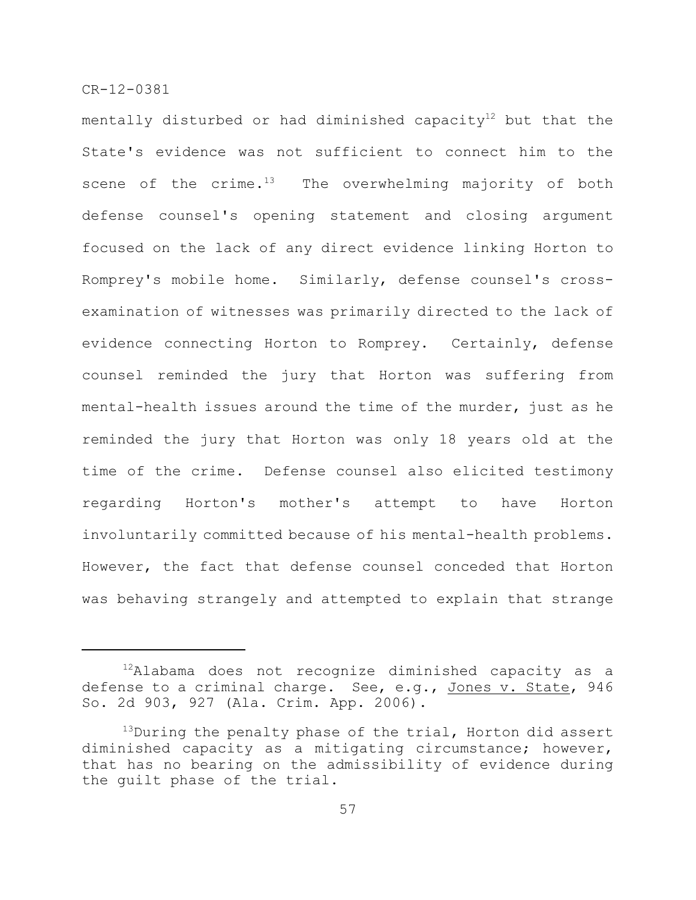mentally disturbed or had diminished capacity[12] but that the State's evidence was not sufficient to connect him to the scene of the crime.[13] The overwhelming majority of both defense counsel's opening statement and closing argument focused on the lack of any direct evidence linking Horton to Romprey's mobile home. Similarly, defense counsel's cross-examination of witnesses was primarily directed to the lack of evidence connecting Horton to Romprey. Certainly, defense counsel reminded the jury that Horton was suffering from mental-health issues around the time of the murder, just as he reminded the jury that Horton was only 18 years old at the time of the crime. Defense counsel also elicited testimony regarding Horton's mother's attempt to have Horton involuntarily committed because of his mental-health problems. However, the fact that defense counsel conceded that Horton was behaving strangely and attempted to explain that strange

---

[12] Alabama does not recognize diminished capacity as a defense to a criminal charge. See, e.g., Jones v. State, 946 So. 2d 903, 927 (Ala. Crim. App. 2006).

[13] During the penalty phase of the trial, Horton did assert diminished capacity as a mitigating circumstance; however, that has no bearing on the admissibility of evidence during the guilt phase of the trial.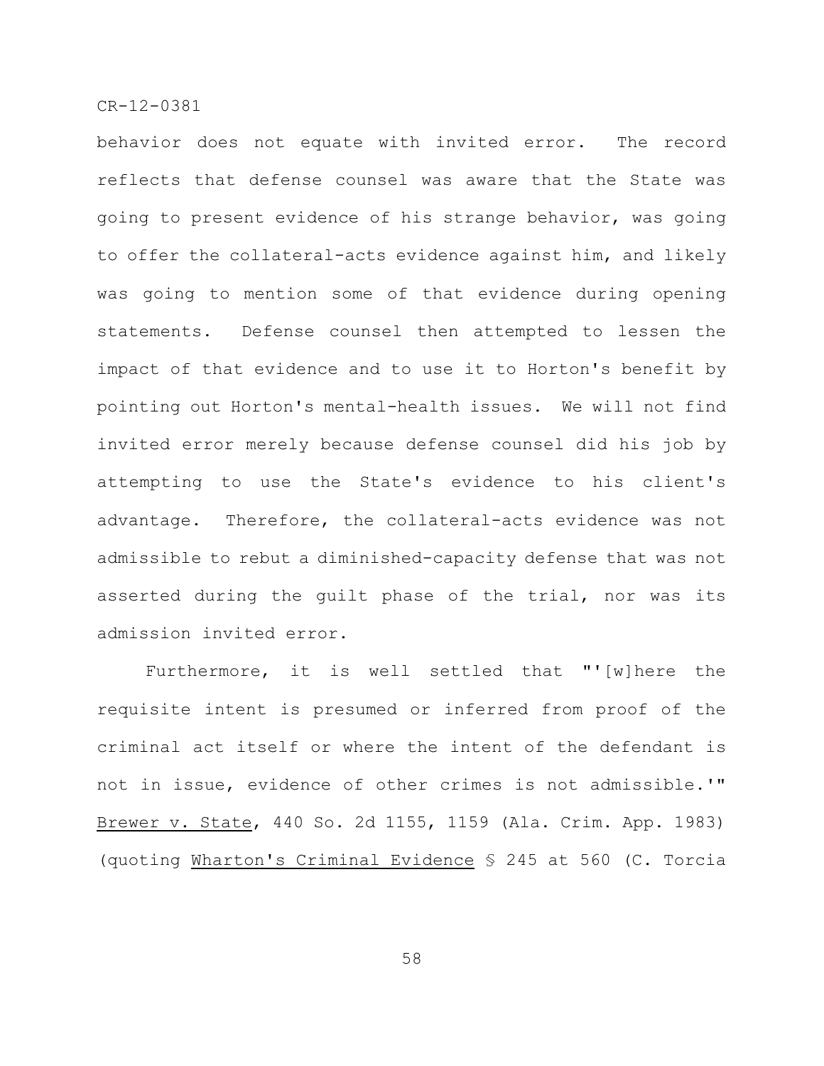behavior does not equate with invited error. The record reflects that defense counsel was aware that the State was going to present evidence of his strange behavior, was going to offer the collateral-acts evidence against him, and likely was going to mention some of that evidence during opening statements. Defense counsel then attempted to lessen the impact of that evidence and to use it to Horton's benefit by pointing out Horton's mental-health issues. We will not find invited error merely because defense counsel did his job by attempting to use the State's evidence to his client's advantage. Therefore, the collateral-acts evidence was not admissible to rebut a diminished-capacity defense that was not asserted during the guilt phase of the trial, nor was its admission invited error.

Furthermore, it is well settled that "'[w]here the requisite intent is presumed or inferred from proof of the criminal act itself or where the intent of the defendant is not in issue, evidence of other crimes is not admissible.'" Brewer v. State, 440 So. 2d 1155, 1159 (Ala. Crim. App. 1983) (quoting Wharton's Criminal Evidence § 245 at 560 (C. Torcia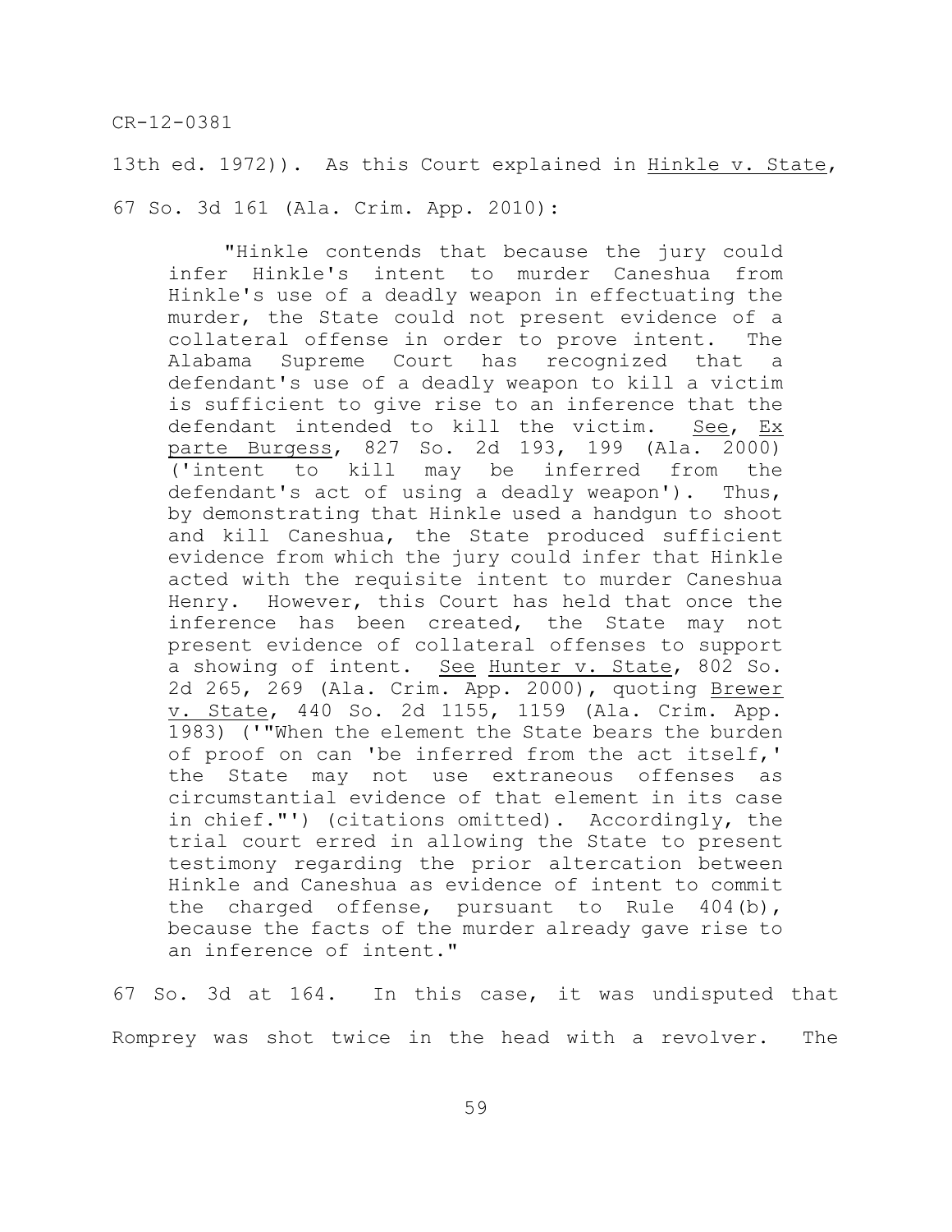13th ed. 1972)). As this Court explained in Hinkle v. State, 67 So. 3d 161 (Ala. Crim. App. 2010):

> "Hinkle contends that because the jury could infer Hinkle's intent to murder Caneshua from Hinkle's use of a deadly weapon in effectuating the murder, the State could not present evidence of a collateral offense in order to prove intent. The Alabama Supreme Court has recognized that a defendant's use of a deadly weapon to kill a victim is sufficient to give rise to an inference that the defendant intended to kill the victim. See, Ex parte Burgess, 827 So. 2d 193, 199 (Ala. 2000) ('intent to kill may be inferred from the defendant's act of using a deadly weapon'). Thus, by demonstrating that Hinkle used a handgun to shoot and kill Caneshua, the State produced sufficient evidence from which the jury could infer that Hinkle acted with the requisite intent to murder Caneshua Henry. However, this Court has held that once the inference has been created, the State may not present evidence of collateral offenses to support a showing of intent. See Hunter v. State, 802 So. 2d 265, 269 (Ala. Crim. App. 2000), quoting Brewer v. State, 440 So. 2d 1155, 1159 (Ala. Crim. App. 1983) ('"When the element the State bears the burden of proof on can 'be inferred from the act itself,' the State may not use extraneous offenses as circumstantial evidence of that element in its case in chief."') (citations omitted). Accordingly, the trial court erred in allowing the State to present testimony regarding the prior altercation between Hinkle and Caneshua as evidence of intent to commit the charged offense, pursuant to Rule 404(b), because the facts of the murder already gave rise to an inference of intent."

67 So. 3d at 164. In this case, it was undisputed that Romprey was shot twice in the head with a revolver. The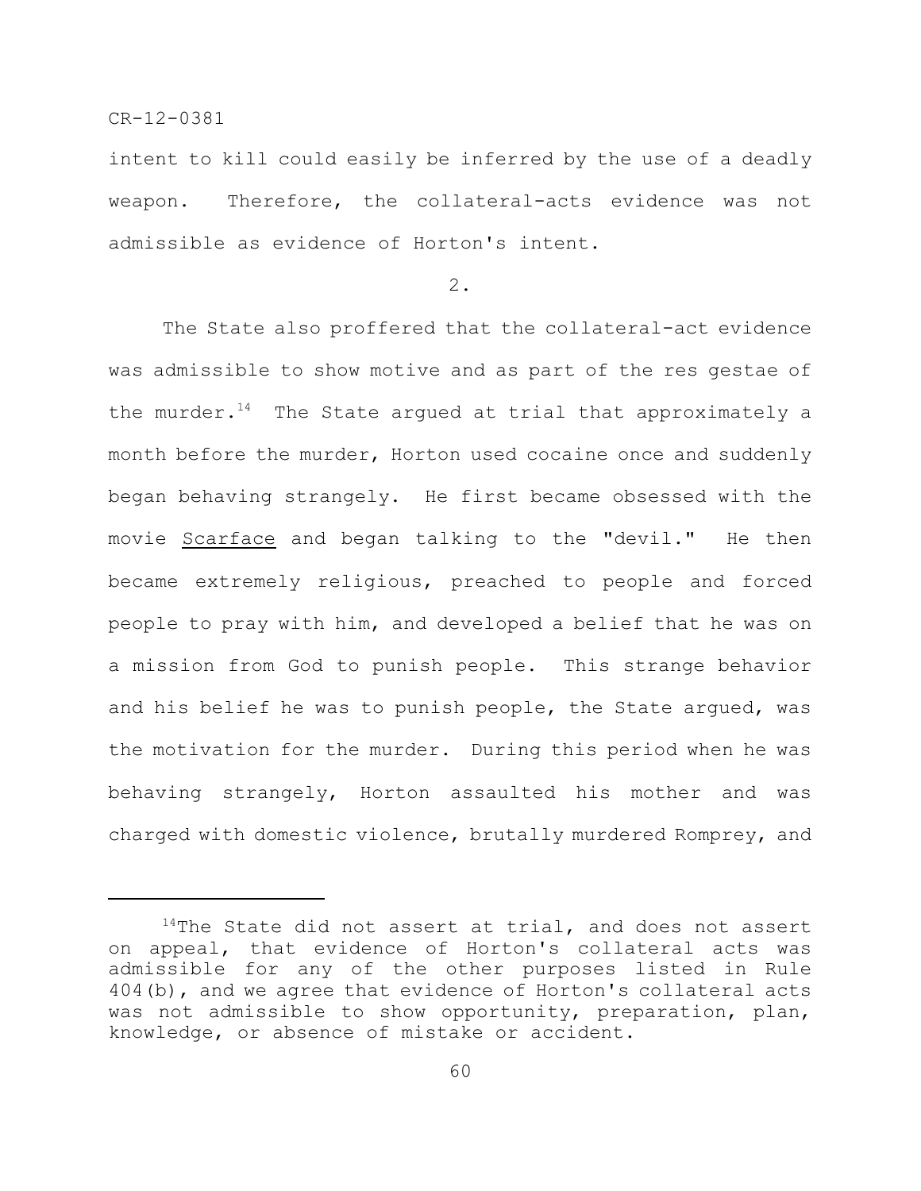intent to kill could easily be inferred by the use of a deadly weapon. Therefore, the collateral-acts evidence was not admissible as evidence of Horton's intent.

2.

The State also proffered that the collateral-act evidence was admissible to show motive and as part of the res gestae of the murder.[14] The State argued at trial that approximately a month before the murder, Horton used cocaine once and suddenly began behaving strangely. He first became obsessed with the movie Scarface and began talking to the "devil." He then became extremely religious, preached to people and forced people to pray with him, and developed a belief that he was on a mission from God to punish people. This strange behavior and his belief he was to punish people, the State argued, was the motivation for the murder. During this period when he was behaving strangely, Horton assaulted his mother and was charged with domestic violence, brutally murdered Romprey, and

---

[14]The State did not assert at trial, and does not assert on appeal, that evidence of Horton's collateral acts was admissible for any of the other purposes listed in Rule 404(b), and we agree that evidence of Horton's collateral acts was not admissible to show opportunity, preparation, plan, knowledge, or absence of mistake or accident.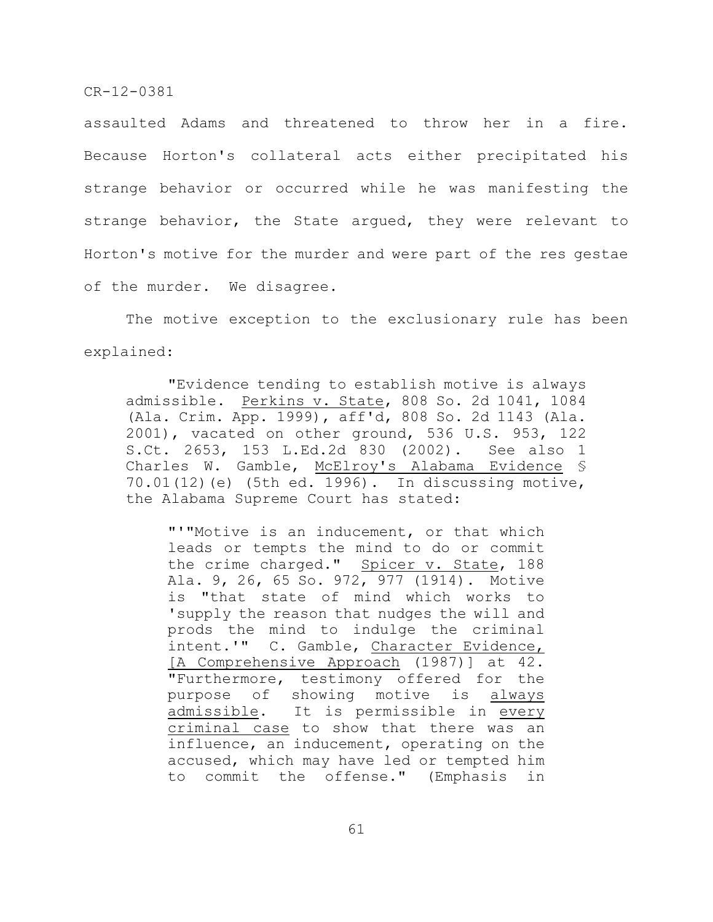assaulted Adams and threatened to throw her in a fire. Because Horton's collateral acts either precipitated his strange behavior or occurred while he was manifesting the strange behavior, the State argued, they were relevant to Horton's motive for the murder and were part of the res gestae of the murder. We disagree.

The motive exception to the exclusionary rule has been explained:

> "Evidence tending to establish motive is always admissible. Perkins v. State, 808 So. 2d 1041, 1084 (Ala. Crim. App. 1999), aff'd, 808 So. 2d 1143 (Ala. 2001), vacated on other ground, 536 U.S. 953, 122 S.Ct. 2653, 153 L.Ed.2d 830 (2002). See also 1 Charles W. Gamble, McElroy's Alabama Evidence § 70.01(12)(e) (5th ed. 1996). In discussing motive, the Alabama Supreme Court has stated:
>
> > "'"Motive is an inducement, or that which leads or tempts the mind to do or commit the crime charged." Spicer v. State, 188 Ala. 9, 26, 65 So. 972, 977 (1914). Motive is "that state of mind which works to 'supply the reason that nudges the will and prods the mind to indulge the criminal intent.'" C. Gamble, Character Evidence, [A Comprehensive Approach (1987)] at 42. "Furthermore, testimony offered for the purpose of showing motive is always admissible. It is permissible in every criminal case to show that there was an influence, an inducement, operating on the accused, which may have led or tempted him to commit the offense." (Emphasis in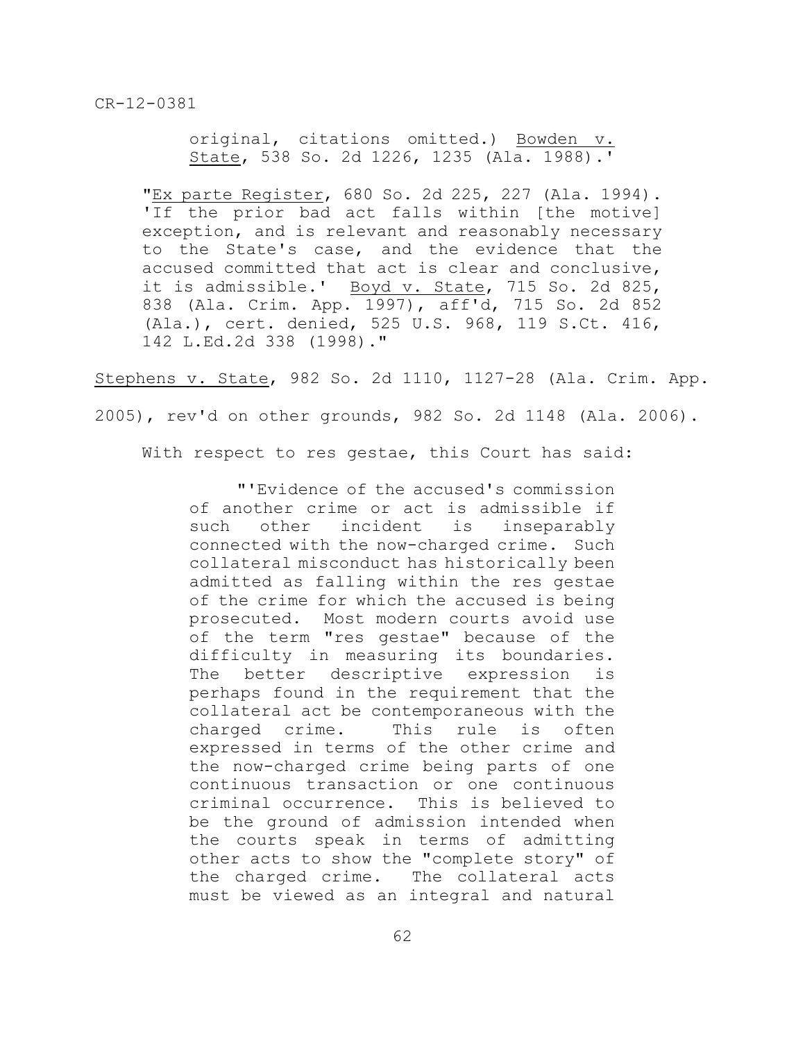> original, citations omitted.) Bowden v. State, 538 So. 2d 1226, 1235 (Ala. 1988).'
>
> "Ex parte Register, 680 So. 2d 225, 227 (Ala. 1994). 'If the prior bad act falls within [the motive] exception, and is relevant and reasonably necessary to the State's case, and the evidence that the accused committed that act is clear and conclusive, it is admissible.' Boyd v. State, 715 So. 2d 825, 838 (Ala. Crim. App. 1997), aff'd, 715 So. 2d 852 (Ala.), cert. denied, 525 U.S. 968, 119 S.Ct. 416, 142 L.Ed.2d 338 (1998)."

Stephens v. State, 982 So. 2d 1110, 1127-28 (Ala. Crim. App. 2005), rev'd on other grounds, 982 So. 2d 1148 (Ala. 2006).

With respect to res gestae, this Court has said:

> "'Evidence of the accused's commission of another crime or act is admissible if such other incident is inseparably connected with the now-charged crime. Such collateral misconduct has historically been admitted as falling within the res gestae of the crime for which the accused is being prosecuted. Most modern courts avoid use of the term "res gestae" because of the difficulty in measuring its boundaries. The better descriptive expression is perhaps found in the requirement that the collateral act be contemporaneous with the charged crime. This rule is often expressed in terms of the other crime and the now-charged crime being parts of one continuous transaction or one continuous criminal occurrence. This is believed to be the ground of admission intended when the courts speak in terms of admitting other acts to show the "complete story" of the charged crime. The collateral acts must be viewed as an integral and natural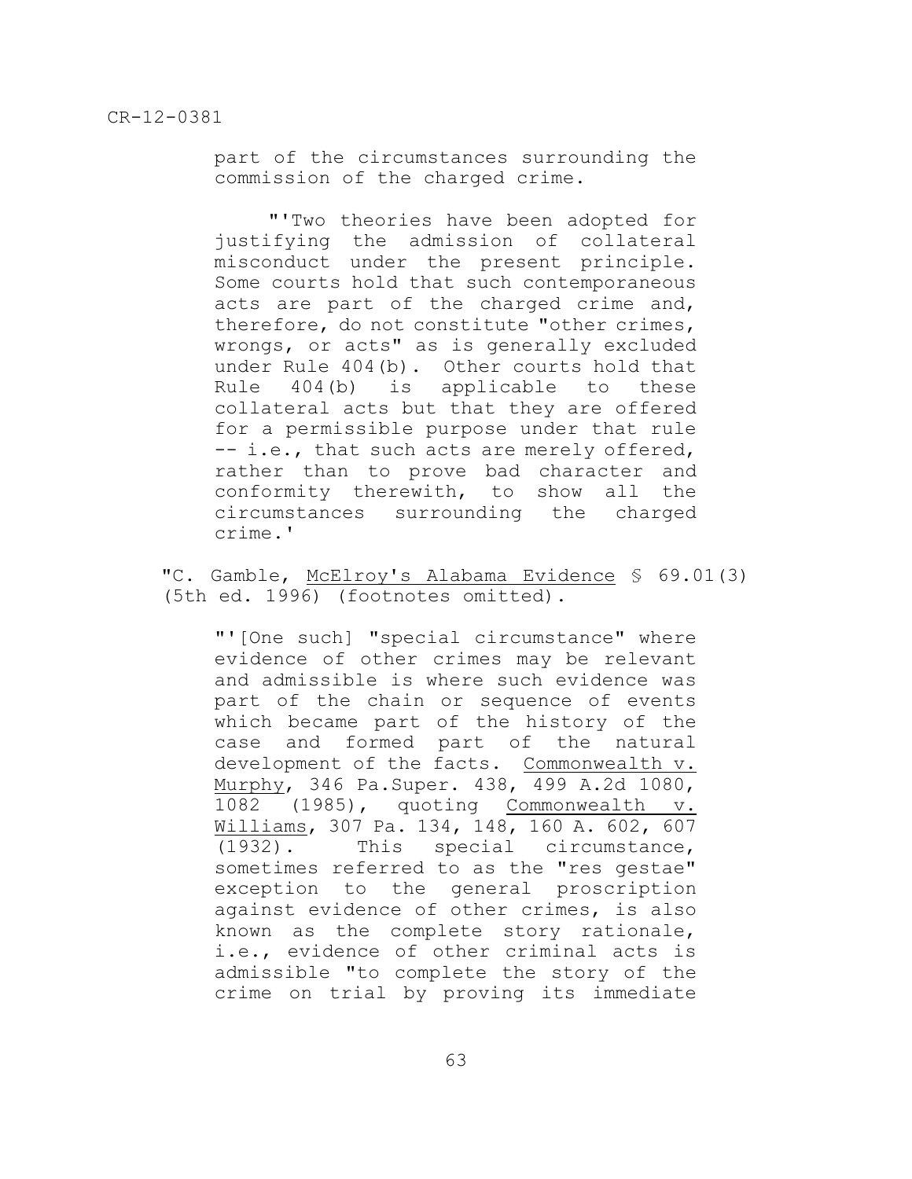part of the circumstances surrounding the commission of the charged crime.

"'Two theories have been adopted for justifying the admission of collateral misconduct under the present principle. Some courts hold that such contemporaneous acts are part of the charged crime and, therefore, do not constitute "other crimes, wrongs, or acts" as is generally excluded under Rule 404(b). Other courts hold that Rule 404(b) is applicable to these collateral acts but that they are offered for a permissible purpose under that rule -- i.e., that such acts are merely offered, rather than to prove bad character and conformity therewith, to show all the circumstances surrounding the charged crime.'

"C. Gamble, McElroy's Alabama Evidence § 69.01(3) (5th ed. 1996) (footnotes omitted).

"'[One such] "special circumstance" where evidence of other crimes may be relevant and admissible is where such evidence was part of the chain or sequence of events which became part of the history of the case and formed part of the natural development of the facts. Commonwealth v. Murphy, 346 Pa.Super. 438, 499 A.2d 1080, 1082 (1985), quoting Commonwealth v. Williams, 307 Pa. 134, 148, 160 A. 602, 607 (1932). This special circumstance, sometimes referred to as the "res gestae" exception to the general proscription against evidence of other crimes, is also known as the complete story rationale, i.e., evidence of other criminal acts is admissible "to complete the story of the crime on trial by proving its immediate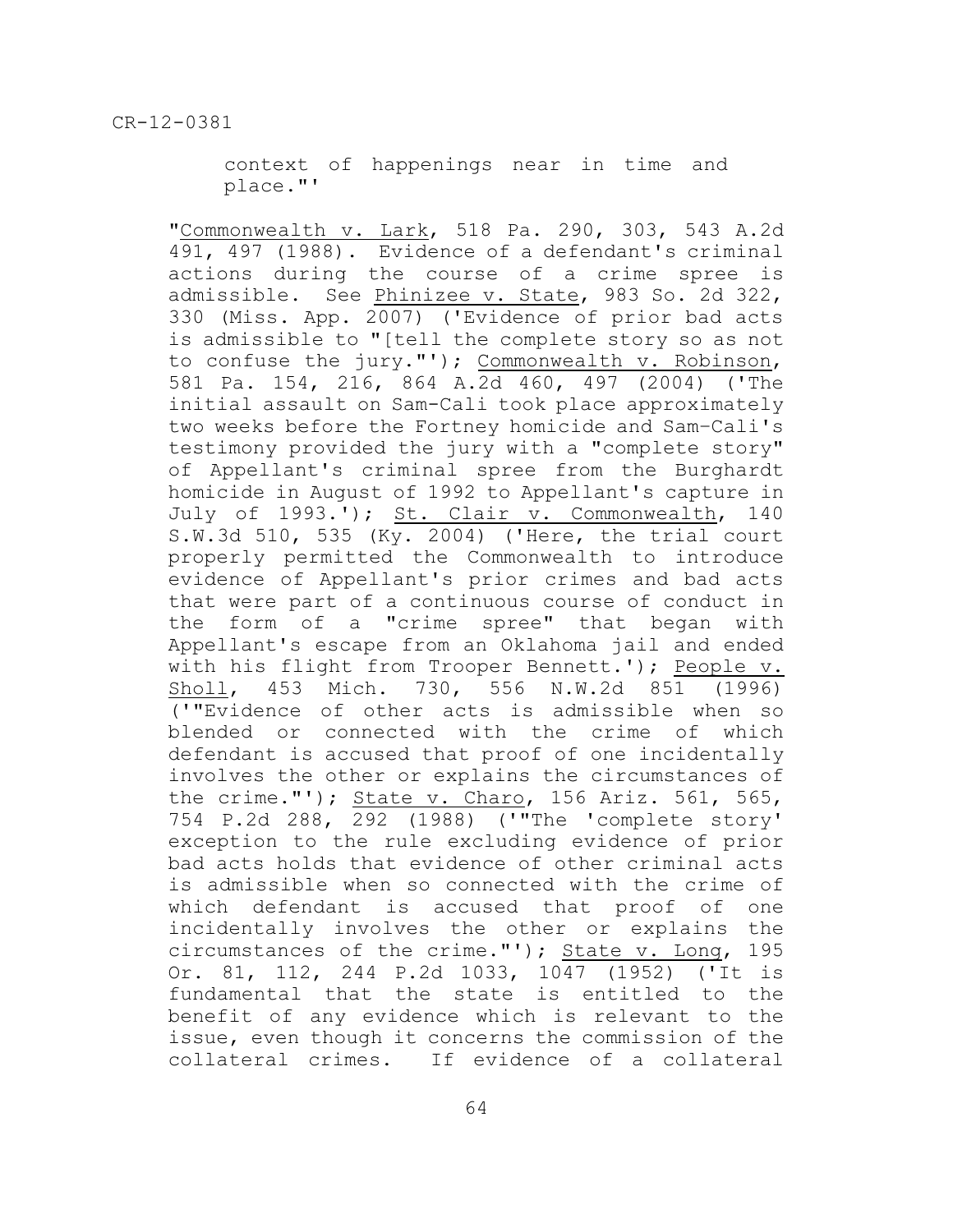context of happenings near in time and place."'

"Commonwealth v. Lark, 518 Pa. 290, 303, 543 A.2d 491, 497 (1988). Evidence of a defendant's criminal actions during the course of a crime spree is admissible. See Phinizee v. State, 983 So. 2d 322, 330 (Miss. App. 2007) ('Evidence of prior bad acts is admissible to "[tell the complete story so as not to confuse the jury."'); Commonwealth v. Robinson, 581 Pa. 154, 216, 864 A.2d 460, 497 (2004) ('The initial assault on Sam-Cali took place approximately two weeks before the Fortney homicide and Sam-Cali's testimony provided the jury with a "complete story" of Appellant's criminal spree from the Burghardt homicide in August of 1992 to Appellant's capture in July of 1993.'); St. Clair v. Commonwealth, 140 S.W.3d 510, 535 (Ky. 2004) ('Here, the trial court properly permitted the Commonwealth to introduce evidence of Appellant's prior crimes and bad acts that were part of a continuous course of conduct in the form of a "crime spree" that began with Appellant's escape from an Oklahoma jail and ended with his flight from Trooper Bennett.'); People v. Sholl, 453 Mich. 730, 556 N.W.2d 851 (1996) ('"Evidence of other acts is admissible when so blended or connected with the crime of which defendant is accused that proof of one incidentally involves the other or explains the circumstances of the crime."'); State v. Charo, 156 Ariz. 561, 565, 754 P.2d 288, 292 (1988) ('"The 'complete story' exception to the rule excluding evidence of prior bad acts holds that evidence of other criminal acts is admissible when so connected with the crime of which defendant is accused that proof of one incidentally involves the other or explains the circumstances of the crime."'); State v. Long, 195 Or. 81, 112, 244 P.2d 1033, 1047 (1952) ('It is fundamental that the state is entitled to the benefit of any evidence which is relevant to the issue, even though it concerns the commission of the collateral crimes. If evidence of a collateral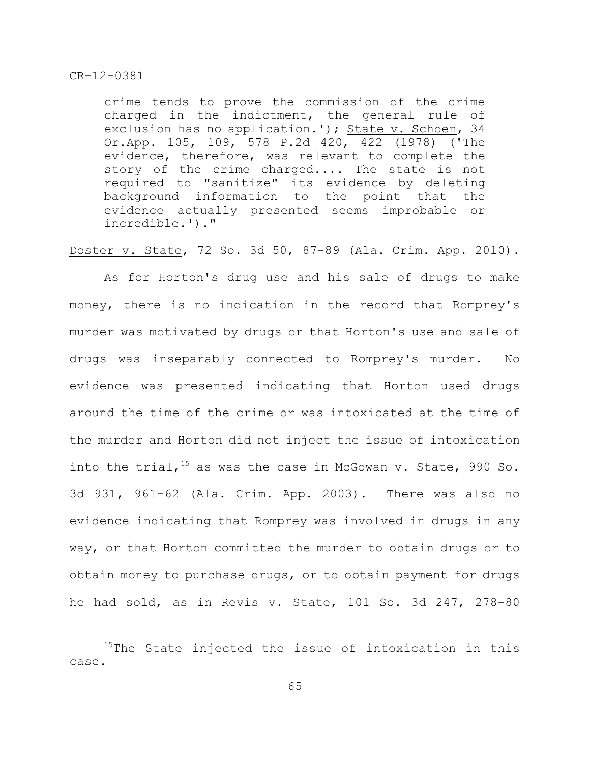> crime tends to prove the commission of the crime charged in the indictment, the general rule of exclusion has no application.'); State v. Schoen, 34 Or.App. 105, 109, 578 P.2d 420, 422 (1978) ('The evidence, therefore, was relevant to complete the story of the crime charged.... The state is not required to "sanitize" its evidence by deleting background information to the point that the evidence actually presented seems improbable or incredible.')."

Doster v. State, 72 So. 3d 50, 87-89 (Ala. Crim. App. 2010).

As for Horton's drug use and his sale of drugs to make money, there is no indication in the record that Romprey's murder was motivated by drugs or that Horton's use and sale of drugs was inseparably connected to Romprey's murder. No evidence was presented indicating that Horton used drugs around the time of the crime or was intoxicated at the time of the murder and Horton did not inject the issue of intoxication into the trial,[15] as was the case in McGowan v. State, 990 So. 3d 931, 961-62 (Ala. Crim. App. 2003). There was also no evidence indicating that Romprey was involved in drugs in any way, or that Horton committed the murder to obtain drugs or to obtain money to purchase drugs, or to obtain payment for drugs he had sold, as in Revis v. State, 101 So. 3d 247, 278-80

---

[15] The State injected the issue of intoxication in this case.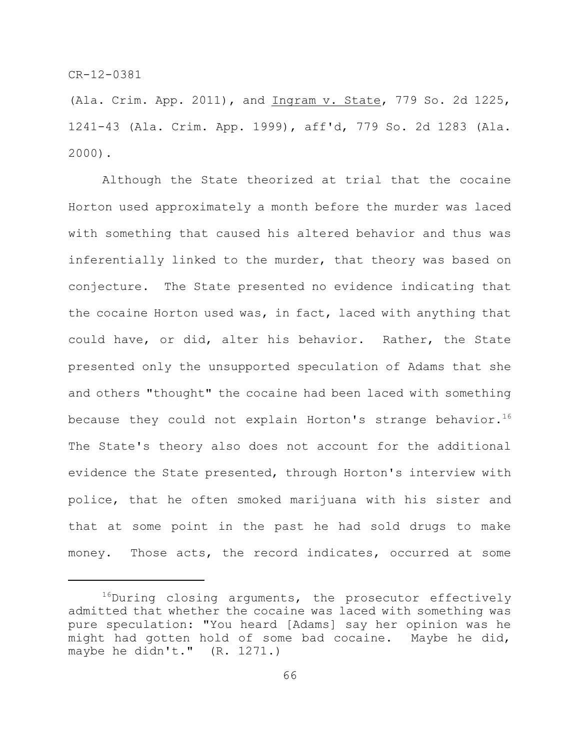(Ala. Crim. App. 2011), and Ingram v. State, 779 So. 2d 1225, 1241-43 (Ala. Crim. App. 1999), aff'd, 779 So. 2d 1283 (Ala. 2000).

Although the State theorized at trial that the cocaine Horton used approximately a month before the murder was laced with something that caused his altered behavior and thus was inferentially linked to the murder, that theory was based on conjecture. The State presented no evidence indicating that the cocaine Horton used was, in fact, laced with anything that could have, or did, alter his behavior. Rather, the State presented only the unsupported speculation of Adams that she and others "thought" the cocaine had been laced with something because they could not explain Horton's strange behavior.[16] The State's theory also does not account for the additional evidence the State presented, through Horton's interview with police, that he often smoked marijuana with his sister and that at some point in the past he had sold drugs to make money. Those acts, the record indicates, occurred at some

---

[16]During closing arguments, the prosecutor effectively admitted that whether the cocaine was laced with something was pure speculation: "You heard [Adams] say her opinion was he might had gotten hold of some bad cocaine. Maybe he did, maybe he didn't." (R. 1271.)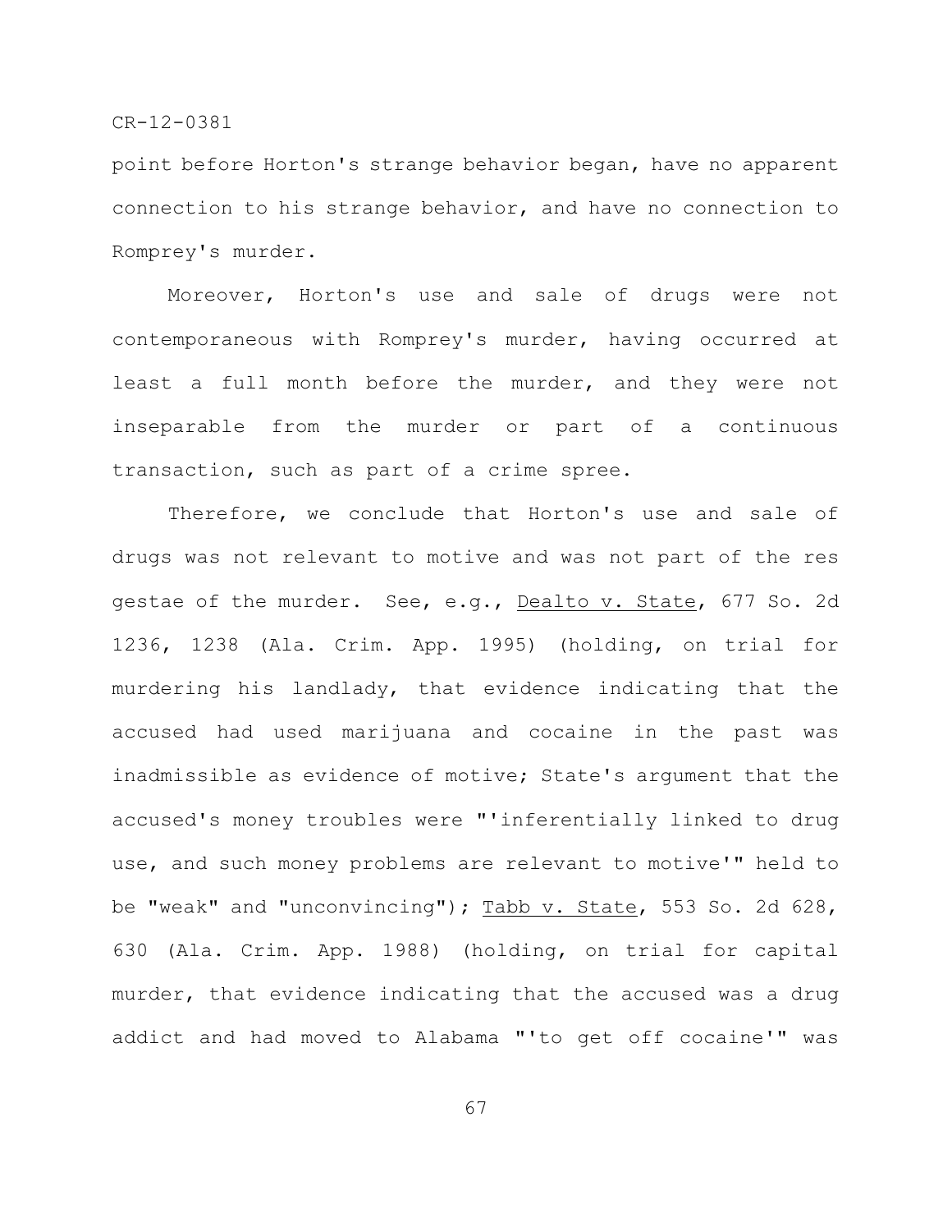point before Horton's strange behavior began, have no apparent connection to his strange behavior, and have no connection to Romprey's murder.

Moreover, Horton's use and sale of drugs were not contemporaneous with Romprey's murder, having occurred at least a full month before the murder, and they were not inseparable from the murder or part of a continuous transaction, such as part of a crime spree.

Therefore, we conclude that Horton's use and sale of drugs was not relevant to motive and was not part of the res gestae of the murder. See, e.g., Dealto v. State, 677 So. 2d 1236, 1238 (Ala. Crim. App. 1995) (holding, on trial for murdering his landlady, that evidence indicating that the accused had used marijuana and cocaine in the past was inadmissible as evidence of motive; State's argument that the accused's money troubles were "'inferentially linked to drug use, and such money problems are relevant to motive'" held to be "weak" and "unconvincing"); Tabb v. State, 553 So. 2d 628, 630 (Ala. Crim. App. 1988) (holding, on trial for capital murder, that evidence indicating that the accused was a drug addict and had moved to Alabama "'to get off cocaine'" was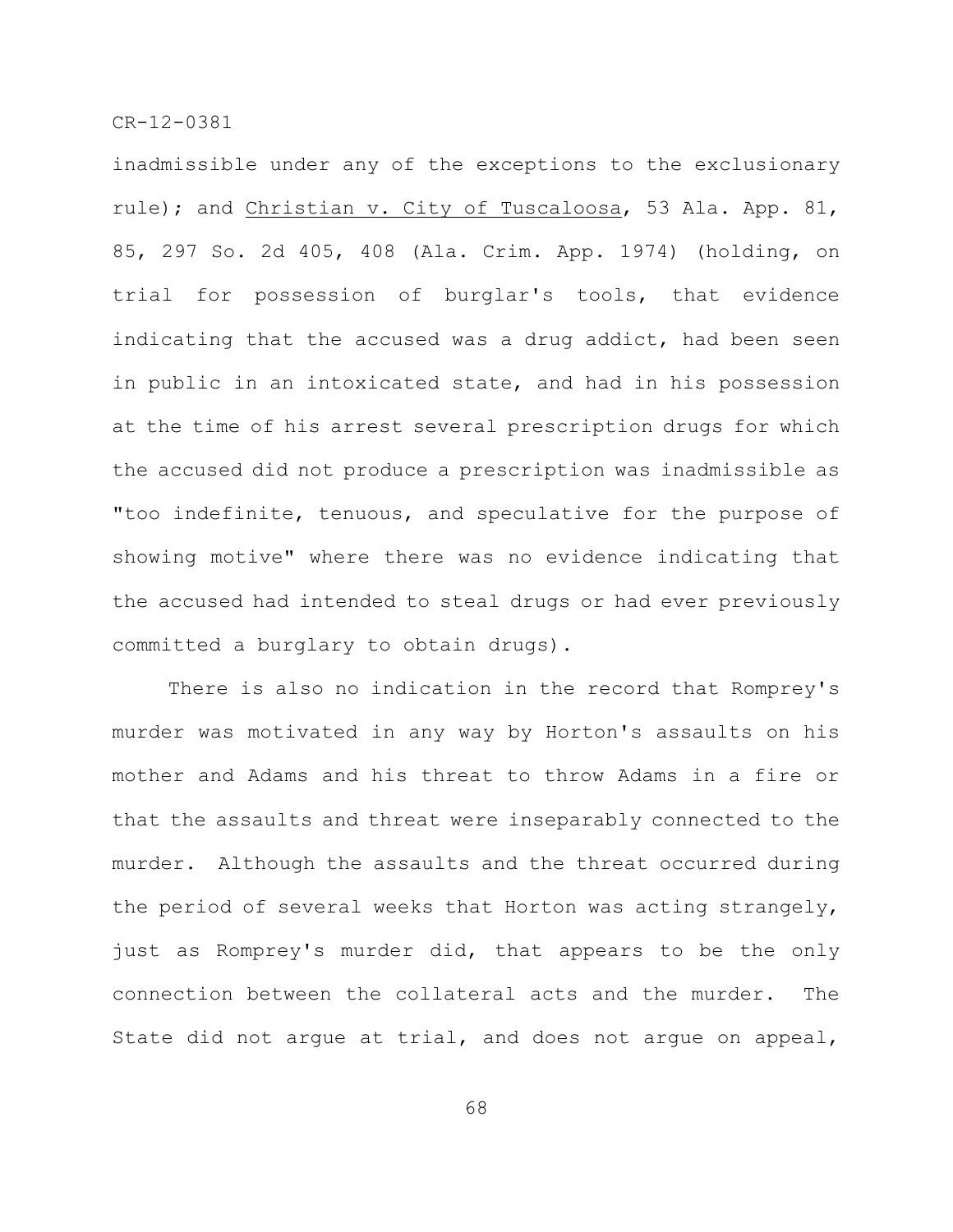inadmissible under any of the exceptions to the exclusionary rule); and Christian v. City of Tuscaloosa, 53 Ala. App. 81, 85, 297 So. 2d 405, 408 (Ala. Crim. App. 1974) (holding, on trial for possession of burglar's tools, that evidence indicating that the accused was a drug addict, had been seen in public in an intoxicated state, and had in his possession at the time of his arrest several prescription drugs for which the accused did not produce a prescription was inadmissible as "too indefinite, tenuous, and speculative for the purpose of showing motive" where there was no evidence indicating that the accused had intended to steal drugs or had ever previously committed a burglary to obtain drugs).

There is also no indication in the record that Romprey's murder was motivated in any way by Horton's assaults on his mother and Adams and his threat to throw Adams in a fire or that the assaults and threat were inseparably connected to the murder. Although the assaults and the threat occurred during the period of several weeks that Horton was acting strangely, just as Romprey's murder did, that appears to be the only connection between the collateral acts and the murder. The State did not argue at trial, and does not argue on appeal,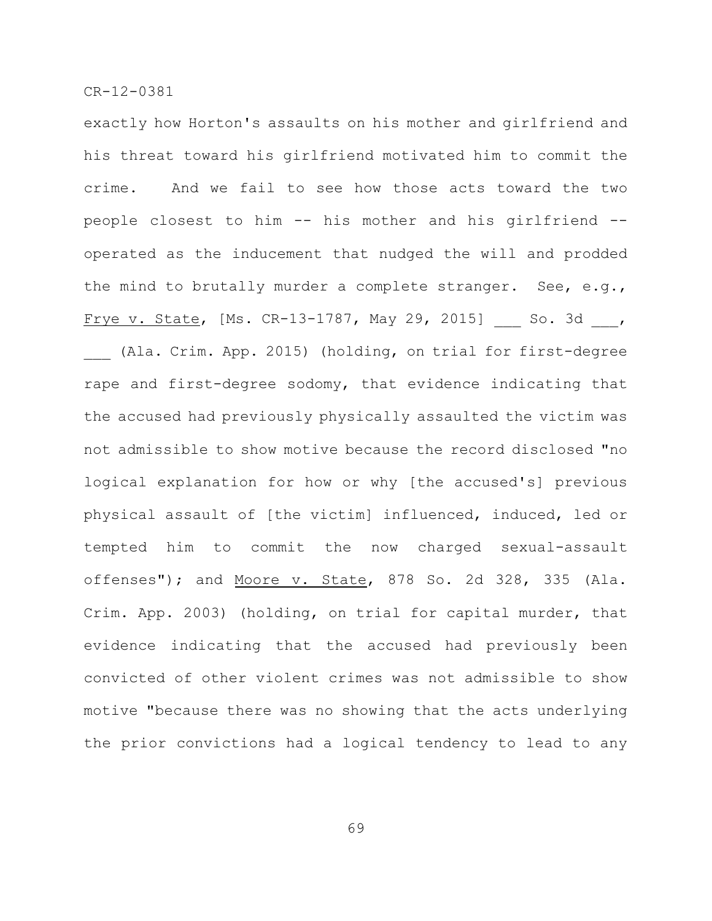exactly how Horton's assaults on his mother and girlfriend and his threat toward his girlfriend motivated him to commit the crime. And we fail to see how those acts toward the two people closest to him -- his mother and his girlfriend -- operated as the inducement that nudged the will and prodded the mind to brutally murder a complete stranger. See, e.g., Frye v. State, [Ms. CR-13-1787, May 29, 2015] ___ So. 3d ___, ___ (Ala. Crim. App. 2015) (holding, on trial for first-degree rape and first-degree sodomy, that evidence indicating that the accused had previously physically assaulted the victim was not admissible to show motive because the record disclosed "no logical explanation for how or why [the accused's] previous physical assault of [the victim] influenced, induced, led or tempted him to commit the now charged sexual-assault offenses"); and Moore v. State, 878 So. 2d 328, 335 (Ala. Crim. App. 2003) (holding, on trial for capital murder, that evidence indicating that the accused had previously been convicted of other violent crimes was not admissible to show motive "because there was no showing that the acts underlying the prior convictions had a logical tendency to lead to any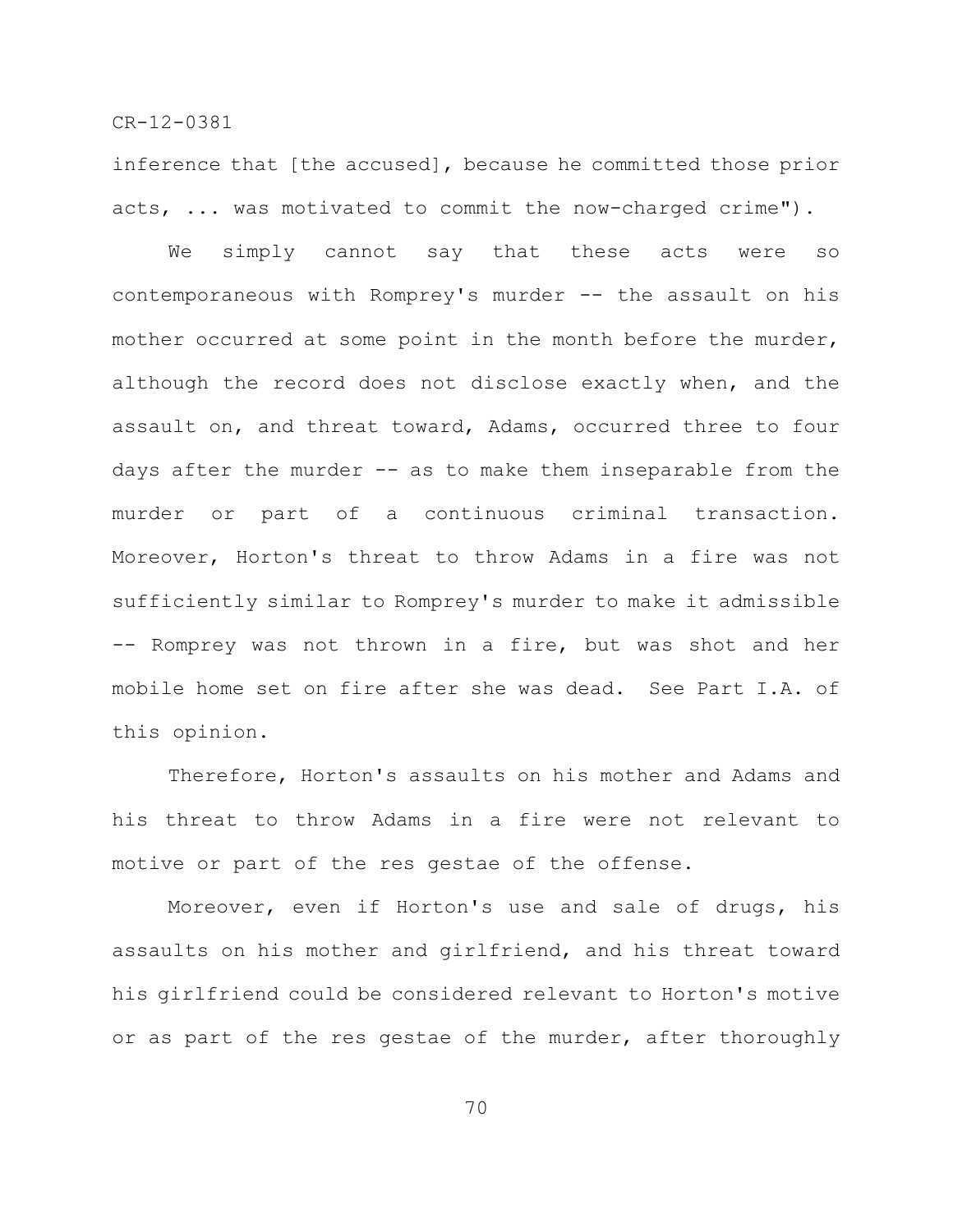inference that [the accused], because he committed those prior acts, ... was motivated to commit the now-charged crime").

We simply cannot say that these acts were so contemporaneous with Romprey's murder -- the assault on his mother occurred at some point in the month before the murder, although the record does not disclose exactly when, and the assault on, and threat toward, Adams, occurred three to four days after the murder -- as to make them inseparable from the murder or part of a continuous criminal transaction. Moreover, Horton's threat to throw Adams in a fire was not sufficiently similar to Romprey's murder to make it admissible -- Romprey was not thrown in a fire, but was shot and her mobile home set on fire after she was dead. See Part I.A. of this opinion.

Therefore, Horton's assaults on his mother and Adams and his threat to throw Adams in a fire were not relevant to motive or part of the res gestae of the offense.

Moreover, even if Horton's use and sale of drugs, his assaults on his mother and girlfriend, and his threat toward his girlfriend could be considered relevant to Horton's motive or as part of the res gestae of the murder, after thoroughly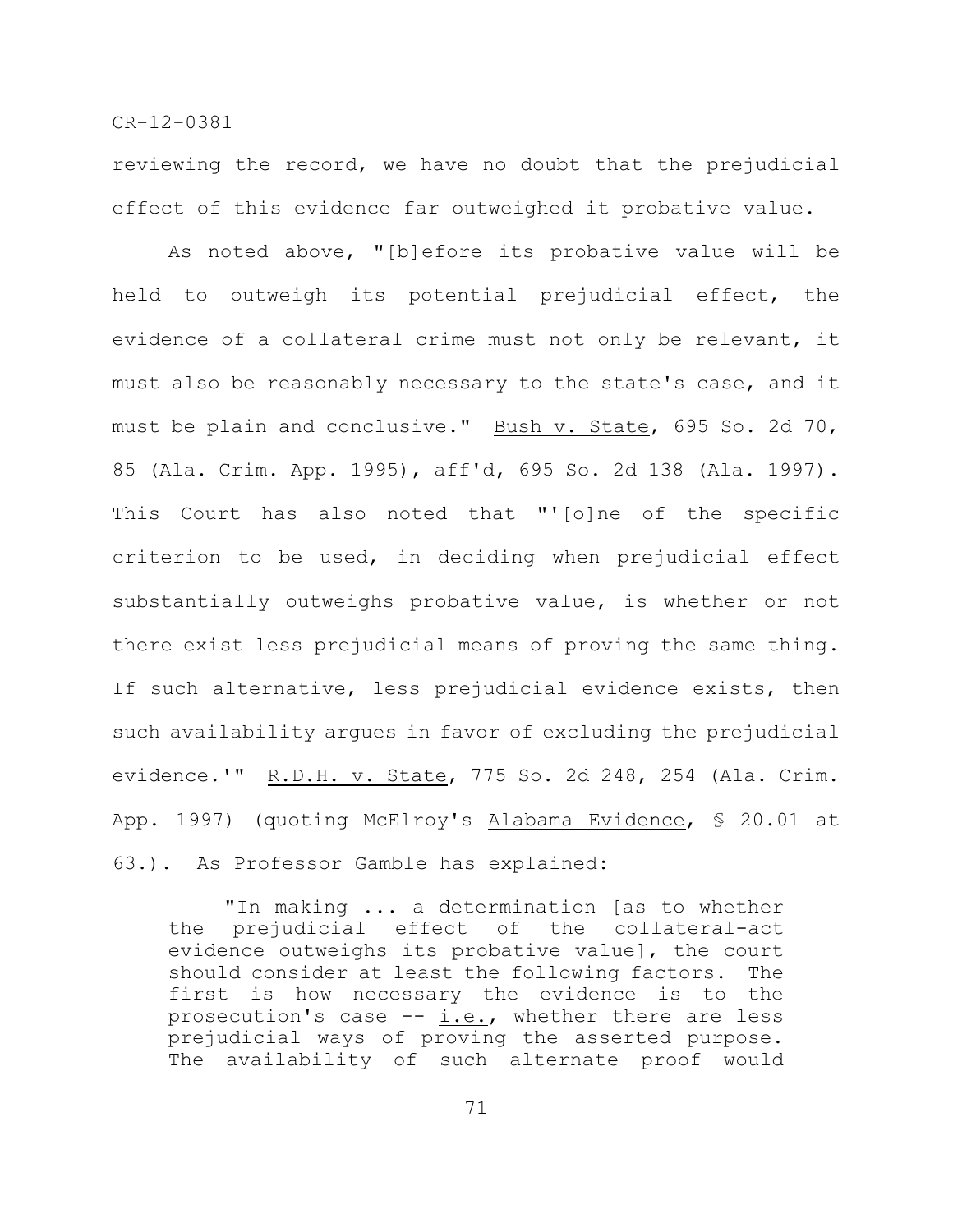reviewing the record, we have no doubt that the prejudicial effect of this evidence far outweighed it probative value.

As noted above, "[b]efore its probative value will be held to outweigh its potential prejudicial effect, the evidence of a collateral crime must not only be relevant, it must also be reasonably necessary to the state's case, and it must be plain and conclusive." Bush v. State, 695 So. 2d 70, 85 (Ala. Crim. App. 1995), aff'd, 695 So. 2d 138 (Ala. 1997). This Court has also noted that "'[o]ne of the specific criterion to be used, in deciding when prejudicial effect substantially outweighs probative value, is whether or not there exist less prejudicial means of proving the same thing. If such alternative, less prejudicial evidence exists, then such availability argues in favor of excluding the prejudicial evidence.'" R.D.H. v. State, 775 So. 2d 248, 254 (Ala. Crim. App. 1997) (quoting McElroy's Alabama Evidence, § 20.01 at 63.). As Professor Gamble has explained:

> "In making ... a determination [as to whether the prejudicial effect of the collateral-act evidence outweighs its probative value], the court should consider at least the following factors. The first is how necessary the evidence is to the prosecution's case -- i.e., whether there are less prejudicial ways of proving the asserted purpose. The availability of such alternate proof would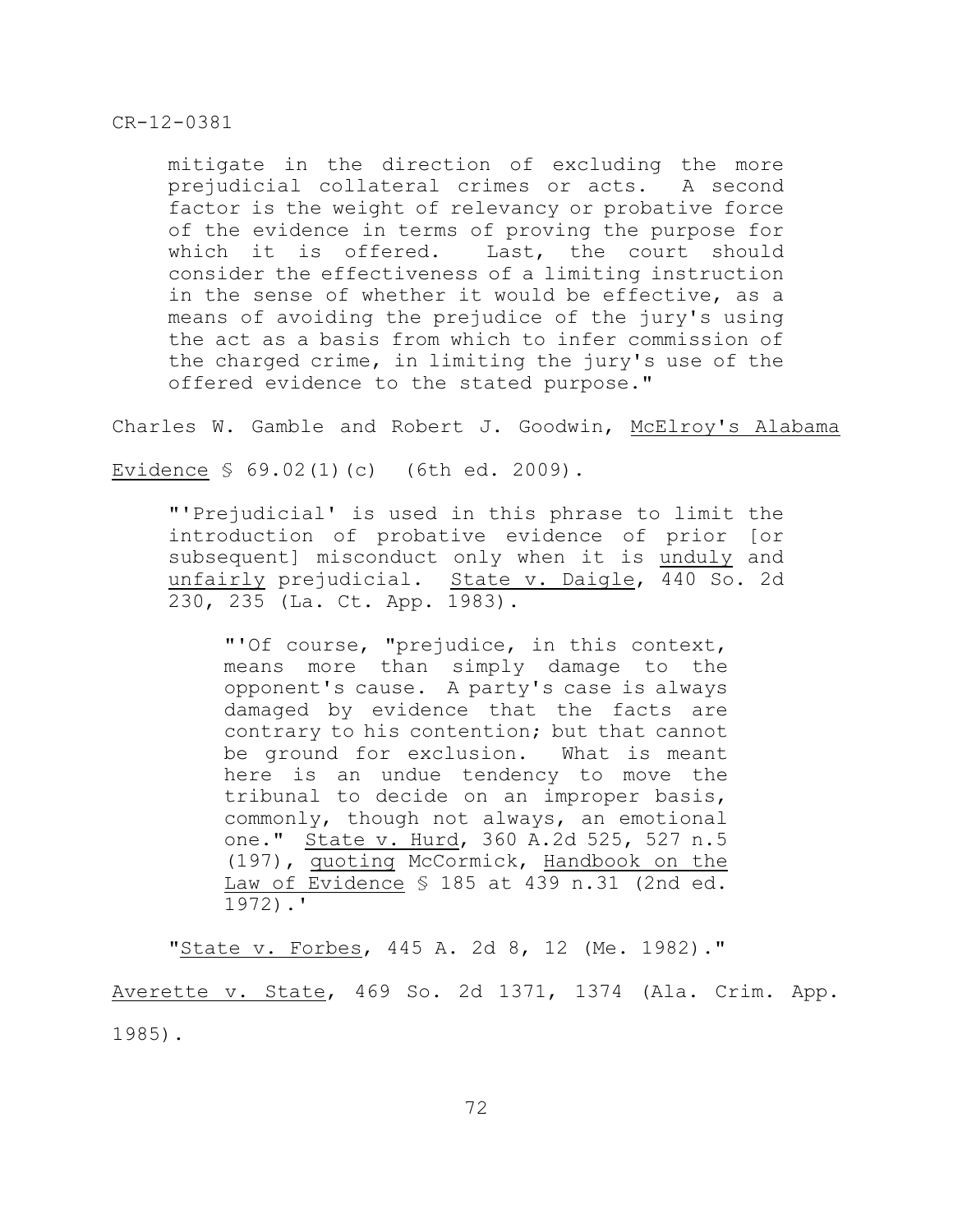mitigate in the direction of excluding the more prejudicial collateral crimes or acts. A second factor is the weight of relevancy or probative force of the evidence in terms of proving the purpose for which it is offered. Last, the court should consider the effectiveness of a limiting instruction in the sense of whether it would be effective, as a means of avoiding the prejudice of the jury's using the act as a basis from which to infer commission of the charged crime, in limiting the jury's use of the offered evidence to the stated purpose."

Charles W. Gamble and Robert J. Goodwin, McElroy's Alabama Evidence § 69.02(1)(c) (6th ed. 2009).

> "'Prejudicial' is used in this phrase to limit the introduction of probative evidence of prior [or subsequent] misconduct only when it is unduly and unfairly prejudicial. State v. Daigle, 440 So. 2d 230, 235 (La. Ct. App. 1983).
>
> > "'Of course, "prejudice, in this context, means more than simply damage to the opponent's cause. A party's case is always damaged by evidence that the facts are contrary to his contention; but that cannot be ground for exclusion. What is meant here is an undue tendency to move the tribunal to decide on an improper basis, commonly, though not always, an emotional one." State v. Hurd, 360 A.2d 525, 527 n.5 (197), quoting McCormick, Handbook on the Law of Evidence § 185 at 439 n.31 (2nd ed. 1972).'
>
> "State v. Forbes, 445 A. 2d 8, 12 (Me. 1982)."

Averette v. State, 469 So. 2d 1371, 1374 (Ala. Crim. App. 1985).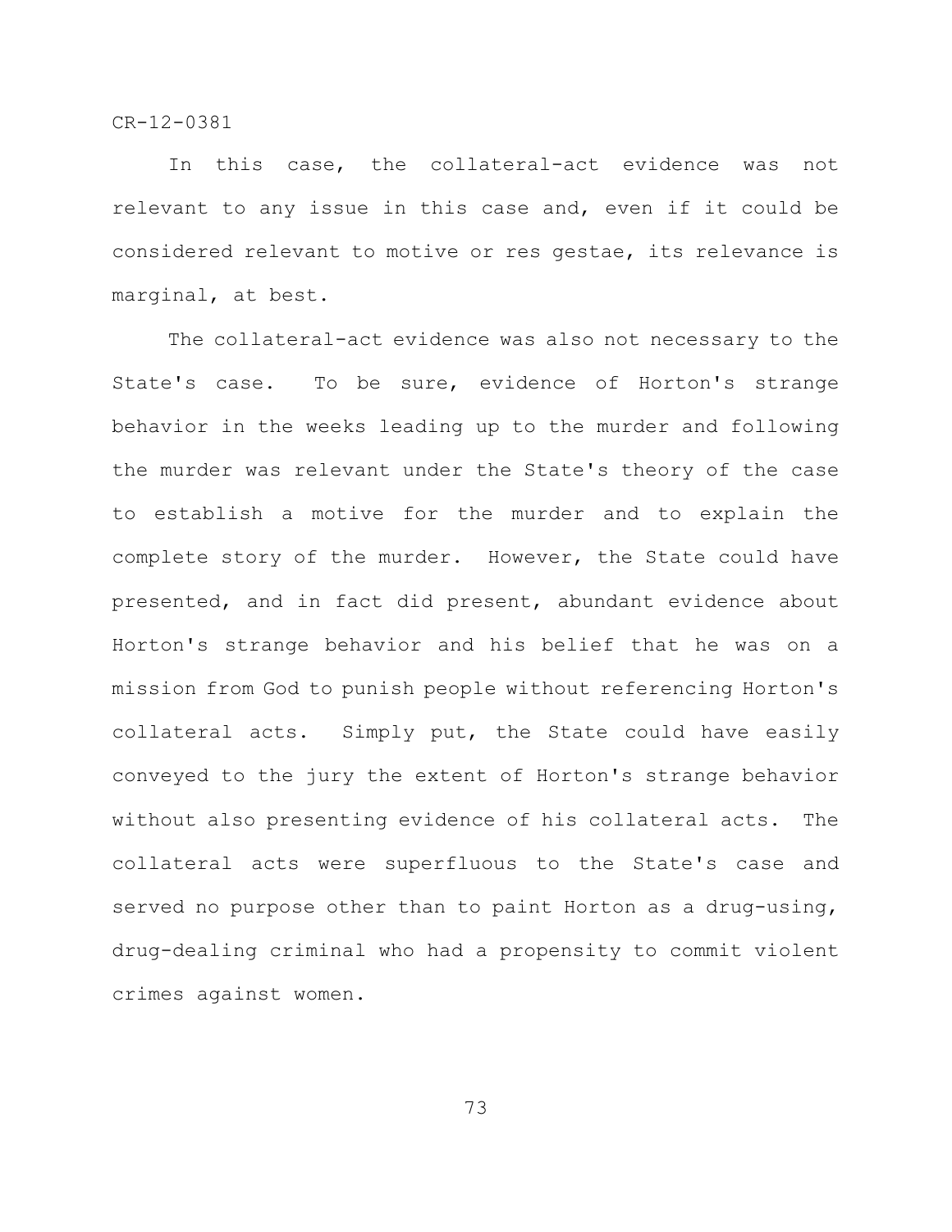In this case, the collateral-act evidence was not relevant to any issue in this case and, even if it could be considered relevant to motive or res gestae, its relevance is marginal, at best.

The collateral-act evidence was also not necessary to the State's case. To be sure, evidence of Horton's strange behavior in the weeks leading up to the murder and following the murder was relevant under the State's theory of the case to establish a motive for the murder and to explain the complete story of the murder. However, the State could have presented, and in fact did present, abundant evidence about Horton's strange behavior and his belief that he was on a mission from God to punish people without referencing Horton's collateral acts. Simply put, the State could have easily conveyed to the jury the extent of Horton's strange behavior without also presenting evidence of his collateral acts. The collateral acts were superfluous to the State's case and served no purpose other than to paint Horton as a drug-using, drug-dealing criminal who had a propensity to commit violent crimes against women.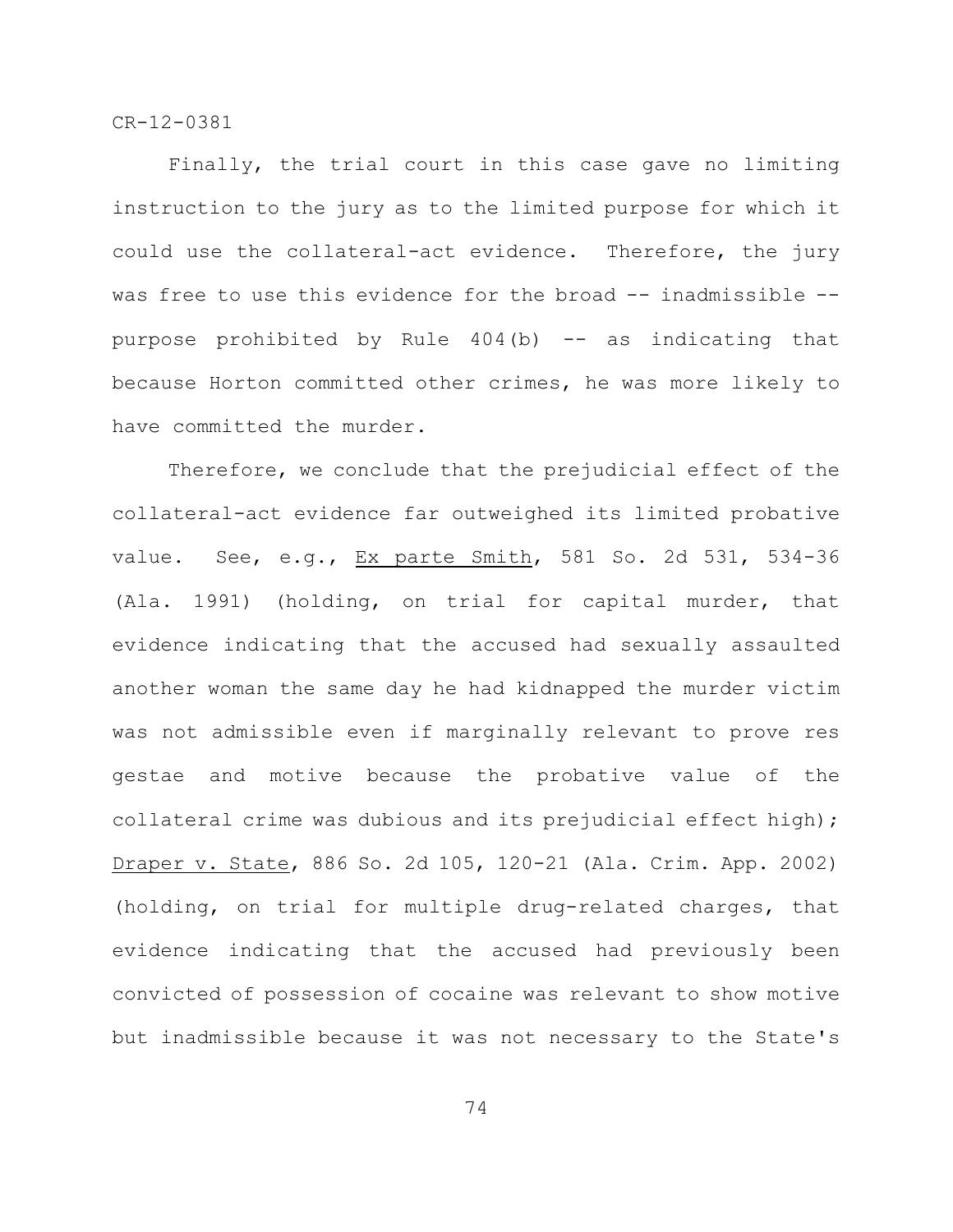Finally, the trial court in this case gave no limiting instruction to the jury as to the limited purpose for which it could use the collateral-act evidence. Therefore, the jury was free to use this evidence for the broad -- inadmissible -- purpose prohibited by Rule 404(b) -- as indicating that because Horton committed other crimes, he was more likely to have committed the murder.

Therefore, we conclude that the prejudicial effect of the collateral-act evidence far outweighed its limited probative value. See, e.g., Ex parte Smith, 581 So. 2d 531, 534-36 (Ala. 1991) (holding, on trial for capital murder, that evidence indicating that the accused had sexually assaulted another woman the same day he had kidnapped the murder victim was not admissible even if marginally relevant to prove res gestae and motive because the probative value of the collateral crime was dubious and its prejudicial effect high); Draper v. State, 886 So. 2d 105, 120-21 (Ala. Crim. App. 2002) (holding, on trial for multiple drug-related charges, that evidence indicating that the accused had previously been convicted of possession of cocaine was relevant to show motive but inadmissible because it was not necessary to the State's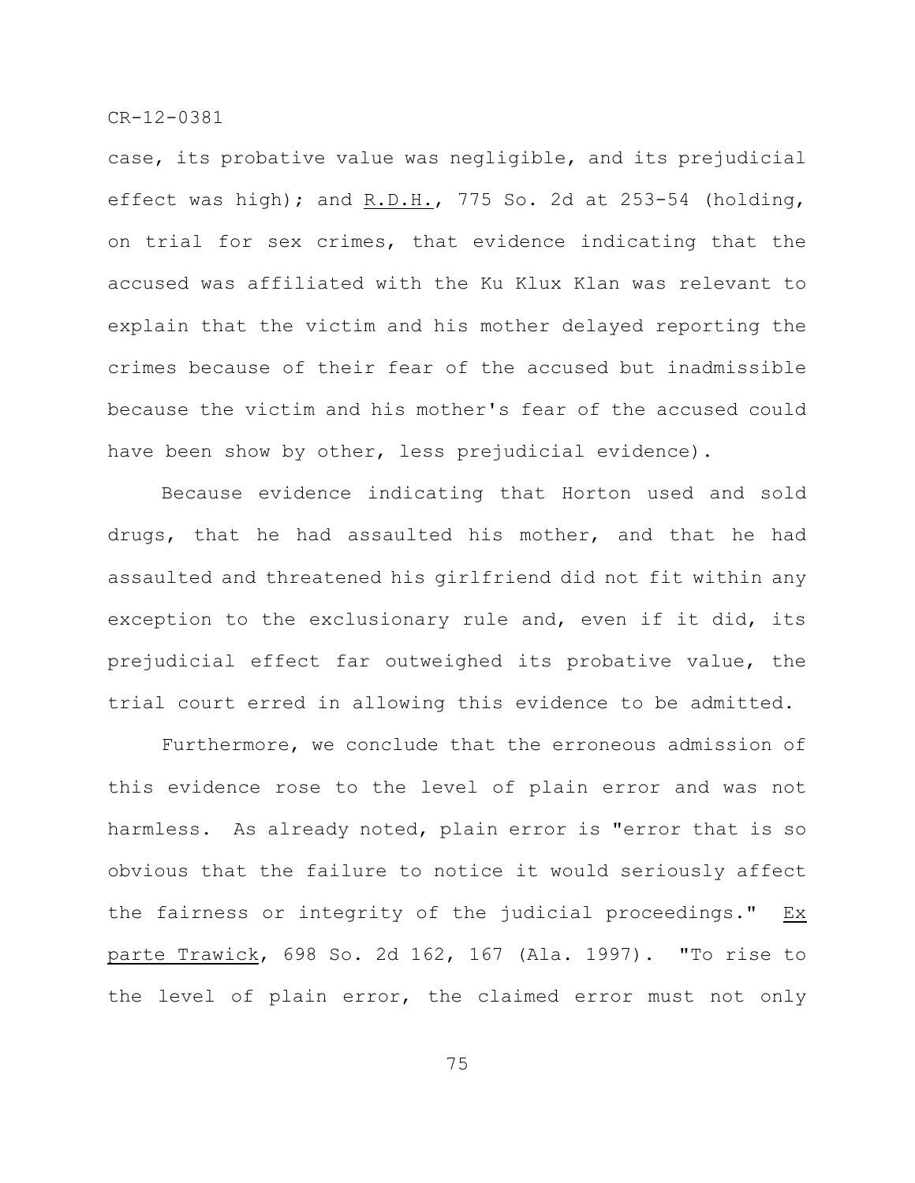case, its probative value was negligible, and its prejudicial effect was high); and R.D.H., 775 So. 2d at 253-54 (holding, on trial for sex crimes, that evidence indicating that the accused was affiliated with the Ku Klux Klan was relevant to explain that the victim and his mother delayed reporting the crimes because of their fear of the accused but inadmissible because the victim and his mother's fear of the accused could have been show by other, less prejudicial evidence).

Because evidence indicating that Horton used and sold drugs, that he had assaulted his mother, and that he had assaulted and threatened his girlfriend did not fit within any exception to the exclusionary rule and, even if it did, its prejudicial effect far outweighed its probative value, the trial court erred in allowing this evidence to be admitted.

Furthermore, we conclude that the erroneous admission of this evidence rose to the level of plain error and was not harmless. As already noted, plain error is "error that is so obvious that the failure to notice it would seriously affect the fairness or integrity of the judicial proceedings." Ex parte Trawick, 698 So. 2d 162, 167 (Ala. 1997). "To rise to the level of plain error, the claimed error must not only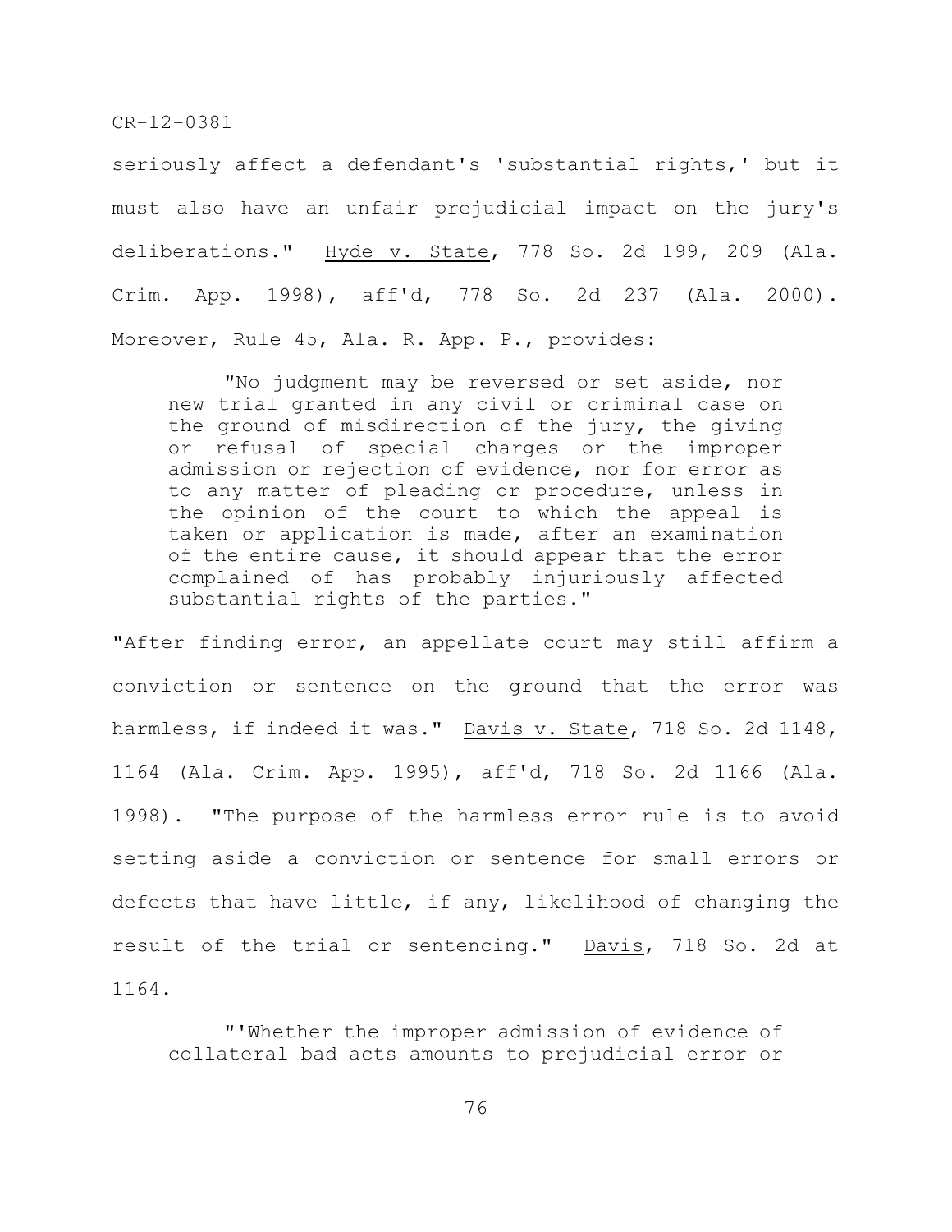seriously affect a defendant's 'substantial rights,' but it must also have an unfair prejudicial impact on the jury's deliberations." Hyde v. State, 778 So. 2d 199, 209 (Ala. Crim. App. 1998), aff'd, 778 So. 2d 237 (Ala. 2000). Moreover, Rule 45, Ala. R. App. P., provides:

> "No judgment may be reversed or set aside, nor new trial granted in any civil or criminal case on the ground of misdirection of the jury, the giving or refusal of special charges or the improper admission or rejection of evidence, nor for error as to any matter of pleading or procedure, unless in the opinion of the court to which the appeal is taken or application is made, after an examination of the entire cause, it should appear that the error complained of has probably injuriously affected substantial rights of the parties."

"After finding error, an appellate court may still affirm a conviction or sentence on the ground that the error was harmless, if indeed it was." Davis v. State, 718 So. 2d 1148, 1164 (Ala. Crim. App. 1995), aff'd, 718 So. 2d 1166 (Ala. 1998). "The purpose of the harmless error rule is to avoid setting aside a conviction or sentence for small errors or defects that have little, if any, likelihood of changing the result of the trial or sentencing." Davis, 718 So. 2d at 1164.

> "'Whether the improper admission of evidence of collateral bad acts amounts to prejudicial error or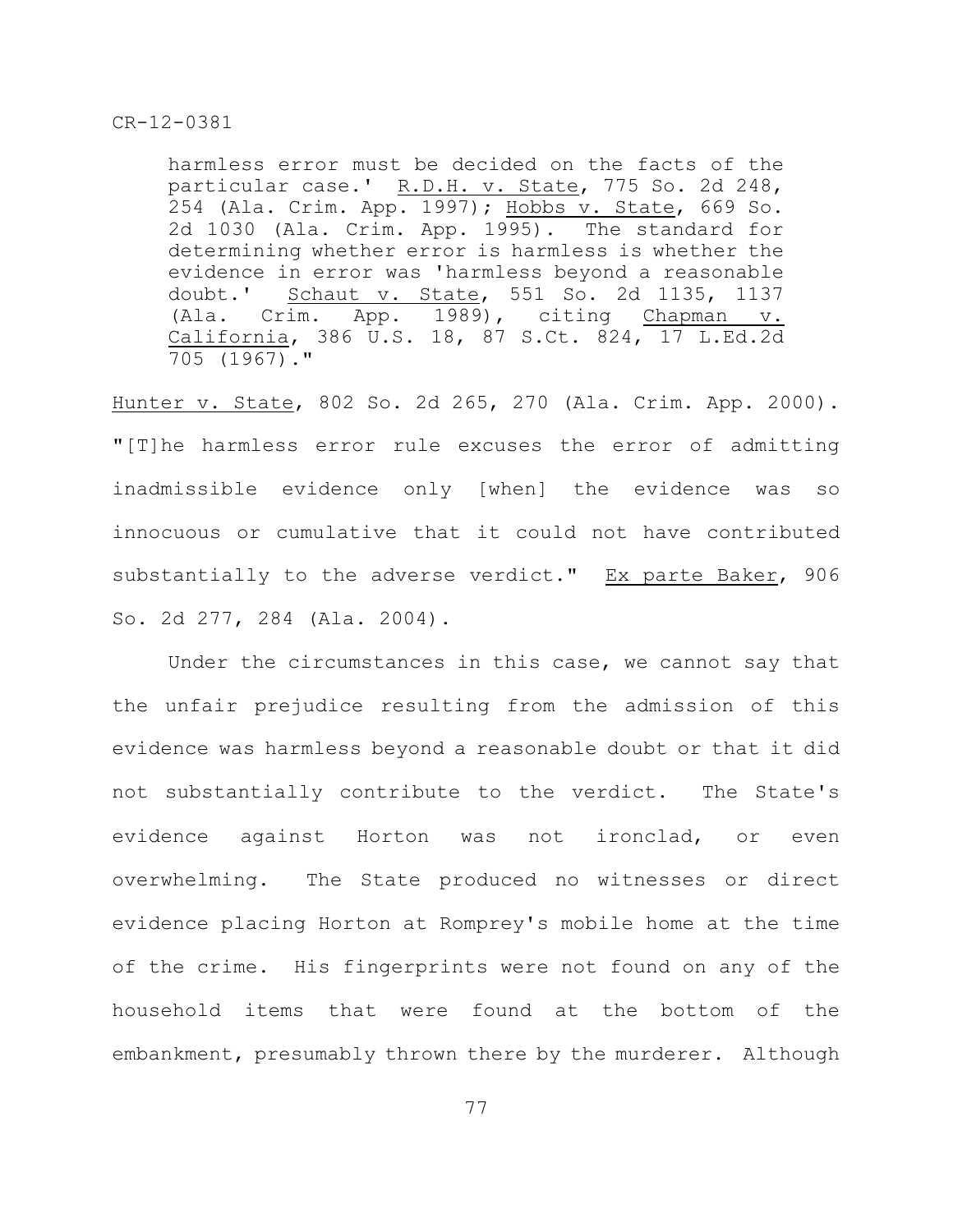> harmless error must be decided on the facts of the particular case.' R.D.H. v. State, 775 So. 2d 248, 254 (Ala. Crim. App. 1997); Hobbs v. State, 669 So. 2d 1030 (Ala. Crim. App. 1995). The standard for determining whether error is harmless is whether the evidence in error was 'harmless beyond a reasonable doubt.' Schaut v. State, 551 So. 2d 1135, 1137 (Ala. Crim. App. 1989), citing Chapman v. California, 386 U.S. 18, 87 S.Ct. 824, 17 L.Ed.2d 705 (1967)."

Hunter v. State, 802 So. 2d 265, 270 (Ala. Crim. App. 2000). "[T]he harmless error rule excuses the error of admitting inadmissible evidence only [when] the evidence was so innocuous or cumulative that it could not have contributed substantially to the adverse verdict." Ex parte Baker, 906 So. 2d 277, 284 (Ala. 2004).

Under the circumstances in this case, we cannot say that the unfair prejudice resulting from the admission of this evidence was harmless beyond a reasonable doubt or that it did not substantially contribute to the verdict. The State's evidence against Horton was not ironclad, or even overwhelming. The State produced no witnesses or direct evidence placing Horton at Romprey's mobile home at the time of the crime. His fingerprints were not found on any of the household items that were found at the bottom of the embankment, presumably thrown there by the murderer. Although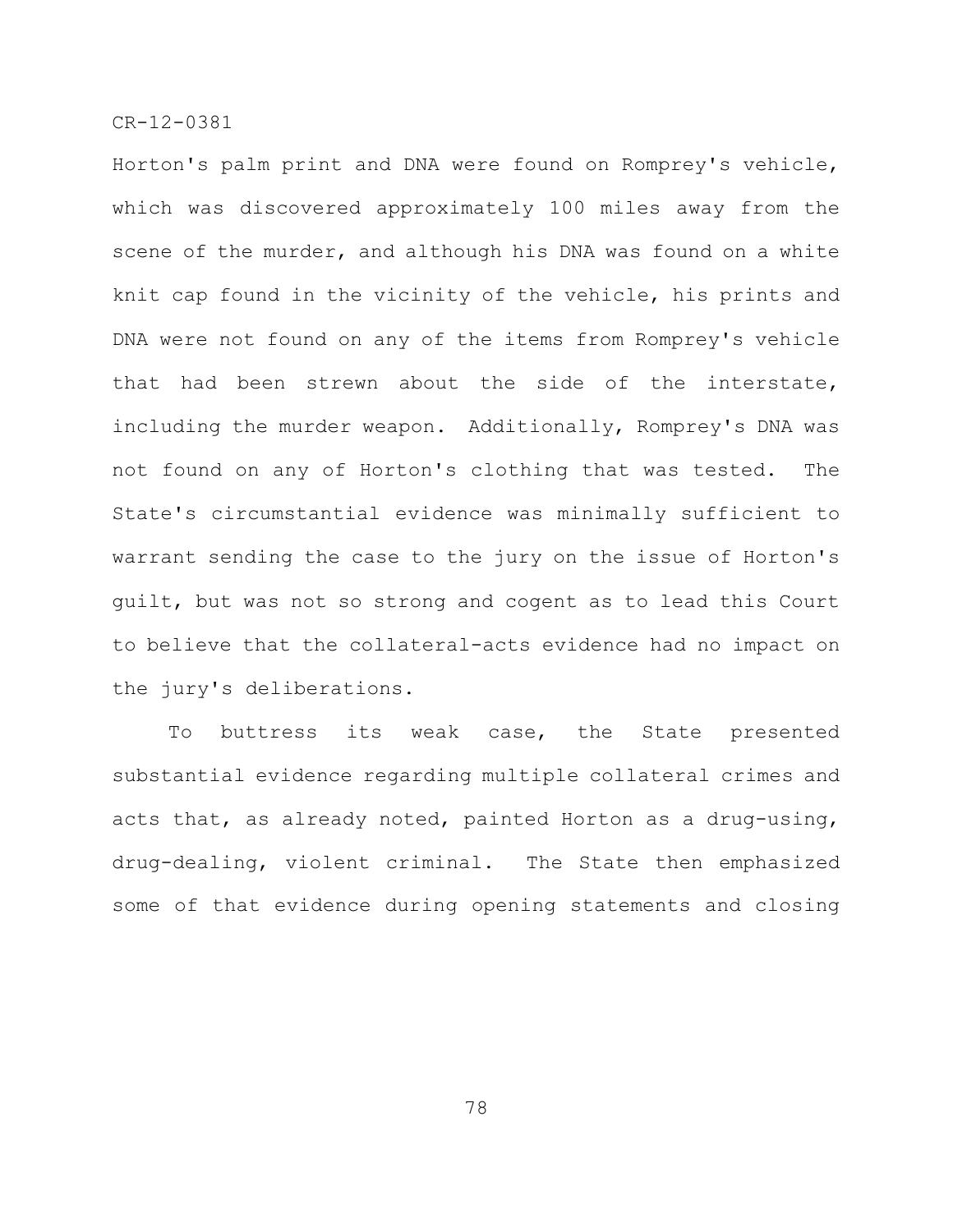Horton's palm print and DNA were found on Romprey's vehicle, which was discovered approximately 100 miles away from the scene of the murder, and although his DNA was found on a white knit cap found in the vicinity of the vehicle, his prints and DNA were not found on any of the items from Romprey's vehicle that had been strewn about the side of the interstate, including the murder weapon. Additionally, Romprey's DNA was not found on any of Horton's clothing that was tested. The State's circumstantial evidence was minimally sufficient to warrant sending the case to the jury on the issue of Horton's guilt, but was not so strong and cogent as to lead this Court to believe that the collateral-acts evidence had no impact on the jury's deliberations.

To buttress its weak case, the State presented substantial evidence regarding multiple collateral crimes and acts that, as already noted, painted Horton as a drug-using, drug-dealing, violent criminal. The State then emphasized some of that evidence during opening statements and closing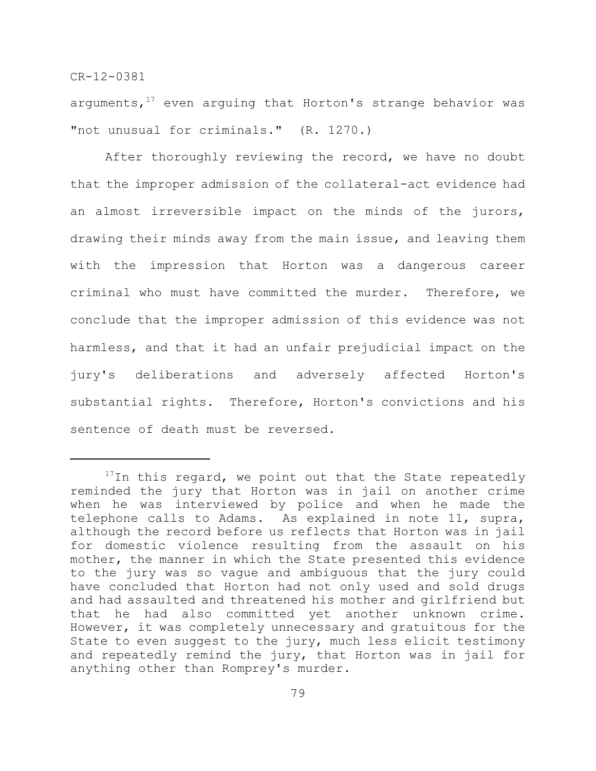arguments,[17] even arguing that Horton's strange behavior was "not unusual for criminals." (R. 1270.)

After thoroughly reviewing the record, we have no doubt that the improper admission of the collateral-act evidence had an almost irreversible impact on the minds of the jurors, drawing their minds away from the main issue, and leaving them with the impression that Horton was a dangerous career criminal who must have committed the murder. Therefore, we conclude that the improper admission of this evidence was not harmless, and that it had an unfair prejudicial impact on the jury's deliberations and adversely affected Horton's substantial rights. Therefore, Horton's convictions and his sentence of death must be reversed.

---

[17]In this regard, we point out that the State repeatedly reminded the jury that Horton was in jail on another crime when he was interviewed by police and when he made the telephone calls to Adams. As explained in note 11, supra, although the record before us reflects that Horton was in jail for domestic violence resulting from the assault on his mother, the manner in which the State presented this evidence to the jury was so vague and ambiguous that the jury could have concluded that Horton had not only used and sold drugs and had assaulted and threatened his mother and girlfriend but that he had also committed yet another unknown crime. However, it was completely unnecessary and gratuitous for the State to even suggest to the jury, much less elicit testimony and repeatedly remind the jury, that Horton was in jail for anything other than Romprey's murder.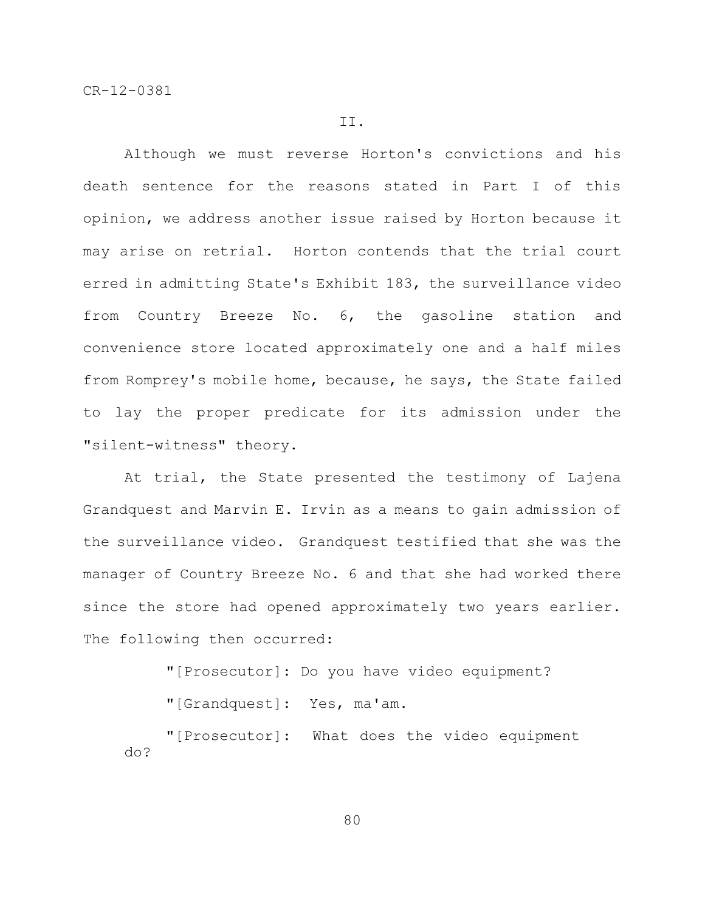II.

Although we must reverse Horton's convictions and his death sentence for the reasons stated in Part I of this opinion, we address another issue raised by Horton because it may arise on retrial. Horton contends that the trial court erred in admitting State's Exhibit 183, the surveillance video from Country Breeze No. 6, the gasoline station and convenience store located approximately one and a half miles from Romprey's mobile home, because, he says, the State failed to lay the proper predicate for its admission under the "silent-witness" theory.

At trial, the State presented the testimony of Lajena Grandquest and Marvin E. Irvin as a means to gain admission of the surveillance video. Grandquest testified that she was the manager of Country Breeze No. 6 and that she had worked there since the store had opened approximately two years earlier. The following then occurred:

> "[Prosecutor]: Do you have video equipment?
>
> "[Grandquest]: Yes, ma'am.
>
> "[Prosecutor]: What does the video equipment do?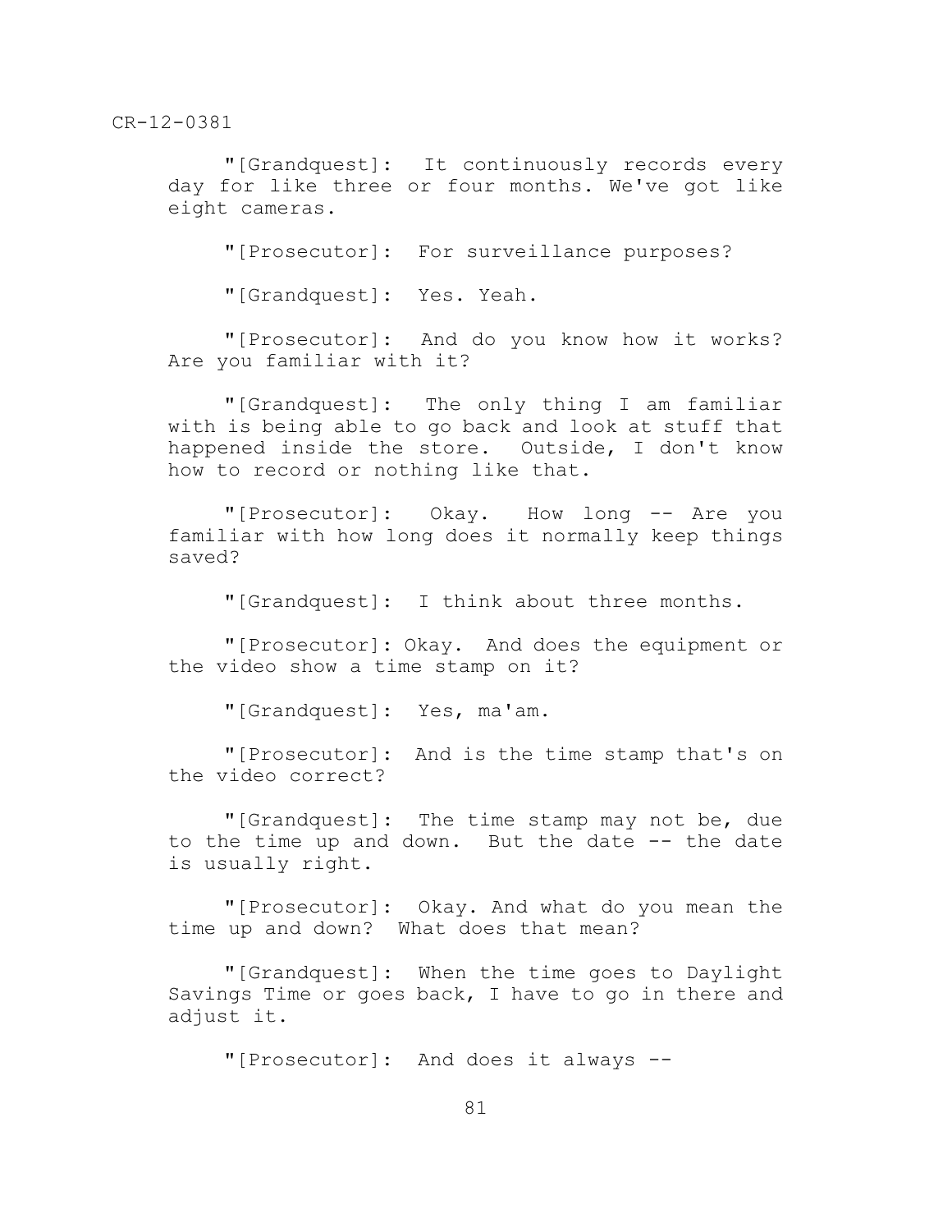"[Grandquest]: It continuously records every day for like three or four months. We've got like eight cameras.

"[Prosecutor]: For surveillance purposes?

"[Grandquest]: Yes. Yeah.

"[Prosecutor]: And do you know how it works? Are you familiar with it?

"[Grandquest]: The only thing I am familiar with is being able to go back and look at stuff that happened inside the store. Outside, I don't know how to record or nothing like that.

"[Prosecutor]: Okay. How long -- Are you familiar with how long does it normally keep things saved?

"[Grandquest]: I think about three months.

"[Prosecutor]: Okay. And does the equipment or the video show a time stamp on it?

"[Grandquest]: Yes, ma'am.

"[Prosecutor]: And is the time stamp that's on the video correct?

"[Grandquest]: The time stamp may not be, due to the time up and down. But the date -- the date is usually right.

"[Prosecutor]: Okay. And what do you mean the time up and down? What does that mean?

"[Grandquest]: When the time goes to Daylight Savings Time or goes back, I have to go in there and adjust it.

"[Prosecutor]: And does it always --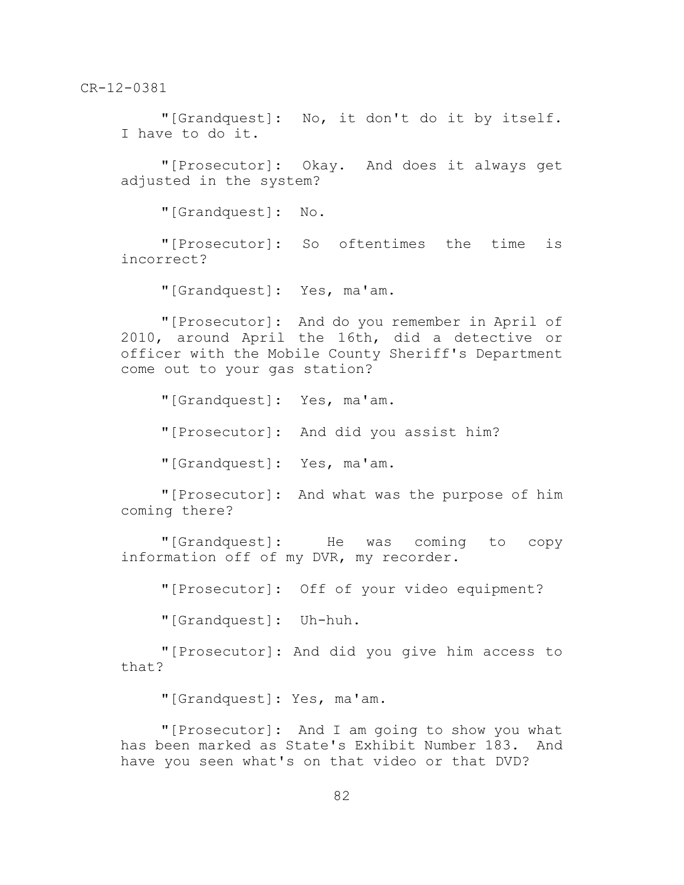"[Grandquest]: No, it don't do it by itself. I have to do it.

"[Prosecutor]: Okay. And does it always get adjusted in the system?

"[Grandquest]: No.

"[Prosecutor]: So oftentimes the time is incorrect?

"[Grandquest]: Yes, ma'am.

"[Prosecutor]: And do you remember in April of 2010, around April the 16th, did a detective or officer with the Mobile County Sheriff's Department come out to your gas station?

"[Grandquest]: Yes, ma'am.

"[Prosecutor]: And did you assist him?

"[Grandquest]: Yes, ma'am.

"[Prosecutor]: And what was the purpose of him coming there?

"[Grandquest]: He was coming to copy information off of my DVR, my recorder.

"[Prosecutor]: Off of your video equipment?

"[Grandquest]: Uh-huh.

"[Prosecutor]: And did you give him access to that?

"[Grandquest]: Yes, ma'am.

"[Prosecutor]: And I am going to show you what has been marked as State's Exhibit Number 183. And have you seen what's on that video or that DVD?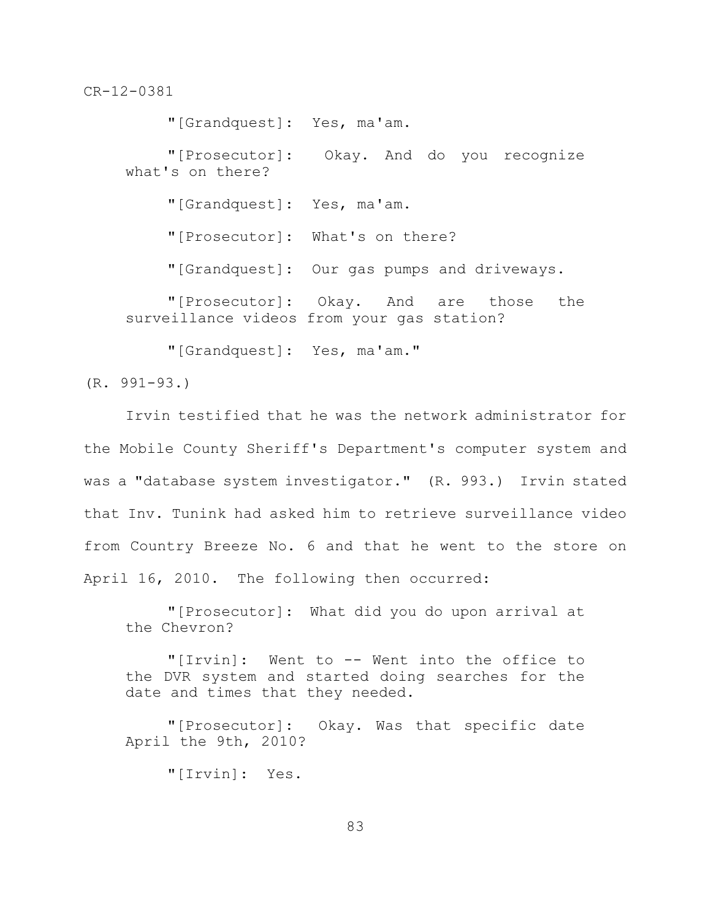"[Grandquest]: Yes, ma'am.

"[Prosecutor]: Okay. And do you recognize what's on there?

"[Grandquest]: Yes, ma'am.

"[Prosecutor]: What's on there?

"[Grandquest]: Our gas pumps and driveways.

"[Prosecutor]: Okay. And are those the surveillance videos from your gas station?

"[Grandquest]: Yes, ma'am."

(R. 991-93.)

Irvin testified that he was the network administrator for the Mobile County Sheriff's Department's computer system and was a "database system investigator." (R. 993.) Irvin stated that Inv. Tunink had asked him to retrieve surveillance video from Country Breeze No. 6 and that he went to the store on April 16, 2010. The following then occurred:

"[Prosecutor]: What did you do upon arrival at the Chevron?

"[Irvin]: Went to -- Went into the office to the DVR system and started doing searches for the date and times that they needed.

"[Prosecutor]: Okay. Was that specific date April the 9th, 2010?

"[Irvin]: Yes.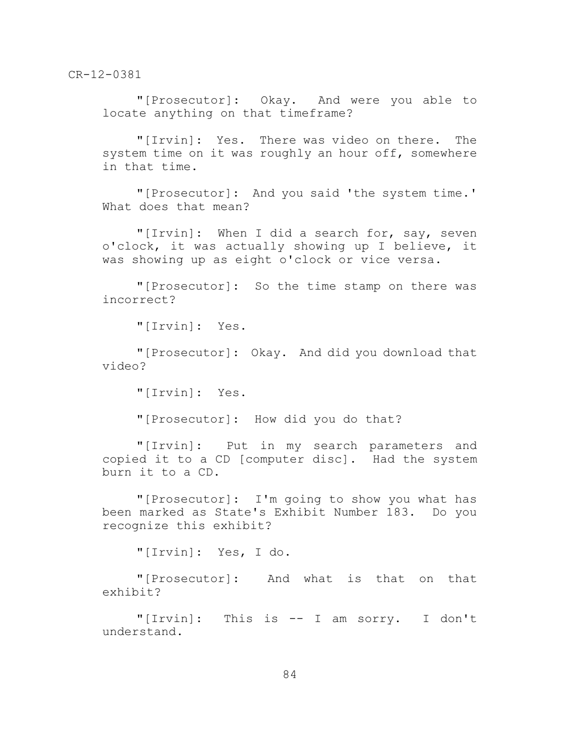"[Prosecutor]: Okay. And were you able to locate anything on that timeframe?

"[Irvin]: Yes. There was video on there. The system time on it was roughly an hour off, somewhere in that time.

"[Prosecutor]: And you said 'the system time.' What does that mean?

"[Irvin]: When I did a search for, say, seven o'clock, it was actually showing up I believe, it was showing up as eight o'clock or vice versa.

"[Prosecutor]: So the time stamp on there was incorrect?

"[Irvin]: Yes.

"[Prosecutor]: Okay. And did you download that video?

"[Irvin]: Yes.

"[Prosecutor]: How did you do that?

"[Irvin]: Put in my search parameters and copied it to a CD [computer disc]. Had the system burn it to a CD.

"[Prosecutor]: I'm going to show you what has been marked as State's Exhibit Number 183. Do you recognize this exhibit?

"[Irvin]: Yes, I do.

"[Prosecutor]: And what is that on that exhibit?

"[Irvin]: This is -- I am sorry. I don't understand.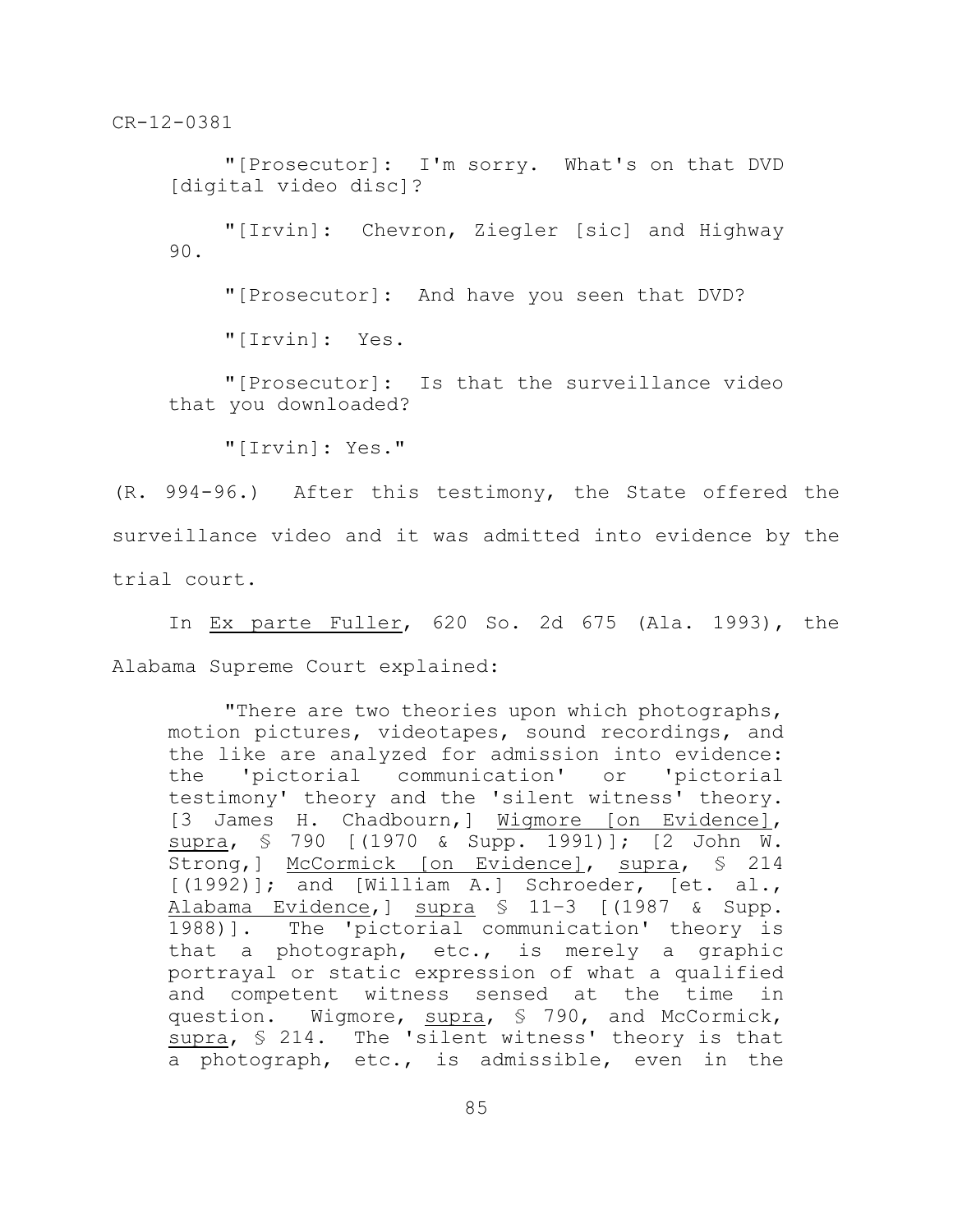> "[Prosecutor]: I'm sorry. What's on that DVD [digital video disc]?
>
> "[Irvin]: Chevron, Ziegler [sic] and Highway 90.
>
> "[Prosecutor]: And have you seen that DVD?
>
> "[Irvin]: Yes.
>
> "[Prosecutor]: Is that the surveillance video that you downloaded?
>
> "[Irvin]: Yes."

(R. 994-96.) After this testimony, the State offered the surveillance video and it was admitted into evidence by the trial court.

In Ex parte Fuller, 620 So. 2d 675 (Ala. 1993), the Alabama Supreme Court explained:

> "There are two theories upon which photographs, motion pictures, videotapes, sound recordings, and the like are analyzed for admission into evidence: the 'pictorial communication' or 'pictorial testimony' theory and the 'silent witness' theory. [3 James H. Chadbourn,] Wigmore [on Evidence], supra, § 790 [(1970 & Supp. 1991)]; [2 John W. Strong,] McCormick [on Evidence], supra, § 214 [(1992)]; and [William A.] Schroeder, [et. al., Alabama Evidence,] supra § 11-3 [(1987 & Supp. 1988)]. The 'pictorial communication' theory is that a photograph, etc., is merely a graphic portrayal or static expression of what a qualified and competent witness sensed at the time in question. Wigmore, supra, § 790, and McCormick, supra, § 214. The 'silent witness' theory is that a photograph, etc., is admissible, even in the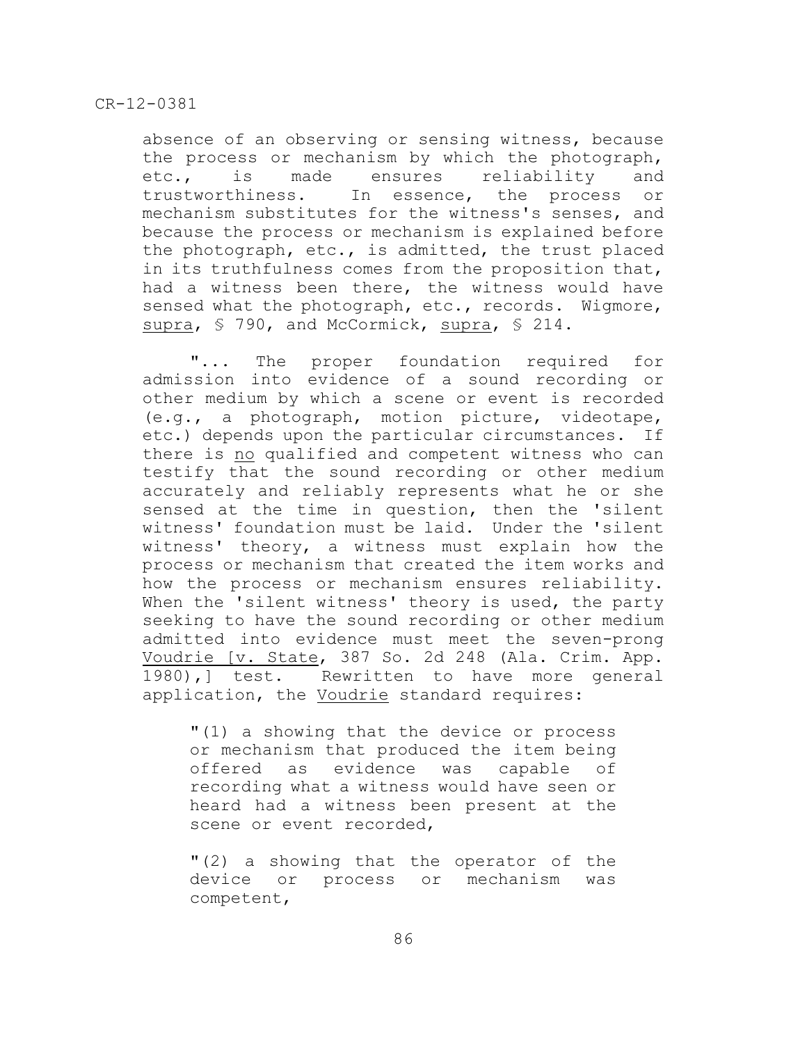absence of an observing or sensing witness, because the process or mechanism by which the photograph, etc., is made ensures reliability and trustworthiness. In essence, the process or mechanism substitutes for the witness's senses, and because the process or mechanism is explained before the photograph, etc., is admitted, the trust placed in its truthfulness comes from the proposition that, had a witness been there, the witness would have sensed what the photograph, etc., records. Wigmore, supra, § 790, and McCormick, supra, § 214.

"... The proper foundation required for admission into evidence of a sound recording or other medium by which a scene or event is recorded (e.g., a photograph, motion picture, videotape, etc.) depends upon the particular circumstances. If there is no qualified and competent witness who can testify that the sound recording or other medium accurately and reliably represents what he or she sensed at the time in question, then the 'silent witness' foundation must be laid. Under the 'silent witness' theory, a witness must explain how the process or mechanism that created the item works and how the process or mechanism ensures reliability. When the 'silent witness' theory is used, the party seeking to have the sound recording or other medium admitted into evidence must meet the seven-prong Voudrie [v. State, 387 So. 2d 248 (Ala. Crim. App. 1980),] test. Rewritten to have more general application, the Voudrie standard requires:

> "(1) a showing that the device or process or mechanism that produced the item being offered as evidence was capable of recording what a witness would have seen or heard had a witness been present at the scene or event recorded,
>
> "(2) a showing that the operator of the device or process or mechanism was competent,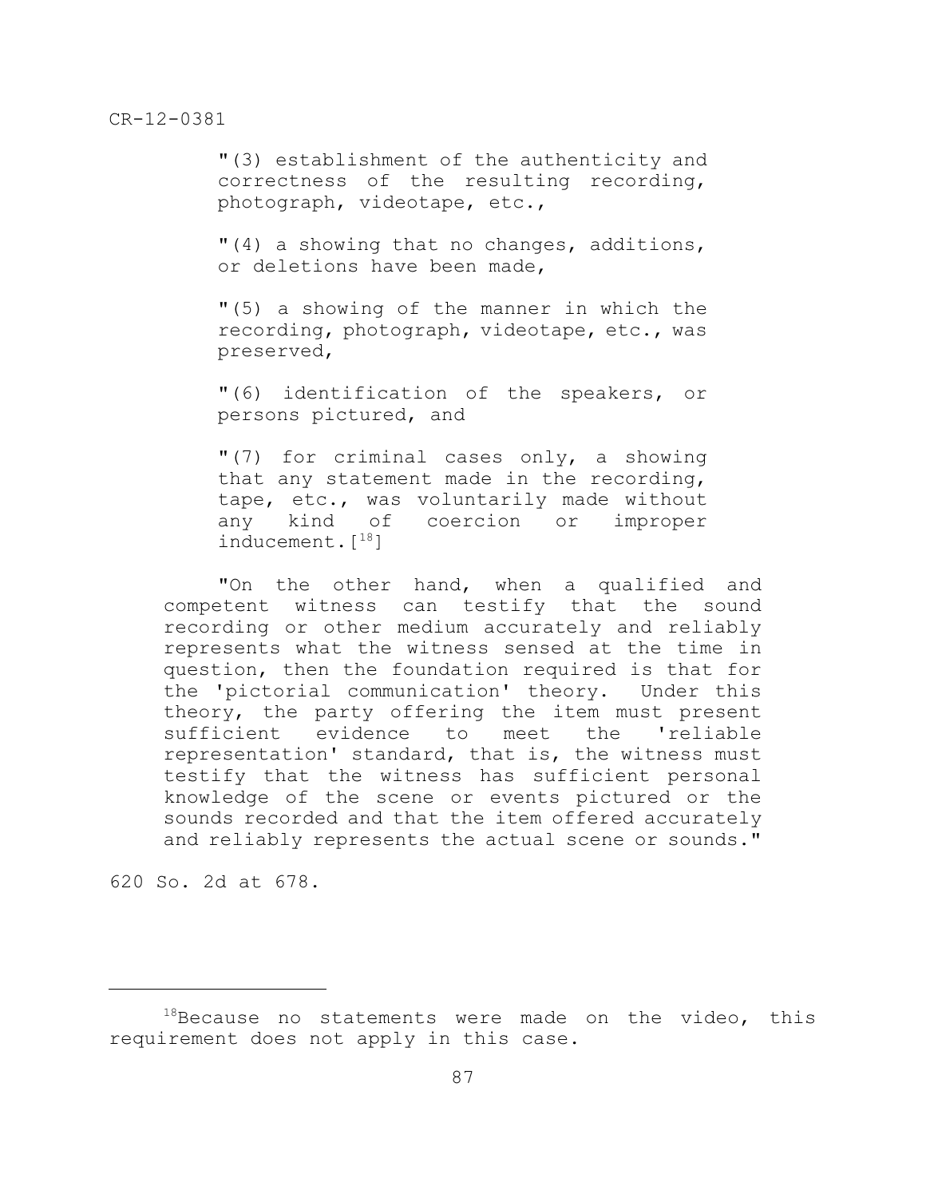"(3) establishment of the authenticity and correctness of the resulting recording, photograph, videotape, etc.,

"(4) a showing that no changes, additions, or deletions have been made,

"(5) a showing of the manner in which the recording, photograph, videotape, etc., was preserved,

"(6) identification of the speakers, or persons pictured, and

"(7) for criminal cases only, a showing that any statement made in the recording, tape, etc., was voluntarily made without any kind of coercion or improper inducement.[18]

"On the other hand, when a qualified and competent witness can testify that the sound recording or other medium accurately and reliably represents what the witness sensed at the time in question, then the foundation required is that for the 'pictorial communication' theory. Under this theory, the party offering the item must present sufficient evidence to meet the 'reliable representation' standard, that is, the witness must testify that the witness has sufficient personal knowledge of the scene or events pictured or the sounds recorded and that the item offered accurately and reliably represents the actual scene or sounds."

620 So. 2d at 678.

---

[18]Because no statements were made on the video, this requirement does not apply in this case.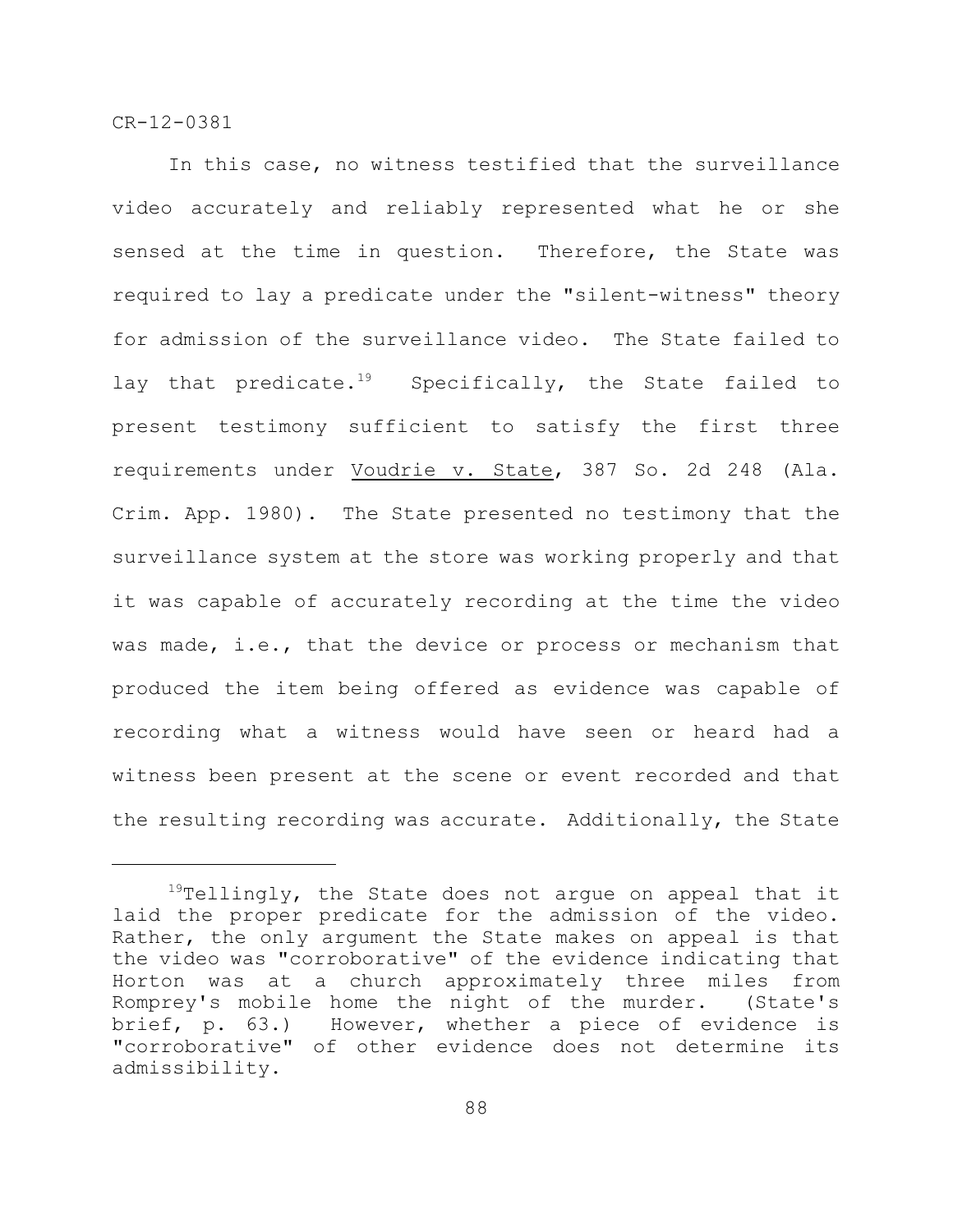In this case, no witness testified that the surveillance video accurately and reliably represented what he or she sensed at the time in question. Therefore, the State was required to lay a predicate under the "silent-witness" theory for admission of the surveillance video. The State failed to lay that predicate.[19] Specifically, the State failed to present testimony sufficient to satisfy the first three requirements under Voudrie v. State, 387 So. 2d 248 (Ala. Crim. App. 1980). The State presented no testimony that the surveillance system at the store was working properly and that it was capable of accurately recording at the time the video was made, i.e., that the device or process or mechanism that produced the item being offered as evidence was capable of recording what a witness would have seen or heard had a witness been present at the scene or event recorded and that the resulting recording was accurate. Additionally, the State

---

[19]Tellingly, the State does not argue on appeal that it laid the proper predicate for the admission of the video. Rather, the only argument the State makes on appeal is that the video was "corroborative" of the evidence indicating that Horton was at a church approximately three miles from Romprey's mobile home the night of the murder. (State's brief, p. 63.) However, whether a piece of evidence is "corroborative" of other evidence does not determine its admissibility.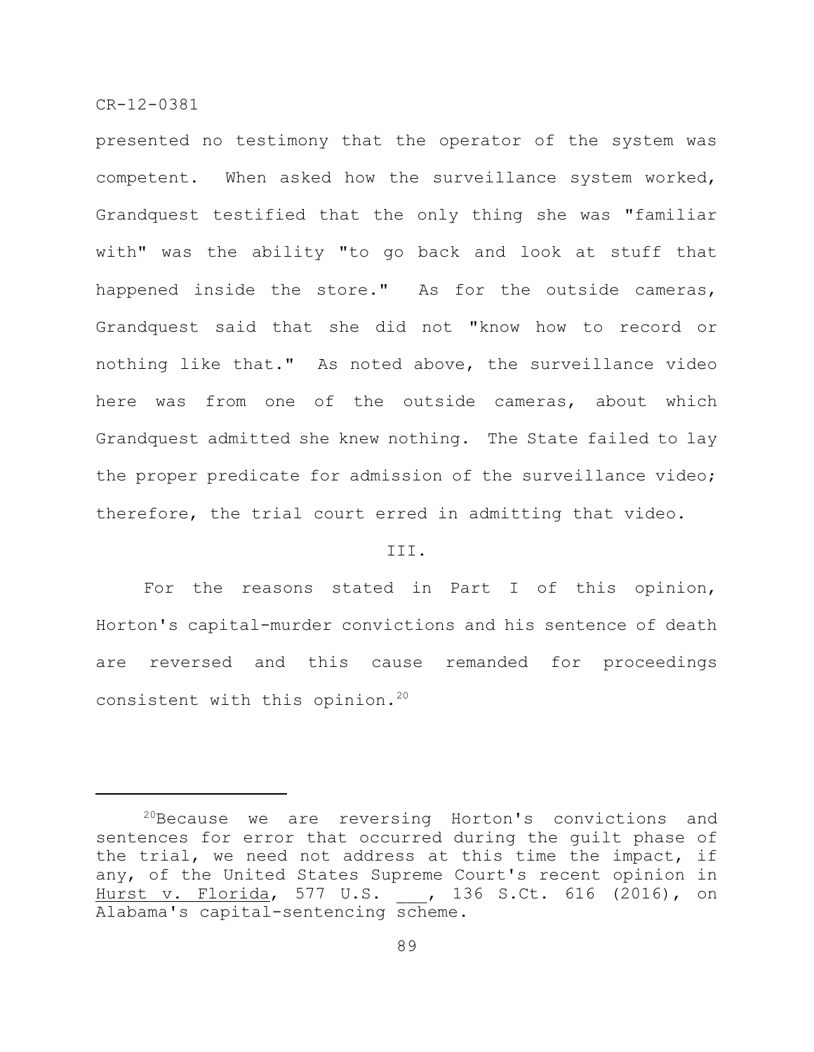presented no testimony that the operator of the system was competent. When asked how the surveillance system worked, Grandquest testified that the only thing she was "familiar with" was the ability "to go back and look at stuff that happened inside the store." As for the outside cameras, Grandquest said that she did not "know how to record or nothing like that." As noted above, the surveillance video here was from one of the outside cameras, about which Grandquest admitted she knew nothing. The State failed to lay the proper predicate for admission of the surveillance video; therefore, the trial court erred in admitting that video.

## III.

For the reasons stated in Part I of this opinion, Horton's capital-murder convictions and his sentence of death are reversed and this cause remanded for proceedings consistent with this opinion.[20]

---

[20]Because we are reversing Horton's convictions and sentences for error that occurred during the guilt phase of the trial, we need not address at this time the impact, if any, of the United States Supreme Court's recent opinion in Hurst v. Florida, 577 U.S. ___, 136 S.Ct. 616 (2016), on Alabama's capital-sentencing scheme.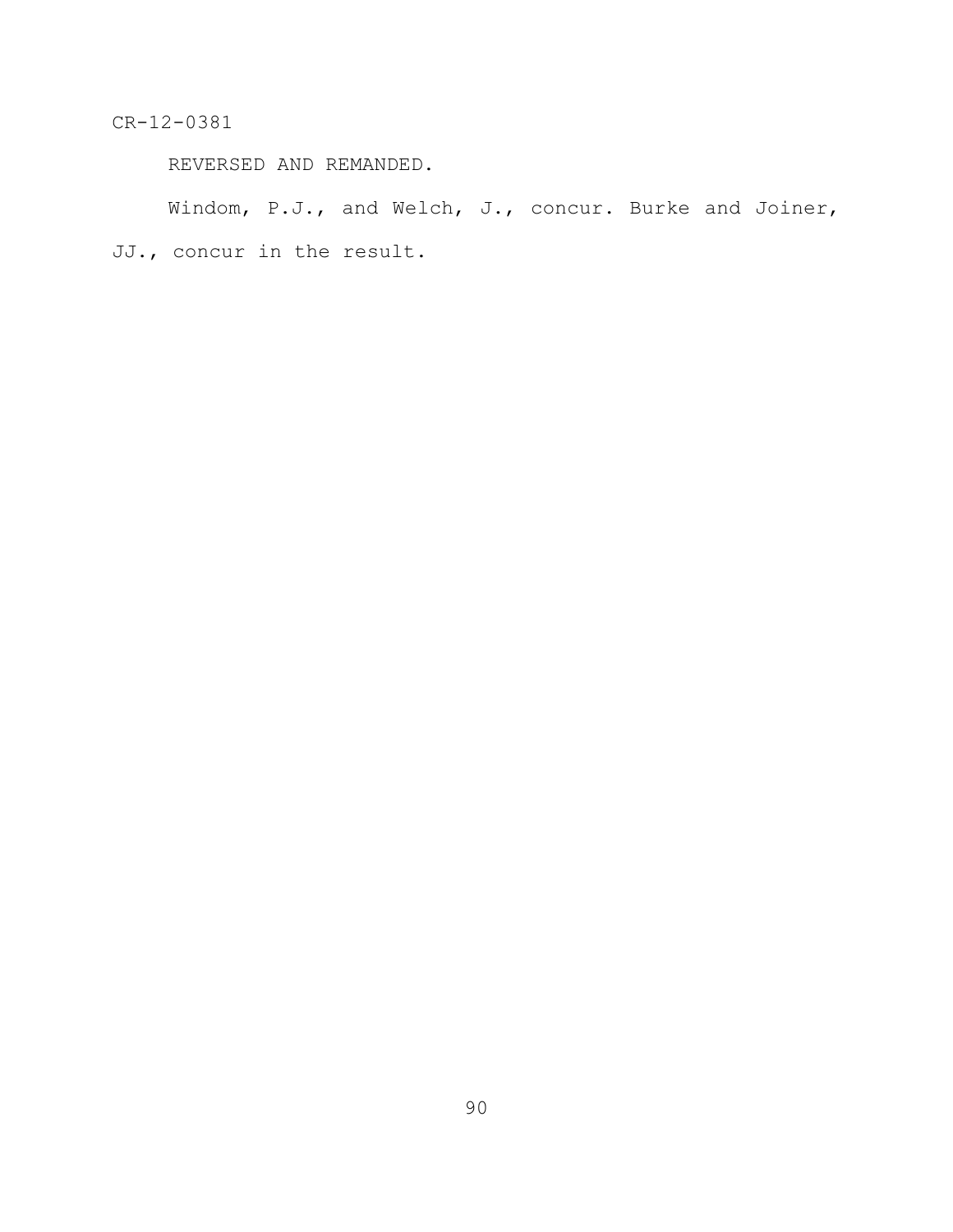REVERSED AND REMANDED.

Windom, P.J., and Welch, J., concur. Burke and Joiner, JJ., concur in the result.